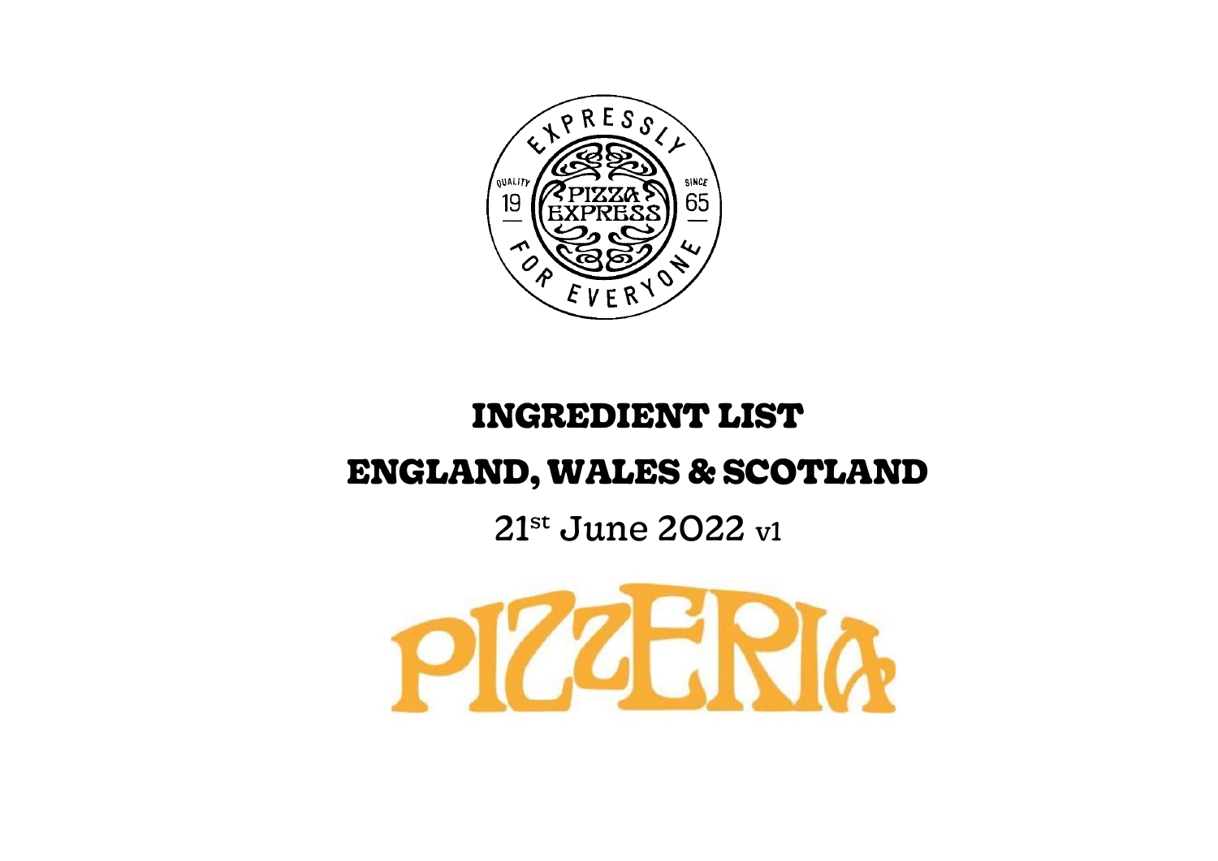# INGREDIENT LIST

# ENGLAND, WALES & SCOTLAND

21st June 2022 v1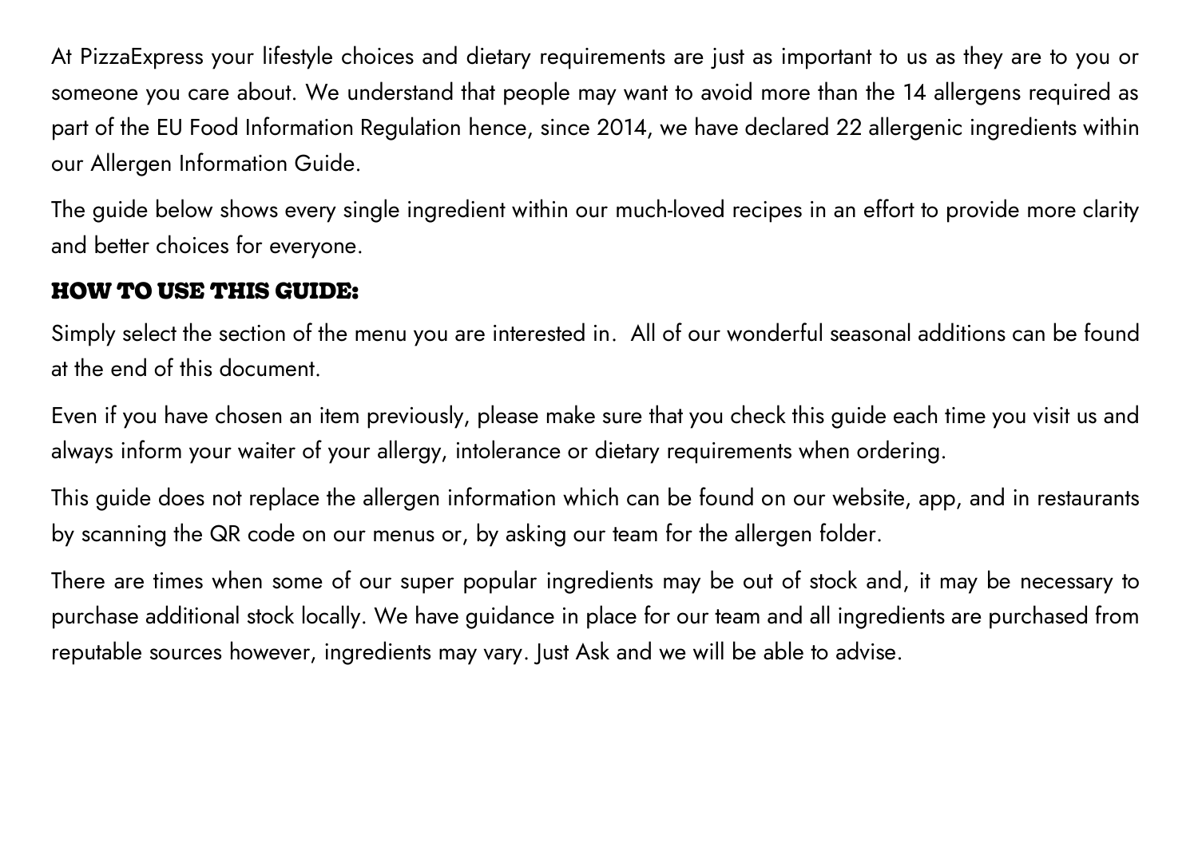At PizzaExpress your lifestyle choices and dietary requirements are just as important to us as they are to you or someone you care about. We understand that people may want to avoid more than the 14 allergens required as part of the EU Food Information Regulation hence, since 2014, we have declared 22 allergenic ingredients within our Allergen Information Guide.

The guide below shows every single ingredient within our much-loved recipes in an effort to provide more clarity and better choices for everyone.

## HOW TO USE THIS GUIDE:

Simply select the section of the menu you are interested in. All of our wonderful seasonal additions can be found at the end of this document.

Even if you have chosen an item previously, please make sure that you check this guide each time you visit us and always inform your waiter of your allergy, intolerance or dietary requirements when ordering.

This guide does not replace the allergen information which can be found on our website, app, and in restaurants by scanning the QR code on our menus or, by asking our team for the allergen folder.

There are times when some of our super popular ingredients may be out of stock and, it may be necessary to purchase additional stock locally. We have guidance in place for our team and all ingredients are purchased from reputable sources however, ingredients may vary. Just Ask and we will be able to advise.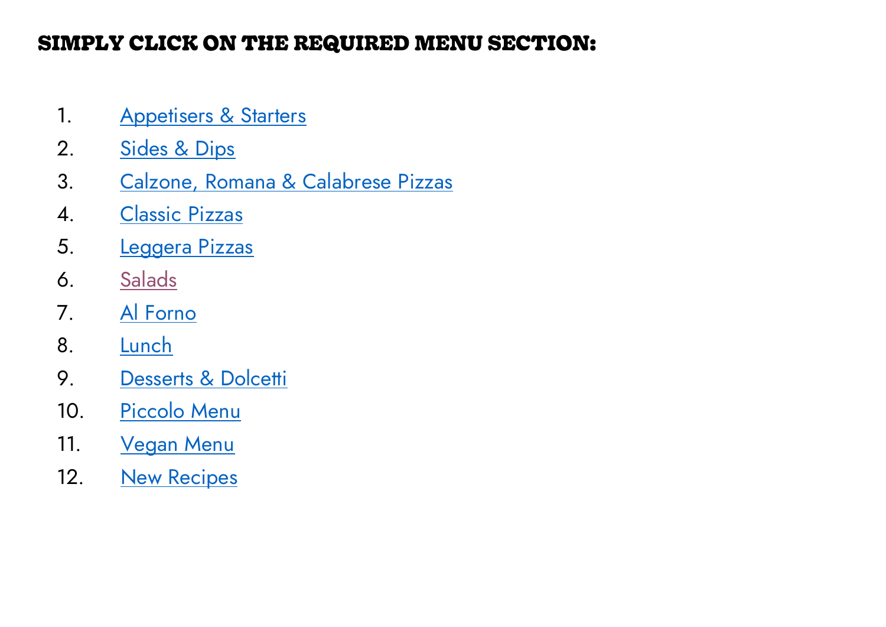**SIMPLY CLICK ON THE REQUIRED MENU SECTION:**

1. Appetisers & Starters
2. Sides & Dips
3. Calzone, Romana & Calabrese Pizzas
4. Classic Pizzas
5. Leggera Pizzas
6. Salads
7. Al Forno
8. Lunch
9. Desserts & Dolcetti
10. Piccolo Menu
11. Vegan Menu
12. New Recipes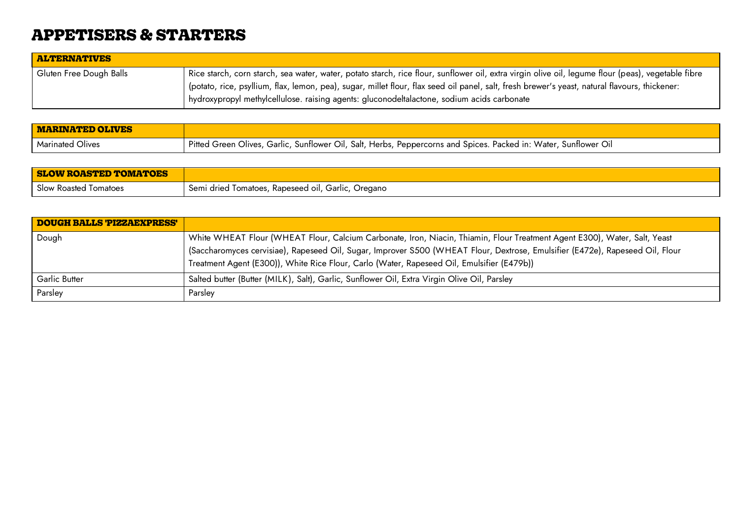# APPETISERS & STARTERS

| ALTERNATIVES | |
|---|---|
| Gluten Free Dough Balls | Rice starch, corn starch, sea water, water, potato starch, rice flour, sunflower oil, extra virgin olive oil, legume flour (peas), vegetable fibre (potato, rice, psyllium, flax, lemon, pea), sugar, millet flour, flax seed oil panel, salt, fresh brewer's yeast, natural flavours, thickener: hydroxypropyl methylcellulose. raising agents: gluconodeltalactone, sodium acids carbonate |

| MARINATED OLIVES | |
|---|---|
| Marinated Olives | Pitted Green Olives, Garlic, Sunflower Oil, Salt, Herbs, Peppercorns and Spices. Packed in: Water, Sunflower Oil |

| SLOW ROASTED TOMATOES | |
|---|---|
| Slow Roasted Tomatoes | Semi dried Tomatoes, Rapeseed oil, Garlic, Oregano |

| DOUGH BALLS 'PIZZAEXPRESS' | |
|---|---|
| Dough | White WHEAT Flour (WHEAT Flour, Calcium Carbonate, Iron, Niacin, Thiamin, Flour Treatment Agent E300), Water, Salt, Yeast (Saccharomyces cervisiae), Rapeseed Oil, Sugar, Improver S500 (WHEAT Flour, Dextrose, Emulsifier (E472e), Rapeseed Oil, Flour Treatment Agent (E300)), White Rice Flour, Carlo (Water, Rapeseed Oil, Emulsifier (E479b)) |
| Garlic Butter | Salted butter (Butter (MILK), Salt), Garlic, Sunflower Oil, Extra Virgin Olive Oil, Parsley |
| Parsley | Parsley |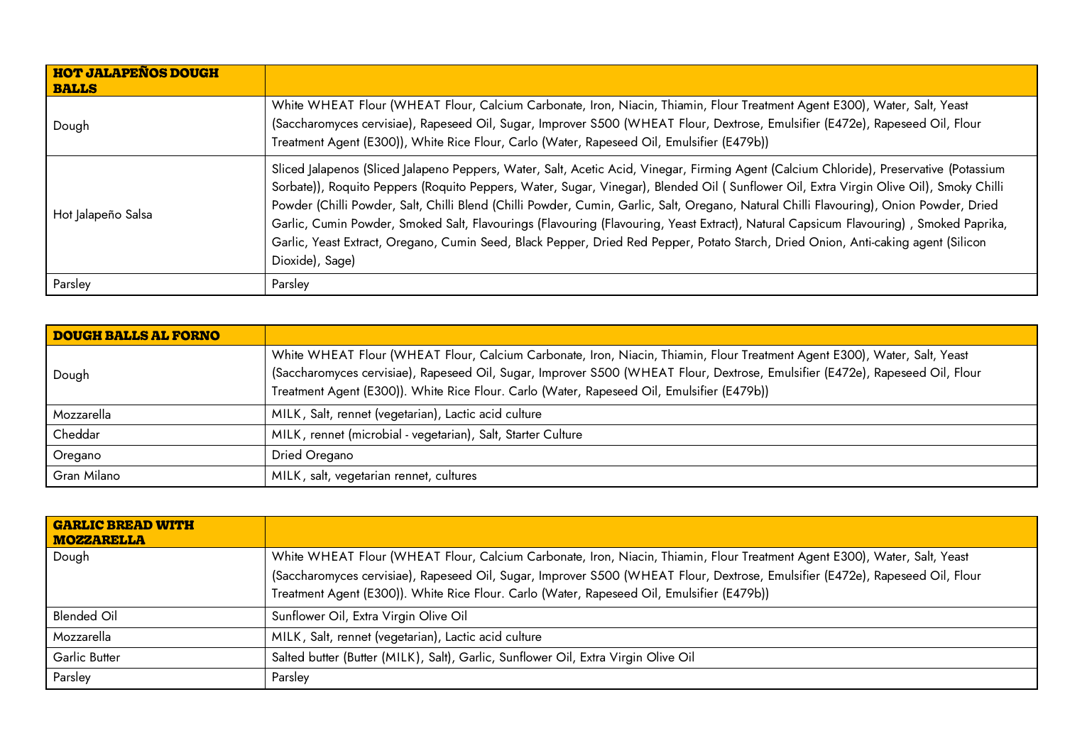| **HOT JALAPEÑOS DOUGH BALLS** | |
|---|---|
| Dough | White WHEAT Flour (WHEAT Flour, Calcium Carbonate, Iron, Niacin, Thiamin, Flour Treatment Agent E300), Water, Salt, Yeast (Saccharomyces cervisiae), Rapeseed Oil, Sugar, Improver S500 (WHEAT Flour, Dextrose, Emulsifier (E472e), Rapeseed Oil, Flour Treatment Agent (E300)), White Rice Flour, Carlo (Water, Rapeseed Oil, Emulsifier (E479b)) |
| Hot Jalapeño Salsa | Sliced Jalapenos (Sliced Jalapeno Peppers, Water, Salt, Acetic Acid, Vinegar, Firming Agent (Calcium Chloride), Preservative (Potassium Sorbate)), Roquito Peppers (Roquito Peppers, Water, Sugar, Vinegar), Blended Oil ( Sunflower Oil, Extra Virgin Olive Oil), Smoky Chilli Powder (Chilli Powder, Salt, Chilli Blend (Chilli Powder, Cumin, Garlic, Salt, Oregano, Natural Chilli Flavouring), Onion Powder, Dried Garlic, Cumin Powder, Smoked Salt, Flavourings (Flavouring (Flavouring, Yeast Extract), Natural Capsicum Flavouring) , Smoked Paprika, Garlic, Yeast Extract, Oregano, Cumin Seed, Black Pepper, Dried Red Pepper, Potato Starch, Dried Onion, Anti-caking agent (Silicon Dioxide), Sage) |
| Parsley | Parsley |

| **DOUGH BALLS AL FORNO** | |
|---|---|
| Dough | White WHEAT Flour (WHEAT Flour, Calcium Carbonate, Iron, Niacin, Thiamin, Flour Treatment Agent E300), Water, Salt, Yeast (Saccharomyces cervisiae), Rapeseed Oil, Sugar, Improver S500 (WHEAT Flour, Dextrose, Emulsifier (E472e), Rapeseed Oil, Flour Treatment Agent (E300)). White Rice Flour. Carlo (Water, Rapeseed Oil, Emulsifier (E479b)) |
| Mozzarella | MILK, Salt, rennet (vegetarian), Lactic acid culture |
| Cheddar | MILK, rennet (microbial - vegetarian), Salt, Starter Culture |
| Oregano | Dried Oregano |
| Gran Milano | MILK, salt, vegetarian rennet, cultures |

| **GARLIC BREAD WITH MOZZARELLA** | |
|---|---|
| Dough | White WHEAT Flour (WHEAT Flour, Calcium Carbonate, Iron, Niacin, Thiamin, Flour Treatment Agent E300), Water, Salt, Yeast (Saccharomyces cervisiae), Rapeseed Oil, Sugar, Improver S500 (WHEAT Flour, Dextrose, Emulsifier (E472e), Rapeseed Oil, Flour Treatment Agent (E300)). White Rice Flour. Carlo (Water, Rapeseed Oil, Emulsifier (E479b)) |
| Blended Oil | Sunflower Oil, Extra Virgin Olive Oil |
| Mozzarella | MILK, Salt, rennet (vegetarian), Lactic acid culture |
| Garlic Butter | Salted butter (Butter (MILK), Salt), Garlic, Sunflower Oil, Extra Virgin Olive Oil |
| Parsley | Parsley |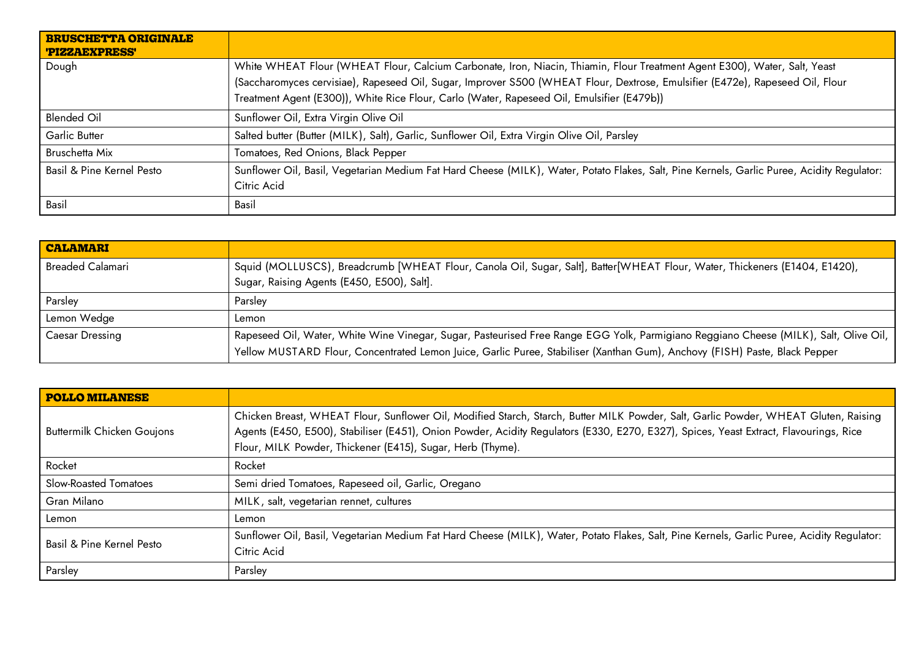| BRUSCHETTA ORIGINALE 'PIZZAEXPRESS' | |
|---|---|
| Dough | White WHEAT Flour (WHEAT Flour, Calcium Carbonate, Iron, Niacin, Thiamin, Flour Treatment Agent E300), Water, Salt, Yeast (Saccharomyces cervisiae), Rapeseed Oil, Sugar, Improver S500 (WHEAT Flour, Dextrose, Emulsifier (E472e), Rapeseed Oil, Flour Treatment Agent (E300)), White Rice Flour, Carlo (Water, Rapeseed Oil, Emulsifier (E479b)) |
| Blended Oil | Sunflower Oil, Extra Virgin Olive Oil |
| Garlic Butter | Salted butter (Butter (MILK), Salt), Garlic, Sunflower Oil, Extra Virgin Olive Oil, Parsley |
| Bruschetta Mix | Tomatoes, Red Onions, Black Pepper |
| Basil & Pine Kernel Pesto | Sunflower Oil, Basil, Vegetarian Medium Fat Hard Cheese (MILK), Water, Potato Flakes, Salt, Pine Kernels, Garlic Puree, Acidity Regulator: Citric Acid |
| Basil | Basil |

| CALAMARI | |
|---|---|
| Breaded Calamari | Squid (MOLLUSCS), Breadcrumb [WHEAT Flour, Canola Oil, Sugar, Salt], Batter[WHEAT Flour, Water, Thickeners (E1404, E1420), Sugar, Raising Agents (E450, E500), Salt]. |
| Parsley | Parsley |
| Lemon Wedge | Lemon |
| Caesar Dressing | Rapeseed Oil, Water, White Wine Vinegar, Sugar, Pasteurised Free Range EGG Yolk, Parmigiano Reggiano Cheese (MILK), Salt, Olive Oil, Yellow MUSTARD Flour, Concentrated Lemon Juice, Garlic Puree, Stabiliser (Xanthan Gum), Anchovy (FISH) Paste, Black Pepper |

| POLLO MILANESE | |
|---|---|
| Buttermilk Chicken Goujons | Chicken Breast, WHEAT Flour, Sunflower Oil, Modified Starch, Starch, Butter MILK Powder, Salt, Garlic Powder, WHEAT Gluten, Raising Agents (E450, E500), Stabiliser (E451), Onion Powder, Acidity Regulators (E330, E270, E327), Spices, Yeast Extract, Flavourings, Rice Flour, MILK Powder, Thickener (E415), Sugar, Herb (Thyme). |
| Rocket | Rocket |
| Slow-Roasted Tomatoes | Semi dried Tomatoes, Rapeseed oil, Garlic, Oregano |
| Gran Milano | MILK, salt, vegetarian rennet, cultures |
| Lemon | Lemon |
| Basil & Pine Kernel Pesto | Sunflower Oil, Basil, Vegetarian Medium Fat Hard Cheese (MILK), Water, Potato Flakes, Salt, Pine Kernels, Garlic Puree, Acidity Regulator: Citric Acid |
| Parsley | Parsley |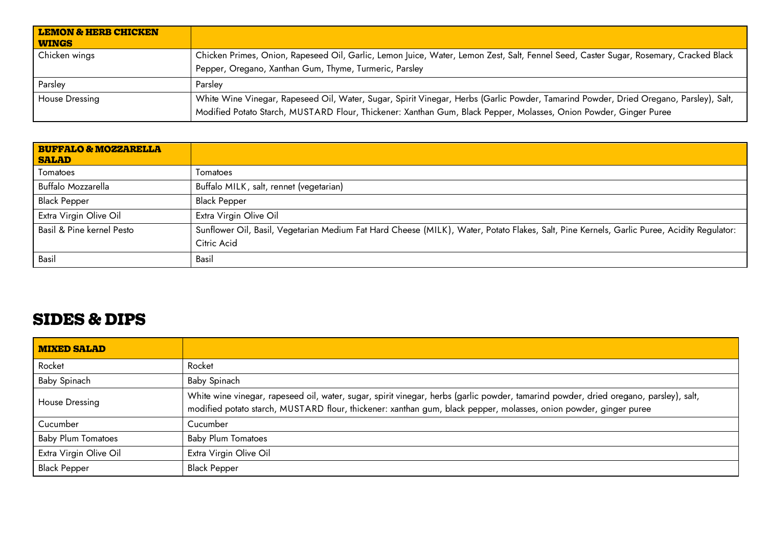| LEMON & HERB CHICKEN WINGS | |
|---|---|
| Chicken wings | Chicken Primes, Onion, Rapeseed Oil, Garlic, Lemon Juice, Water, Lemon Zest, Salt, Fennel Seed, Caster Sugar, Rosemary, Cracked Black Pepper, Oregano, Xanthan Gum, Thyme, Turmeric, Parsley |
| Parsley | Parsley |
| House Dressing | White Wine Vinegar, Rapeseed Oil, Water, Sugar, Spirit Vinegar, Herbs (Garlic Powder, Tamarind Powder, Dried Oregano, Parsley), Salt, Modified Potato Starch, MUSTARD Flour, Thickener: Xanthan Gum, Black Pepper, Molasses, Onion Powder, Ginger Puree |

| BUFFALO & MOZZARELLA SALAD | |
|---|---|
| Tomatoes | Tomatoes |
| Buffalo Mozzarella | Buffalo MILK, salt, rennet (vegetarian) |
| Black Pepper | Black Pepper |
| Extra Virgin Olive Oil | Extra Virgin Olive Oil |
| Basil & Pine kernel Pesto | Sunflower Oil, Basil, Vegetarian Medium Fat Hard Cheese (MILK), Water, Potato Flakes, Salt, Pine Kernels, Garlic Puree, Acidity Regulator: Citric Acid |
| Basil | Basil |

# SIDES & DIPS

| MIXED SALAD | |
|---|---|
| Rocket | Rocket |
| Baby Spinach | Baby Spinach |
| House Dressing | White wine vinegar, rapeseed oil, water, sugar, spirit vinegar, herbs (garlic powder, tamarind powder, dried oregano, parsley), salt, modified potato starch, MUSTARD flour, thickener: xanthan gum, black pepper, molasses, onion powder, ginger puree |
| Cucumber | Cucumber |
| Baby Plum Tomatoes | Baby Plum Tomatoes |
| Extra Virgin Olive Oil | Extra Virgin Olive Oil |
| Black Pepper | Black Pepper |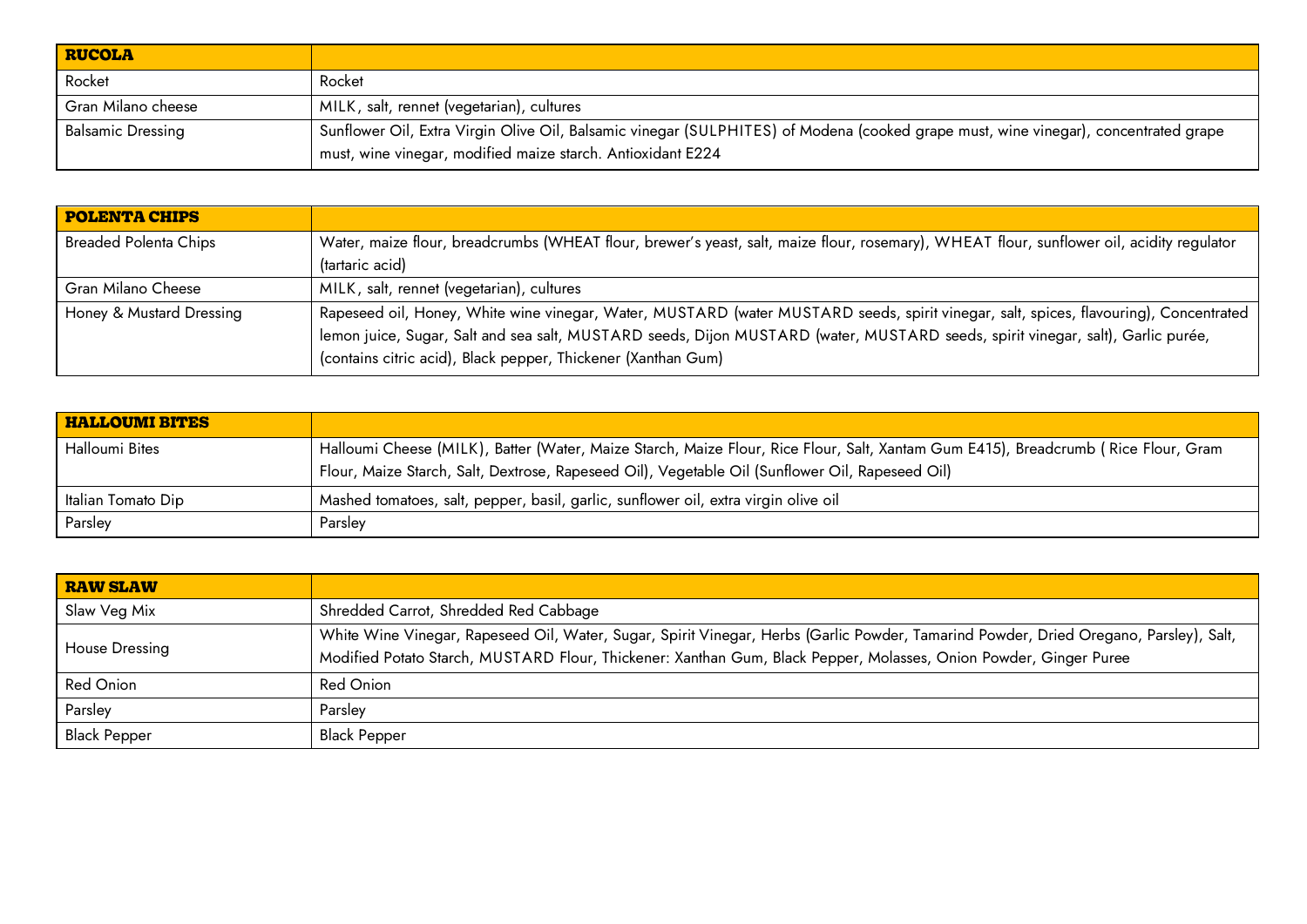| **RUCOLA** | |
|---|---|
| Rocket | Rocket |
| Gran Milano cheese | MILK, salt, rennet (vegetarian), cultures |
| Balsamic Dressing | Sunflower Oil, Extra Virgin Olive Oil, Balsamic vinegar (SULPHITES) of Modena (cooked grape must, wine vinegar), concentrated grape must, wine vinegar, modified maize starch. Antioxidant E224 |

| **POLENTA CHIPS** | |
|---|---|
| Breaded Polenta Chips | Water, maize flour, breadcrumbs (WHEAT flour, brewer's yeast, salt, maize flour, rosemary), WHEAT flour, sunflower oil, acidity regulator (tartaric acid) |
| Gran Milano Cheese | MILK, salt, rennet (vegetarian), cultures |
| Honey & Mustard Dressing | Rapeseed oil, Honey, White wine vinegar, Water, MUSTARD (water MUSTARD seeds, spirit vinegar, salt, spices, flavouring), Concentrated lemon juice, Sugar, Salt and sea salt, MUSTARD seeds, Dijon MUSTARD (water, MUSTARD seeds, spirit vinegar, salt), Garlic purée, (contains citric acid), Black pepper, Thickener (Xanthan Gum) |

| **HALLOUMI BITES** | |
|---|---|
| Halloumi Bites | Halloumi Cheese (MILK), Batter (Water, Maize Starch, Maize Flour, Rice Flour, Salt, Xantam Gum E415), Breadcrumb ( Rice Flour, Gram Flour, Maize Starch, Salt, Dextrose, Rapeseed Oil), Vegetable Oil (Sunflower Oil, Rapeseed Oil) |
| Italian Tomato Dip | Mashed tomatoes, salt, pepper, basil, garlic, sunflower oil, extra virgin olive oil |
| Parsley | Parsley |

| **RAW SLAW** | |
|---|---|
| Slaw Veg Mix | Shredded Carrot, Shredded Red Cabbage |
| House Dressing | White Wine Vinegar, Rapeseed Oil, Water, Sugar, Spirit Vinegar, Herbs (Garlic Powder, Tamarind Powder, Dried Oregano, Parsley), Salt, Modified Potato Starch, MUSTARD Flour, Thickener: Xanthan Gum, Black Pepper, Molasses, Onion Powder, Ginger Puree |
| Red Onion | Red Onion |
| Parsley | Parsley |
| Black Pepper | Black Pepper |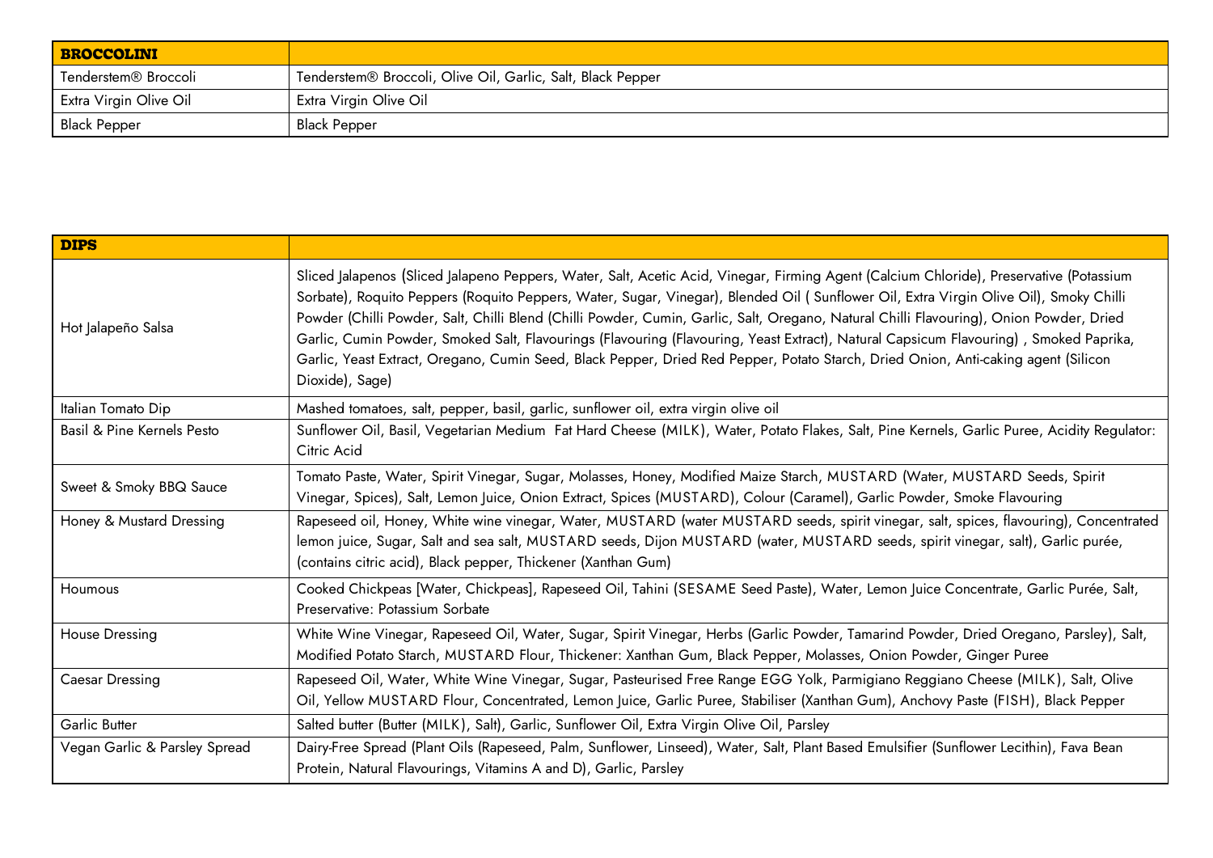| BROCCOLINI | |
|---|---|
| Tenderstem® Broccoli | Tenderstem® Broccoli, Olive Oil, Garlic, Salt, Black Pepper |
| Extra Virgin Olive Oil | Extra Virgin Olive Oil |
| Black Pepper | Black Pepper |

| DIPS | |
|---|---|
| Hot Jalapeño Salsa | Sliced Jalapenos (Sliced Jalapeno Peppers, Water, Salt, Acetic Acid, Vinegar, Firming Agent (Calcium Chloride), Preservative (Potassium Sorbate), Roquito Peppers (Roquito Peppers, Water, Sugar, Vinegar), Blended Oil ( Sunflower Oil, Extra Virgin Olive Oil), Smoky Chilli Powder (Chilli Powder, Salt, Chilli Blend (Chilli Powder, Cumin, Garlic, Salt, Oregano, Natural Chilli Flavouring), Onion Powder, Dried Garlic, Cumin Powder, Smoked Salt, Flavourings (Flavouring (Flavouring, Yeast Extract), Natural Capsicum Flavouring) , Smoked Paprika, Garlic, Yeast Extract, Oregano, Cumin Seed, Black Pepper, Dried Red Pepper, Potato Starch, Dried Onion, Anti-caking agent (Silicon Dioxide), Sage) |
| Italian Tomato Dip | Mashed tomatoes, salt, pepper, basil, garlic, sunflower oil, extra virgin olive oil |
| Basil & Pine Kernels Pesto | Sunflower Oil, Basil, Vegetarian Medium Fat Hard Cheese (MILK), Water, Potato Flakes, Salt, Pine Kernels, Garlic Puree, Acidity Regulator: Citric Acid |
| Sweet & Smoky BBQ Sauce | Tomato Paste, Water, Spirit Vinegar, Sugar, Molasses, Honey, Modified Maize Starch, MUSTARD (Water, MUSTARD Seeds, Spirit Vinegar, Spices), Salt, Lemon Juice, Onion Extract, Spices (MUSTARD), Colour (Caramel), Garlic Powder, Smoke Flavouring |
| Honey & Mustard Dressing | Rapeseed oil, Honey, White wine vinegar, Water, MUSTARD (water MUSTARD seeds, spirit vinegar, salt, spices, flavouring), Concentrated lemon juice, Sugar, Salt and sea salt, MUSTARD seeds, Dijon MUSTARD (water, MUSTARD seeds, spirit vinegar, salt), Garlic purée, (contains citric acid), Black pepper, Thickener (Xanthan Gum) |
| Houmous | Cooked Chickpeas [Water, Chickpeas], Rapeseed Oil, Tahini (SESAME Seed Paste), Water, Lemon Juice Concentrate, Garlic Purée, Salt, Preservative: Potassium Sorbate |
| House Dressing | White Wine Vinegar, Rapeseed Oil, Water, Sugar, Spirit Vinegar, Herbs (Garlic Powder, Tamarind Powder, Dried Oregano, Parsley), Salt, Modified Potato Starch, MUSTARD Flour, Thickener: Xanthan Gum, Black Pepper, Molasses, Onion Powder, Ginger Puree |
| Caesar Dressing | Rapeseed Oil, Water, White Wine Vinegar, Sugar, Pasteurised Free Range EGG Yolk, Parmigiano Reggiano Cheese (MILK), Salt, Olive Oil, Yellow MUSTARD Flour, Concentrated, Lemon Juice, Garlic Puree, Stabiliser (Xanthan Gum), Anchovy Paste (FISH), Black Pepper |
| Garlic Butter | Salted butter (Butter (MILK), Salt), Garlic, Sunflower Oil, Extra Virgin Olive Oil, Parsley |
| Vegan Garlic & Parsley Spread | Dairy-Free Spread (Plant Oils (Rapeseed, Palm, Sunflower, Linseed), Water, Salt, Plant Based Emulsifier (Sunflower Lecithin), Fava Bean Protein, Natural Flavourings, Vitamins A and D), Garlic, Parsley |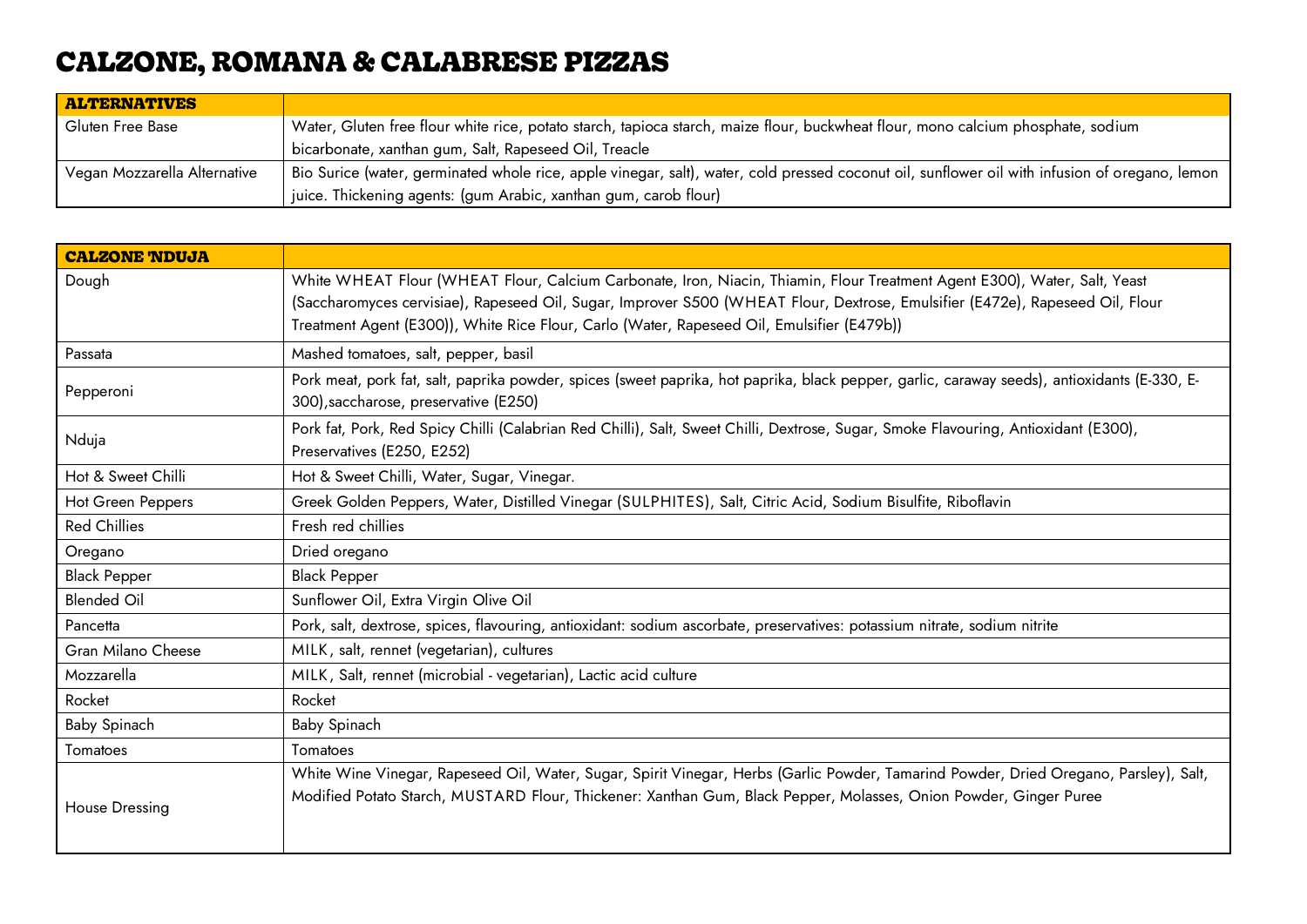# CALZONE, ROMANA & CALABRESE PIZZAS

| ALTERNATIVES | |
|---|---|
| Gluten Free Base | Water, Gluten free flour white rice, potato starch, tapioca starch, maize flour, buckwheat flour, mono calcium phosphate, sodium bicarbonate, xanthan gum, Salt, Rapeseed Oil, Treacle |
| Vegan Mozzarella Alternative | Bio Surice (water, germinated whole rice, apple vinegar, salt), water, cold pressed coconut oil, sunflower oil with infusion of oregano, lemon juice. Thickening agents: (gum Arabic, xanthan gum, carob flour) |

| CALZONE 'NDUJA | |
|---|---|
| Dough | White WHEAT Flour (WHEAT Flour, Calcium Carbonate, Iron, Niacin, Thiamin, Flour Treatment Agent E300), Water, Salt, Yeast (Saccharomyces cervisiae), Rapeseed Oil, Sugar, Improver S500 (WHEAT Flour, Dextrose, Emulsifier (E472e), Rapeseed Oil, Flour Treatment Agent (E300)), White Rice Flour, Carlo (Water, Rapeseed Oil, Emulsifier (E479b)) |
| Passata | Mashed tomatoes, salt, pepper, basil |
| Pepperoni | Pork meat, pork fat, salt, paprika powder, spices (sweet paprika, hot paprika, black pepper, garlic, caraway seeds), antioxidants (E-330, E-300),saccharose, preservative (E250) |
| Nduja | Pork fat, Pork, Red Spicy Chilli (Calabrian Red Chilli), Salt, Sweet Chilli, Dextrose, Sugar, Smoke Flavouring, Antioxidant (E300), Preservatives (E250, E252) |
| Hot & Sweet Chilli | Hot & Sweet Chilli, Water, Sugar, Vinegar. |
| Hot Green Peppers | Greek Golden Peppers, Water, Distilled Vinegar (SULPHITES), Salt, Citric Acid, Sodium Bisulfite, Riboflavin |
| Red Chillies | Fresh red chillies |
| Oregano | Dried oregano |
| Black Pepper | Black Pepper |
| Blended Oil | Sunflower Oil, Extra Virgin Olive Oil |
| Pancetta | Pork, salt, dextrose, spices, flavouring, antioxidant: sodium ascorbate, preservatives: potassium nitrate, sodium nitrite |
| Gran Milano Cheese | MILK, salt, rennet (vegetarian), cultures |
| Mozzarella | MILK, Salt, rennet (microbial - vegetarian), Lactic acid culture |
| Rocket | Rocket |
| Baby Spinach | Baby Spinach |
| Tomatoes | Tomatoes |
| House Dressing | White Wine Vinegar, Rapeseed Oil, Water, Sugar, Spirit Vinegar, Herbs (Garlic Powder, Tamarind Powder, Dried Oregano, Parsley), Salt, Modified Potato Starch, MUSTARD Flour, Thickener: Xanthan Gum, Black Pepper, Molasses, Onion Powder, Ginger Puree |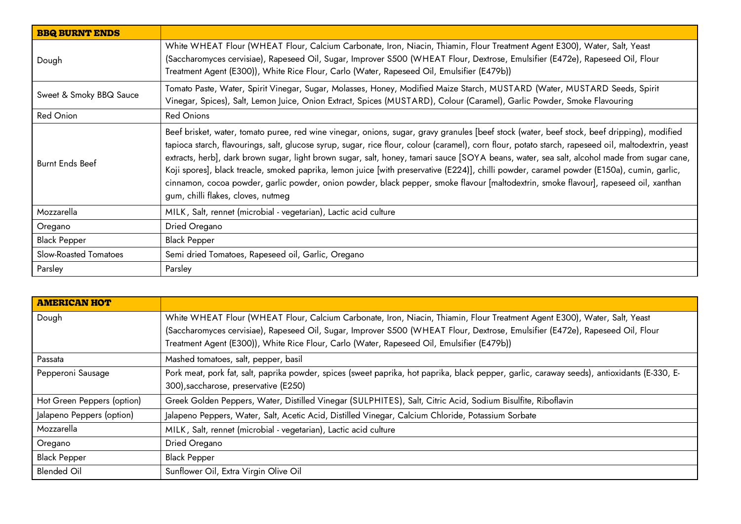| BBQ BURNT ENDS | |
|---|---|
| Dough | White WHEAT Flour (WHEAT Flour, Calcium Carbonate, Iron, Niacin, Thiamin, Flour Treatment Agent E300), Water, Salt, Yeast (Saccharomyces cervisiae), Rapeseed Oil, Sugar, Improver S500 (WHEAT Flour, Dextrose, Emulsifier (E472e), Rapeseed Oil, Flour Treatment Agent (E300)), White Rice Flour, Carlo (Water, Rapeseed Oil, Emulsifier (E479b)) |
| Sweet & Smoky BBQ Sauce | Tomato Paste, Water, Spirit Vinegar, Sugar, Molasses, Honey, Modified Maize Starch, MUSTARD (Water, MUSTARD Seeds, Spirit Vinegar, Spices), Salt, Lemon Juice, Onion Extract, Spices (MUSTARD), Colour (Caramel), Garlic Powder, Smoke Flavouring |
| Red Onion | Red Onions |
| Burnt Ends Beef | Beef brisket, water, tomato puree, red wine vinegar, onions, sugar, gravy granules [beef stock (water, beef stock, beef dripping), modified tapioca starch, flavourings, salt, glucose syrup, sugar, rice flour, colour (caramel), corn flour, potato starch, rapeseed oil, maltodextrin, yeast extracts, herb], dark brown sugar, light brown sugar, salt, honey, tamari sauce [SOYA beans, water, sea salt, alcohol made from sugar cane, Koji spores], black treacle, smoked paprika, lemon juice [with preservative (E224)], chilli powder, caramel powder (E150a), cumin, garlic, cinnamon, cocoa powder, garlic powder, onion powder, black pepper, smoke flavour [maltodextrin, smoke flavour], rapeseed oil, xanthan gum, chilli flakes, cloves, nutmeg |
| Mozzarella | MILK, Salt, rennet (microbial - vegetarian), Lactic acid culture |
| Oregano | Dried Oregano |
| Black Pepper | Black Pepper |
| Slow-Roasted Tomatoes | Semi dried Tomatoes, Rapeseed oil, Garlic, Oregano |
| Parsley | Parsley |

| AMERICAN HOT | |
|---|---|
| Dough | White WHEAT Flour (WHEAT Flour, Calcium Carbonate, Iron, Niacin, Thiamin, Flour Treatment Agent E300), Water, Salt, Yeast (Saccharomyces cervisiae), Rapeseed Oil, Sugar, Improver S500 (WHEAT Flour, Dextrose, Emulsifier (E472e), Rapeseed Oil, Flour Treatment Agent (E300)), White Rice Flour, Carlo (Water, Rapeseed Oil, Emulsifier (E479b)) |
| Passata | Mashed tomatoes, salt, pepper, basil |
| Pepperoni Sausage | Pork meat, pork fat, salt, paprika powder, spices (sweet paprika, hot paprika, black pepper, garlic, caraway seeds), antioxidants (E-330, E-300),saccharose, preservative (E250) |
| Hot Green Peppers (option) | Greek Golden Peppers, Water, Distilled Vinegar (SULPHITES), Salt, Citric Acid, Sodium Bisulfite, Riboflavin |
| Jalapeno Peppers (option) | Jalapeno Peppers, Water, Salt, Acetic Acid, Distilled Vinegar, Calcium Chloride, Potassium Sorbate |
| Mozzarella | MILK, Salt, rennet (microbial - vegetarian), Lactic acid culture |
| Oregano | Dried Oregano |
| Black Pepper | Black Pepper |
| Blended Oil | Sunflower Oil, Extra Virgin Olive Oil |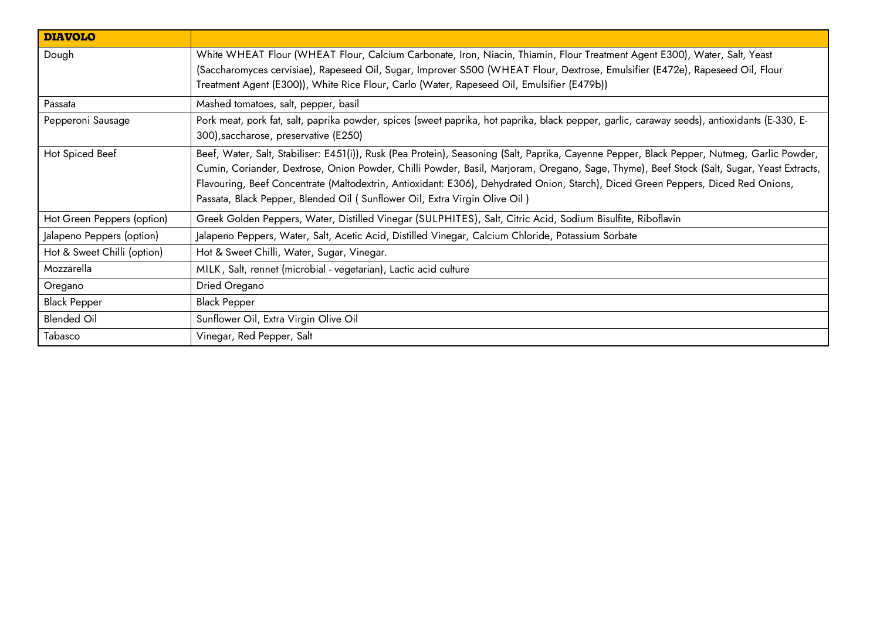| **DIAVOLO** | |
| --- | --- |
| Dough | White WHEAT Flour (WHEAT Flour, Calcium Carbonate, Iron, Niacin, Thiamin, Flour Treatment Agent E300), Water, Salt, Yeast (Saccharomyces cervisiae), Rapeseed Oil, Sugar, Improver S500 (WHEAT Flour, Dextrose, Emulsifier (E472e), Rapeseed Oil, Flour Treatment Agent (E300)), White Rice Flour, Carlo (Water, Rapeseed Oil, Emulsifier (E479b)) |
| Passata | Mashed tomatoes, salt, pepper, basil |
| Pepperoni Sausage | Pork meat, pork fat, salt, paprika powder, spices (sweet paprika, hot paprika, black pepper, garlic, caraway seeds), antioxidants (E-330, E-300),saccharose, preservative (E250) |
| Hot Spiced Beef | Beef, Water, Salt, Stabiliser: E451(i)), Rusk (Pea Protein), Seasoning (Salt, Paprika, Cayenne Pepper, Black Pepper, Nutmeg, Garlic Powder, Cumin, Coriander, Dextrose, Onion Powder, Chilli Powder, Basil, Marjoram, Oregano, Sage, Thyme), Beef Stock (Salt, Sugar, Yeast Extracts, Flavouring, Beef Concentrate (Maltodextrin, Antioxidant: E306), Dehydrated Onion, Starch), Diced Green Peppers, Diced Red Onions, Passata, Black Pepper, Blended Oil ( Sunflower Oil, Extra Virgin Olive Oil ) |
| Hot Green Peppers (option) | Greek Golden Peppers, Water, Distilled Vinegar (SULPHITES), Salt, Citric Acid, Sodium Bisulfite, Riboflavin |
| Jalapeno Peppers (option) | Jalapeno Peppers, Water, Salt, Acetic Acid, Distilled Vinegar, Calcium Chloride, Potassium Sorbate |
| Hot & Sweet Chilli (option) | Hot & Sweet Chilli, Water, Sugar, Vinegar. |
| Mozzarella | MILK, Salt, rennet (microbial - vegetarian), Lactic acid culture |
| Oregano | Dried Oregano |
| Black Pepper | Black Pepper |
| Blended Oil | Sunflower Oil, Extra Virgin Olive Oil |
| Tabasco | Vinegar, Red Pepper, Salt |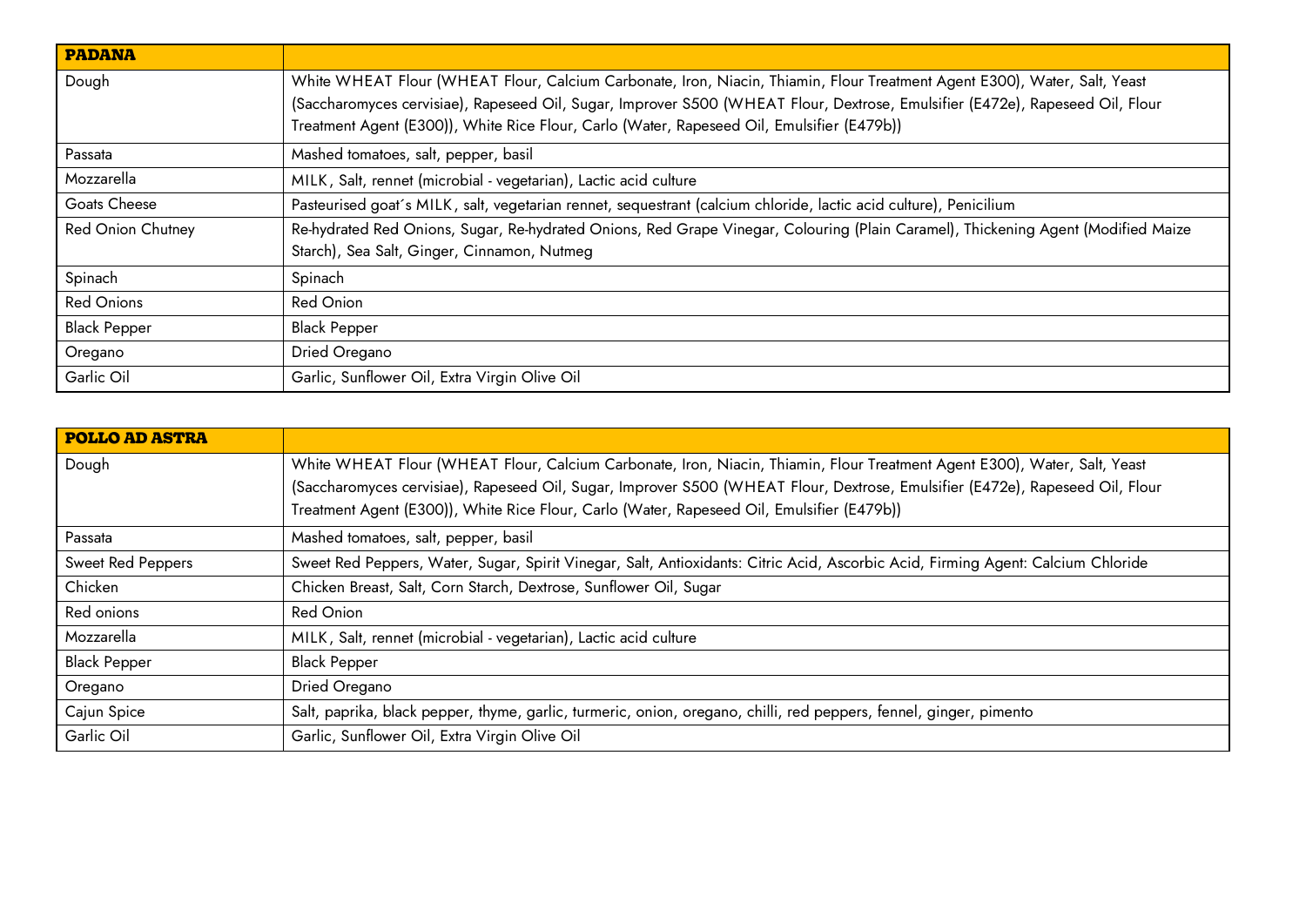| **PADANA** | |
|---|---|
| Dough | White WHEAT Flour (WHEAT Flour, Calcium Carbonate, Iron, Niacin, Thiamin, Flour Treatment Agent E300), Water, Salt, Yeast (Saccharomyces cervisiae), Rapeseed Oil, Sugar, Improver S500 (WHEAT Flour, Dextrose, Emulsifier (E472e), Rapeseed Oil, Flour Treatment Agent (E300)), White Rice Flour, Carlo (Water, Rapeseed Oil, Emulsifier (E479b)) |
| Passata | Mashed tomatoes, salt, pepper, basil |
| Mozzarella | MILK, Salt, rennet (microbial - vegetarian), Lactic acid culture |
| Goats Cheese | Pasteurised goat´s MILK, salt, vegetarian rennet, sequestrant (calcium chloride, lactic acid culture), Penicilium |
| Red Onion Chutney | Re-hydrated Red Onions, Sugar, Re-hydrated Onions, Red Grape Vinegar, Colouring (Plain Caramel), Thickening Agent (Modified Maize Starch), Sea Salt, Ginger, Cinnamon, Nutmeg |
| Spinach | Spinach |
| Red Onions | Red Onion |
| Black Pepper | Black Pepper |
| Oregano | Dried Oregano |
| Garlic Oil | Garlic, Sunflower Oil, Extra Virgin Olive Oil |

| **POLLO AD ASTRA** | |
|---|---|
| Dough | White WHEAT Flour (WHEAT Flour, Calcium Carbonate, Iron, Niacin, Thiamin, Flour Treatment Agent E300), Water, Salt, Yeast (Saccharomyces cervisiae), Rapeseed Oil, Sugar, Improver S500 (WHEAT Flour, Dextrose, Emulsifier (E472e), Rapeseed Oil, Flour Treatment Agent (E300)), White Rice Flour, Carlo (Water, Rapeseed Oil, Emulsifier (E479b)) |
| Passata | Mashed tomatoes, salt, pepper, basil |
| Sweet Red Peppers | Sweet Red Peppers, Water, Sugar, Spirit Vinegar, Salt, Antioxidants: Citric Acid, Ascorbic Acid, Firming Agent: Calcium Chloride |
| Chicken | Chicken Breast, Salt, Corn Starch, Dextrose, Sunflower Oil, Sugar |
| Red onions | Red Onion |
| Mozzarella | MILK, Salt, rennet (microbial - vegetarian), Lactic acid culture |
| Black Pepper | Black Pepper |
| Oregano | Dried Oregano |
| Cajun Spice | Salt, paprika, black pepper, thyme, garlic, turmeric, onion, oregano, chilli, red peppers, fennel, ginger, pimento |
| Garlic Oil | Garlic, Sunflower Oil, Extra Virgin Olive Oil |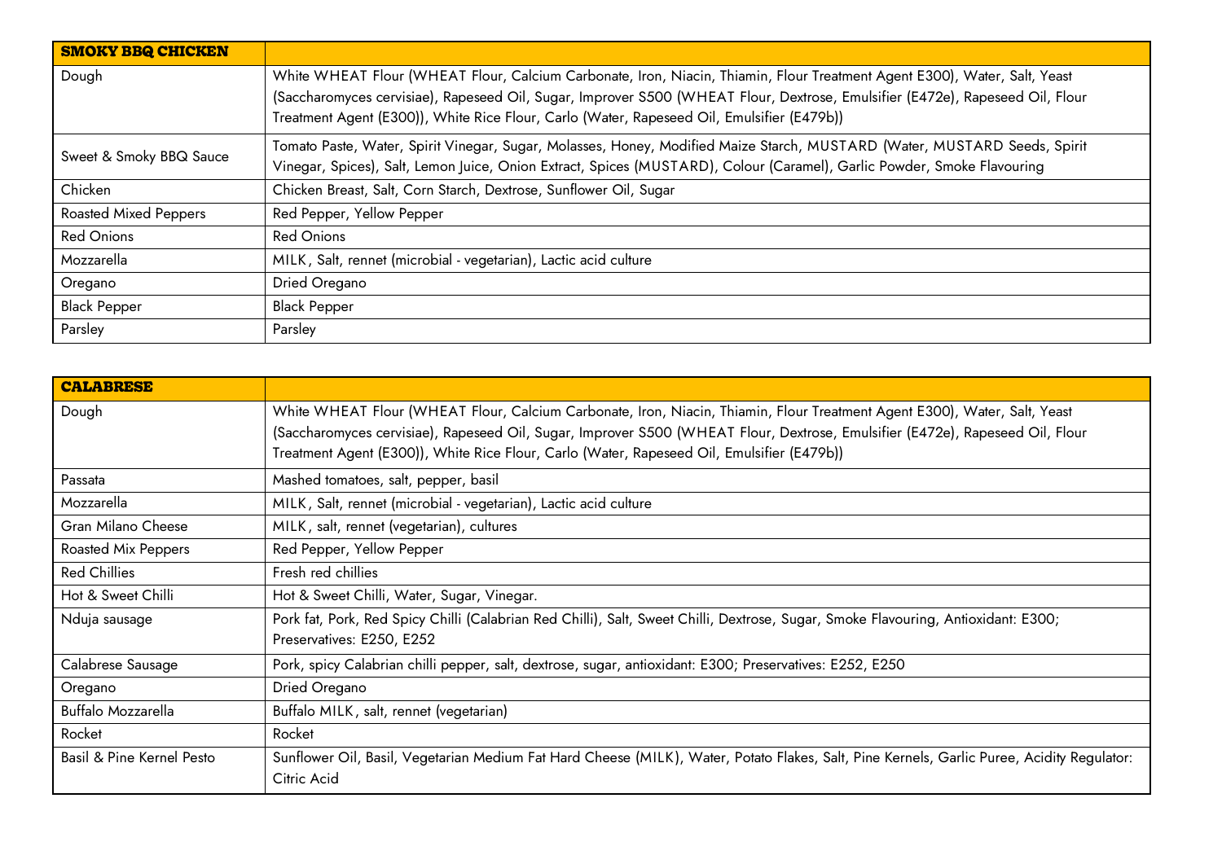| **SMOKY BBQ CHICKEN** | |
|---|---|
| Dough | White WHEAT Flour (WHEAT Flour, Calcium Carbonate, Iron, Niacin, Thiamin, Flour Treatment Agent E300), Water, Salt, Yeast (Saccharomyces cervisiae), Rapeseed Oil, Sugar, Improver S500 (WHEAT Flour, Dextrose, Emulsifier (E472e), Rapeseed Oil, Flour Treatment Agent (E300)), White Rice Flour, Carlo (Water, Rapeseed Oil, Emulsifier (E479b)) |
| Sweet & Smoky BBQ Sauce | Tomato Paste, Water, Spirit Vinegar, Sugar, Molasses, Honey, Modified Maize Starch, MUSTARD (Water, MUSTARD Seeds, Spirit Vinegar, Spices), Salt, Lemon Juice, Onion Extract, Spices (MUSTARD), Colour (Caramel), Garlic Powder, Smoke Flavouring |
| Chicken | Chicken Breast, Salt, Corn Starch, Dextrose, Sunflower Oil, Sugar |
| Roasted Mixed Peppers | Red Pepper, Yellow Pepper |
| Red Onions | Red Onions |
| Mozzarella | MILK, Salt, rennet (microbial - vegetarian), Lactic acid culture |
| Oregano | Dried Oregano |
| Black Pepper | Black Pepper |
| Parsley | Parsley |

| **CALABRESE** | |
|---|---|
| Dough | White WHEAT Flour (WHEAT Flour, Calcium Carbonate, Iron, Niacin, Thiamin, Flour Treatment Agent E300), Water, Salt, Yeast (Saccharomyces cervisiae), Rapeseed Oil, Sugar, Improver S500 (WHEAT Flour, Dextrose, Emulsifier (E472e), Rapeseed Oil, Flour Treatment Agent (E300)), White Rice Flour, Carlo (Water, Rapeseed Oil, Emulsifier (E479b)) |
| Passata | Mashed tomatoes, salt, pepper, basil |
| Mozzarella | MILK, Salt, rennet (microbial - vegetarian), Lactic acid culture |
| Gran Milano Cheese | MILK, salt, rennet (vegetarian), cultures |
| Roasted Mix Peppers | Red Pepper, Yellow Pepper |
| Red Chillies | Fresh red chillies |
| Hot & Sweet Chilli | Hot & Sweet Chilli, Water, Sugar, Vinegar. |
| Nduja sausage | Pork fat, Pork, Red Spicy Chilli (Calabrian Red Chilli), Salt, Sweet Chilli, Dextrose, Sugar, Smoke Flavouring, Antioxidant: E300; Preservatives: E250, E252 |
| Calabrese Sausage | Pork, spicy Calabrian chilli pepper, salt, dextrose, sugar, antioxidant: E300; Preservatives: E252, E250 |
| Oregano | Dried Oregano |
| Buffalo Mozzarella | Buffalo MILK, salt, rennet (vegetarian) |
| Rocket | Rocket |
| Basil & Pine Kernel Pesto | Sunflower Oil, Basil, Vegetarian Medium Fat Hard Cheese (MILK), Water, Potato Flakes, Salt, Pine Kernels, Garlic Puree, Acidity Regulator: Citric Acid |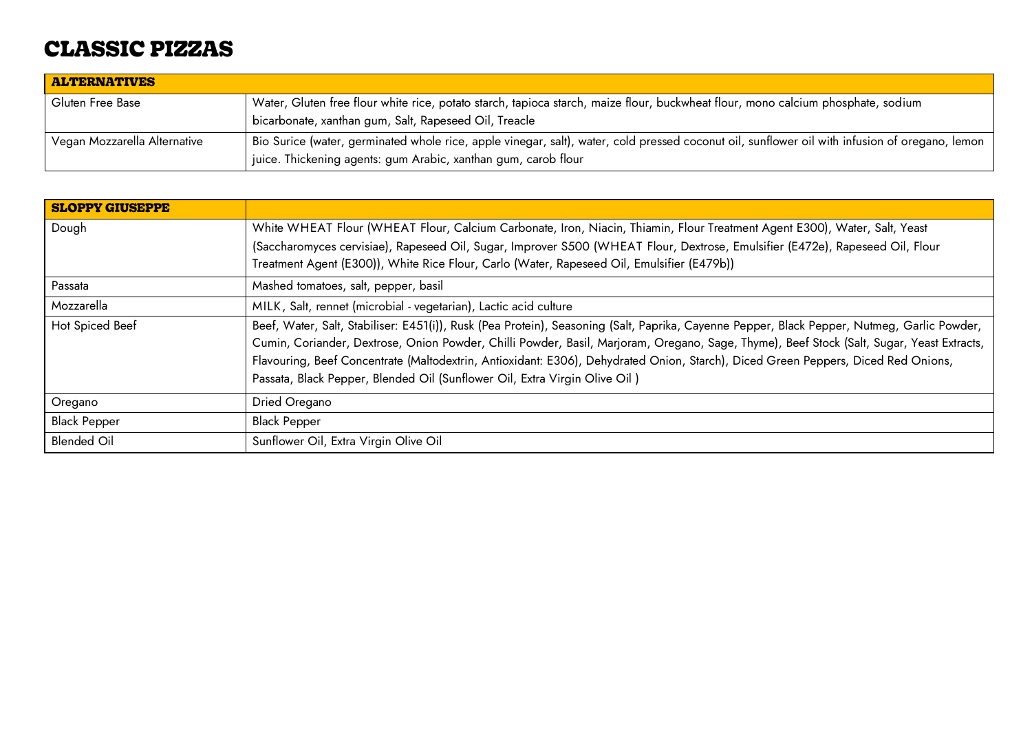# CLASSIC PIZZAS

| ALTERNATIVES | |
|---|---|
| Gluten Free Base | Water, Gluten free flour white rice, potato starch, tapioca starch, maize flour, buckwheat flour, mono calcium phosphate, sodium bicarbonate, xanthan gum, Salt, Rapeseed Oil, Treacle |
| Vegan Mozzarella Alternative | Bio Surice (water, germinated whole rice, apple vinegar, salt), water, cold pressed coconut oil, sunflower oil with infusion of oregano, lemon juice. Thickening agents: gum Arabic, xanthan gum, carob flour |

| SLOPPY GIUSEPPE | |
|---|---|
| Dough | White WHEAT Flour (WHEAT Flour, Calcium Carbonate, Iron, Niacin, Thiamin, Flour Treatment Agent E300), Water, Salt, Yeast (Saccharomyces cervisiae), Rapeseed Oil, Sugar, Improver S500 (WHEAT Flour, Dextrose, Emulsifier (E472e), Rapeseed Oil, Flour Treatment Agent (E300)), White Rice Flour, Carlo (Water, Rapeseed Oil, Emulsifier (E479b)) |
| Passata | Mashed tomatoes, salt, pepper, basil |
| Mozzarella | MILK, Salt, rennet (microbial - vegetarian), Lactic acid culture |
| Hot Spiced Beef | Beef, Water, Salt, Stabiliser: E451(i)), Rusk (Pea Protein), Seasoning (Salt, Paprika, Cayenne Pepper, Black Pepper, Nutmeg, Garlic Powder, Cumin, Coriander, Dextrose, Onion Powder, Chilli Powder, Basil, Marjoram, Oregano, Sage, Thyme), Beef Stock (Salt, Sugar, Yeast Extracts, Flavouring, Beef Concentrate (Maltodextrin, Antioxidant: E306), Dehydrated Onion, Starch), Diced Green Peppers, Diced Red Onions, Passata, Black Pepper, Blended Oil (Sunflower Oil, Extra Virgin Olive Oil ) |
| Oregano | Dried Oregano |
| Black Pepper | Black Pepper |
| Blended Oil | Sunflower Oil, Extra Virgin Olive Oil |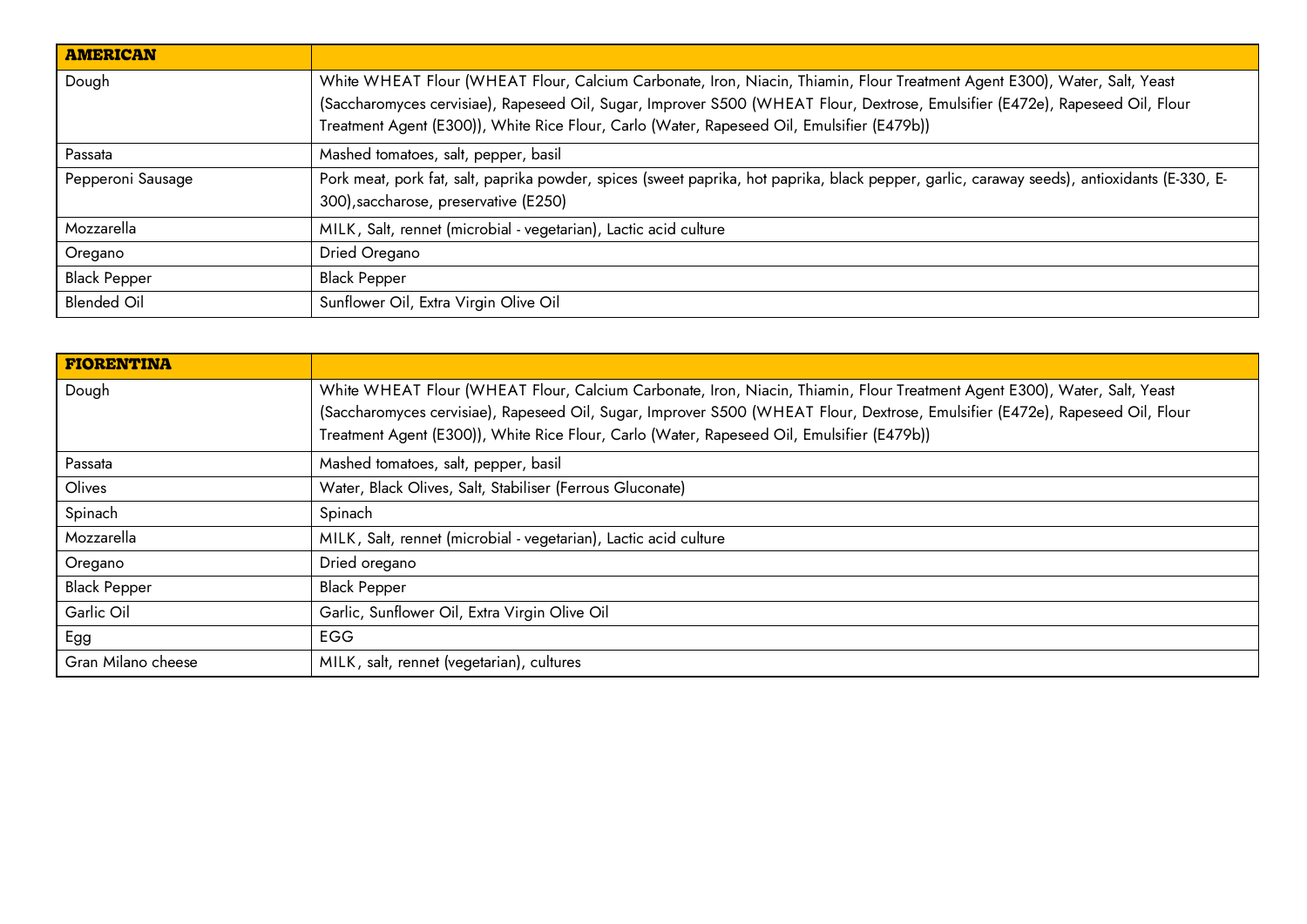| AMERICAN | |
|---|---|
| Dough | White WHEAT Flour (WHEAT Flour, Calcium Carbonate, Iron, Niacin, Thiamin, Flour Treatment Agent E300), Water, Salt, Yeast (Saccharomyces cervisiae), Rapeseed Oil, Sugar, Improver S500 (WHEAT Flour, Dextrose, Emulsifier (E472e), Rapeseed Oil, Flour Treatment Agent (E300)), White Rice Flour, Carlo (Water, Rapeseed Oil, Emulsifier (E479b)) |
| Passata | Mashed tomatoes, salt, pepper, basil |
| Pepperoni Sausage | Pork meat, pork fat, salt, paprika powder, spices (sweet paprika, hot paprika, black pepper, garlic, caraway seeds), antioxidants (E-330, E-300),saccharose, preservative (E250) |
| Mozzarella | MILK, Salt, rennet (microbial - vegetarian), Lactic acid culture |
| Oregano | Dried Oregano |
| Black Pepper | Black Pepper |
| Blended Oil | Sunflower Oil, Extra Virgin Olive Oil |

| FIORENTINA | |
|---|---|
| Dough | White WHEAT Flour (WHEAT Flour, Calcium Carbonate, Iron, Niacin, Thiamin, Flour Treatment Agent E300), Water, Salt, Yeast (Saccharomyces cervisiae), Rapeseed Oil, Sugar, Improver S500 (WHEAT Flour, Dextrose, Emulsifier (E472e), Rapeseed Oil, Flour Treatment Agent (E300)), White Rice Flour, Carlo (Water, Rapeseed Oil, Emulsifier (E479b)) |
| Passata | Mashed tomatoes, salt, pepper, basil |
| Olives | Water, Black Olives, Salt, Stabiliser (Ferrous Gluconate) |
| Spinach | Spinach |
| Mozzarella | MILK, Salt, rennet (microbial - vegetarian), Lactic acid culture |
| Oregano | Dried oregano |
| Black Pepper | Black Pepper |
| Garlic Oil | Garlic, Sunflower Oil, Extra Virgin Olive Oil |
| Egg | EGG |
| Gran Milano cheese | MILK, salt, rennet (vegetarian), cultures |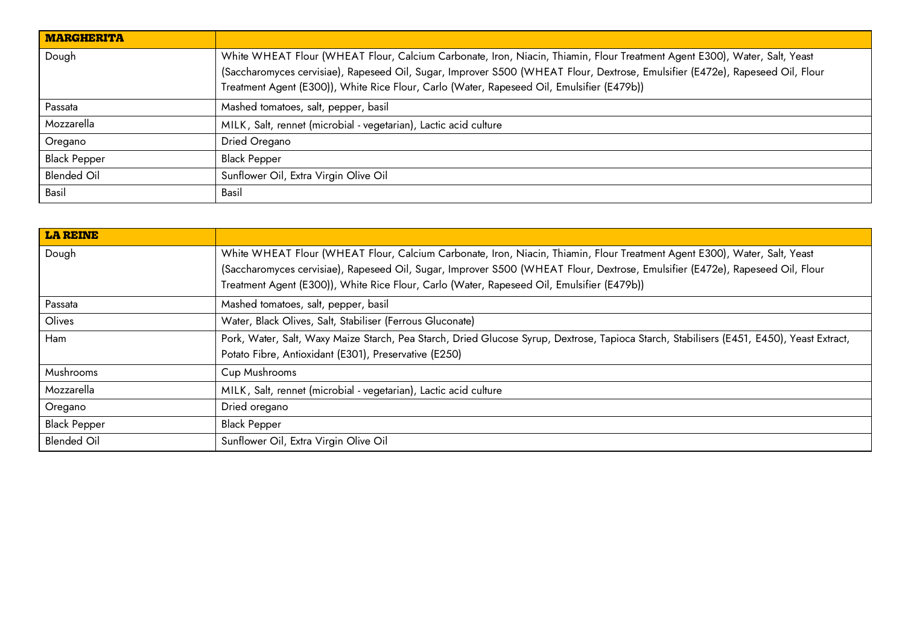| **MARGHERITA** | |
|---|---|
| Dough | White WHEAT Flour (WHEAT Flour, Calcium Carbonate, Iron, Niacin, Thiamin, Flour Treatment Agent E300), Water, Salt, Yeast (Saccharomyces cervisiae), Rapeseed Oil, Sugar, Improver S500 (WHEAT Flour, Dextrose, Emulsifier (E472e), Rapeseed Oil, Flour Treatment Agent (E300)), White Rice Flour, Carlo (Water, Rapeseed Oil, Emulsifier (E479b)) |
| Passata | Mashed tomatoes, salt, pepper, basil |
| Mozzarella | MILK, Salt, rennet (microbial - vegetarian), Lactic acid culture |
| Oregano | Dried Oregano |
| Black Pepper | Black Pepper |
| Blended Oil | Sunflower Oil, Extra Virgin Olive Oil |
| Basil | Basil |

| **LA REINE** | |
|---|---|
| Dough | White WHEAT Flour (WHEAT Flour, Calcium Carbonate, Iron, Niacin, Thiamin, Flour Treatment Agent E300), Water, Salt, Yeast (Saccharomyces cervisiae), Rapeseed Oil, Sugar, Improver S500 (WHEAT Flour, Dextrose, Emulsifier (E472e), Rapeseed Oil, Flour Treatment Agent (E300)), White Rice Flour, Carlo (Water, Rapeseed Oil, Emulsifier (E479b)) |
| Passata | Mashed tomatoes, salt, pepper, basil |
| Olives | Water, Black Olives, Salt, Stabiliser (Ferrous Gluconate) |
| Ham | Pork, Water, Salt, Waxy Maize Starch, Pea Starch, Dried Glucose Syrup, Dextrose, Tapioca Starch, Stabilisers (E451, E450), Yeast Extract, Potato Fibre, Antioxidant (E301), Preservative (E250) |
| Mushrooms | Cup Mushrooms |
| Mozzarella | MILK, Salt, rennet (microbial - vegetarian), Lactic acid culture |
| Oregano | Dried oregano |
| Black Pepper | Black Pepper |
| Blended Oil | Sunflower Oil, Extra Virgin Olive Oil |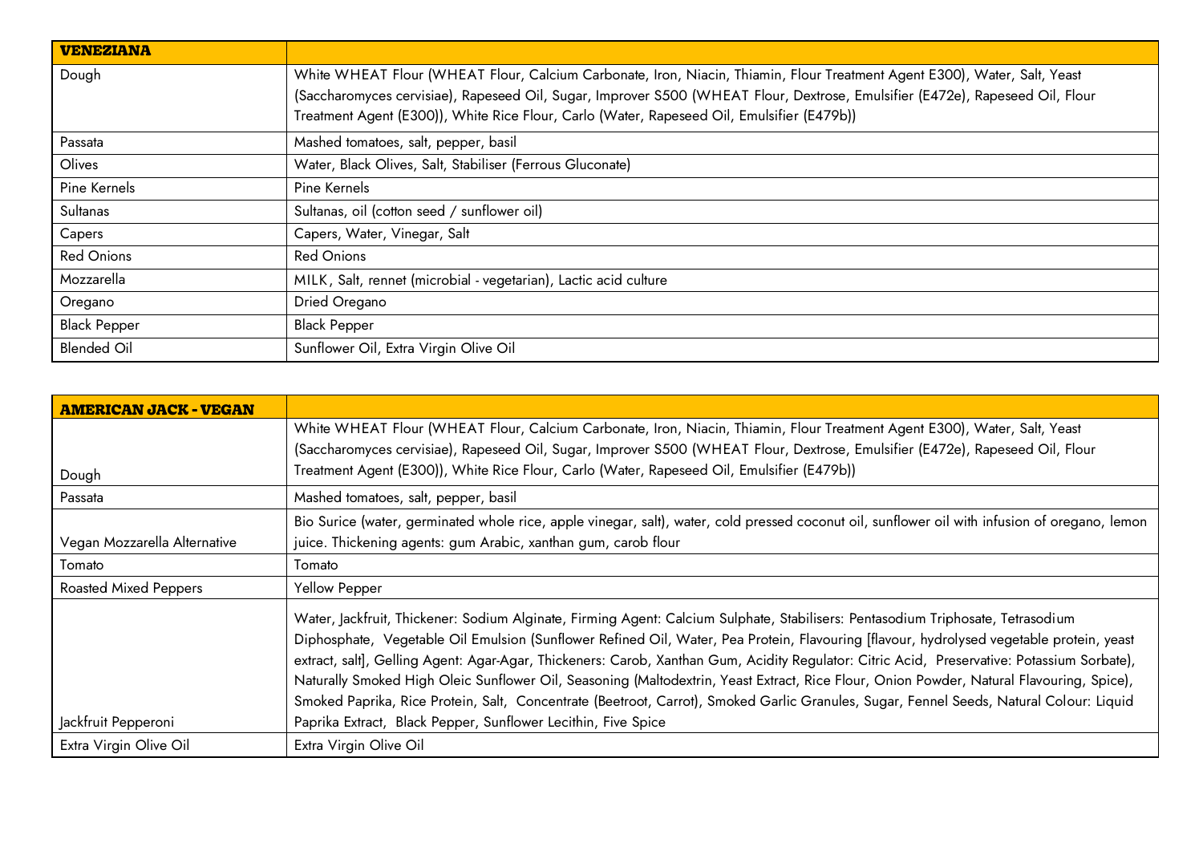| VENEZIANA | |
|---|---|
| Dough | White WHEAT Flour (WHEAT Flour, Calcium Carbonate, Iron, Niacin, Thiamin, Flour Treatment Agent E300), Water, Salt, Yeast (Saccharomyces cervisiae), Rapeseed Oil, Sugar, Improver S500 (WHEAT Flour, Dextrose, Emulsifier (E472e), Rapeseed Oil, Flour Treatment Agent (E300)), White Rice Flour, Carlo (Water, Rapeseed Oil, Emulsifier (E479b)) |
| Passata | Mashed tomatoes, salt, pepper, basil |
| Olives | Water, Black Olives, Salt, Stabiliser (Ferrous Gluconate) |
| Pine Kernels | Pine Kernels |
| Sultanas | Sultanas, oil (cotton seed / sunflower oil) |
| Capers | Capers, Water, Vinegar, Salt |
| Red Onions | Red Onions |
| Mozzarella | MILK, Salt, rennet (microbial - vegetarian), Lactic acid culture |
| Oregano | Dried Oregano |
| Black Pepper | Black Pepper |
| Blended Oil | Sunflower Oil, Extra Virgin Olive Oil |

| AMERICAN JACK - VEGAN | |
|---|---|
| Dough | White WHEAT Flour (WHEAT Flour, Calcium Carbonate, Iron, Niacin, Thiamin, Flour Treatment Agent E300), Water, Salt, Yeast (Saccharomyces cervisiae), Rapeseed Oil, Sugar, Improver S500 (WHEAT Flour, Dextrose, Emulsifier (E472e), Rapeseed Oil, Flour Treatment Agent (E300)), White Rice Flour, Carlo (Water, Rapeseed Oil, Emulsifier (E479b)) |
| Passata | Mashed tomatoes, salt, pepper, basil |
| Vegan Mozzarella Alternative | Bio Surice (water, germinated whole rice, apple vinegar, salt), water, cold pressed coconut oil, sunflower oil with infusion of oregano, lemon juice. Thickening agents: gum Arabic, xanthan gum, carob flour |
| Tomato | Tomato |
| Roasted Mixed Peppers | Yellow Pepper |
| Jackfruit Pepperoni | Water, Jackfruit, Thickener: Sodium Alginate, Firming Agent: Calcium Sulphate, Stabilisers: Pentasodium Triphosate, Tetrasodium Diphosphate, Vegetable Oil Emulsion (Sunflower Refined Oil, Water, Pea Protein, Flavouring [flavour, hydrolysed vegetable protein, yeast extract, salt], Gelling Agent: Agar-Agar, Thickeners: Carob, Xanthan Gum, Acidity Regulator: Citric Acid, Preservative: Potassium Sorbate), Naturally Smoked High Oleic Sunflower Oil, Seasoning (Maltodextrin, Yeast Extract, Rice Flour, Onion Powder, Natural Flavouring, Spice), Smoked Paprika, Rice Protein, Salt, Concentrate (Beetroot, Carrot), Smoked Garlic Granules, Sugar, Fennel Seeds, Natural Colour: Liquid Paprika Extract, Black Pepper, Sunflower Lecithin, Five Spice |
| Extra Virgin Olive Oil | Extra Virgin Olive Oil |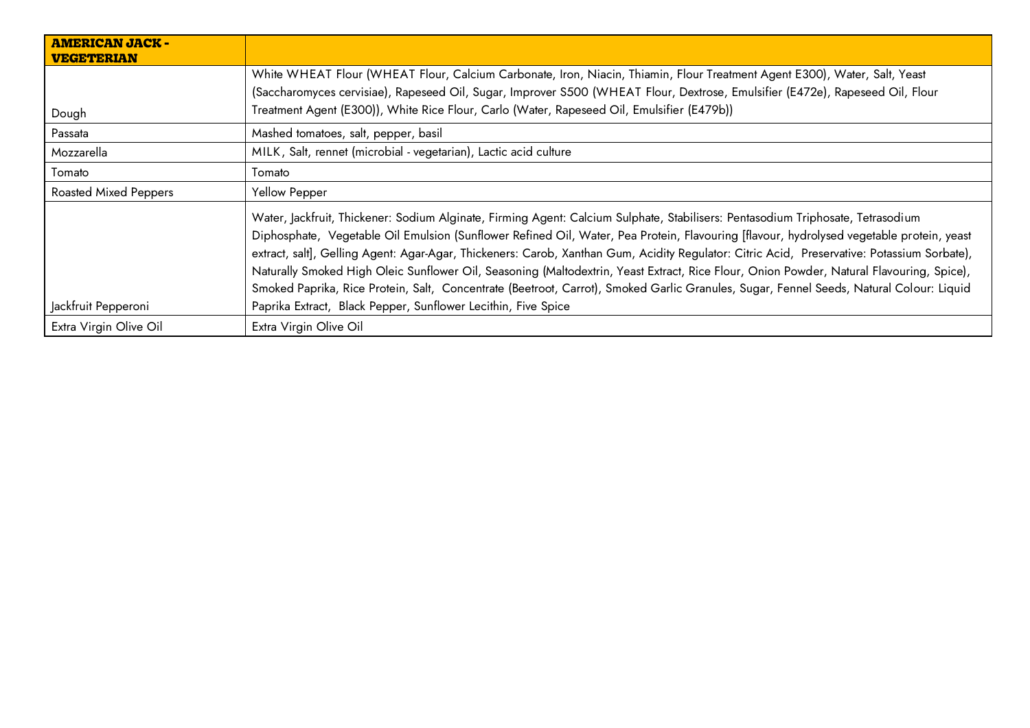| **AMERICAN JACK - VEGETERIAN** | |
|---|---|
| Dough | White WHEAT Flour (WHEAT Flour, Calcium Carbonate, Iron, Niacin, Thiamin, Flour Treatment Agent E300), Water, Salt, Yeast (Saccharomyces cervisiae), Rapeseed Oil, Sugar, Improver S500 (WHEAT Flour, Dextrose, Emulsifier (E472e), Rapeseed Oil, Flour Treatment Agent (E300)), White Rice Flour, Carlo (Water, Rapeseed Oil, Emulsifier (E479b)) |
| Passata | Mashed tomatoes, salt, pepper, basil |
| Mozzarella | MILK, Salt, rennet (microbial - vegetarian), Lactic acid culture |
| Tomato | Tomato |
| Roasted Mixed Peppers | Yellow Pepper |
| Jackfruit Pepperoni | Water, Jackfruit, Thickener: Sodium Alginate, Firming Agent: Calcium Sulphate, Stabilisers: Pentasodium Triphosate, Tetrasodium Diphosphate, Vegetable Oil Emulsion (Sunflower Refined Oil, Water, Pea Protein, Flavouring [flavour, hydrolysed vegetable protein, yeast extract, salt], Gelling Agent: Agar-Agar, Thickeners: Carob, Xanthan Gum, Acidity Regulator: Citric Acid, Preservative: Potassium Sorbate), Naturally Smoked High Oleic Sunflower Oil, Seasoning (Maltodextrin, Yeast Extract, Rice Flour, Onion Powder, Natural Flavouring, Spice), Smoked Paprika, Rice Protein, Salt, Concentrate (Beetroot, Carrot), Smoked Garlic Granules, Sugar, Fennel Seeds, Natural Colour: Liquid Paprika Extract, Black Pepper, Sunflower Lecithin, Five Spice |
| Extra Virgin Olive Oil | Extra Virgin Olive Oil |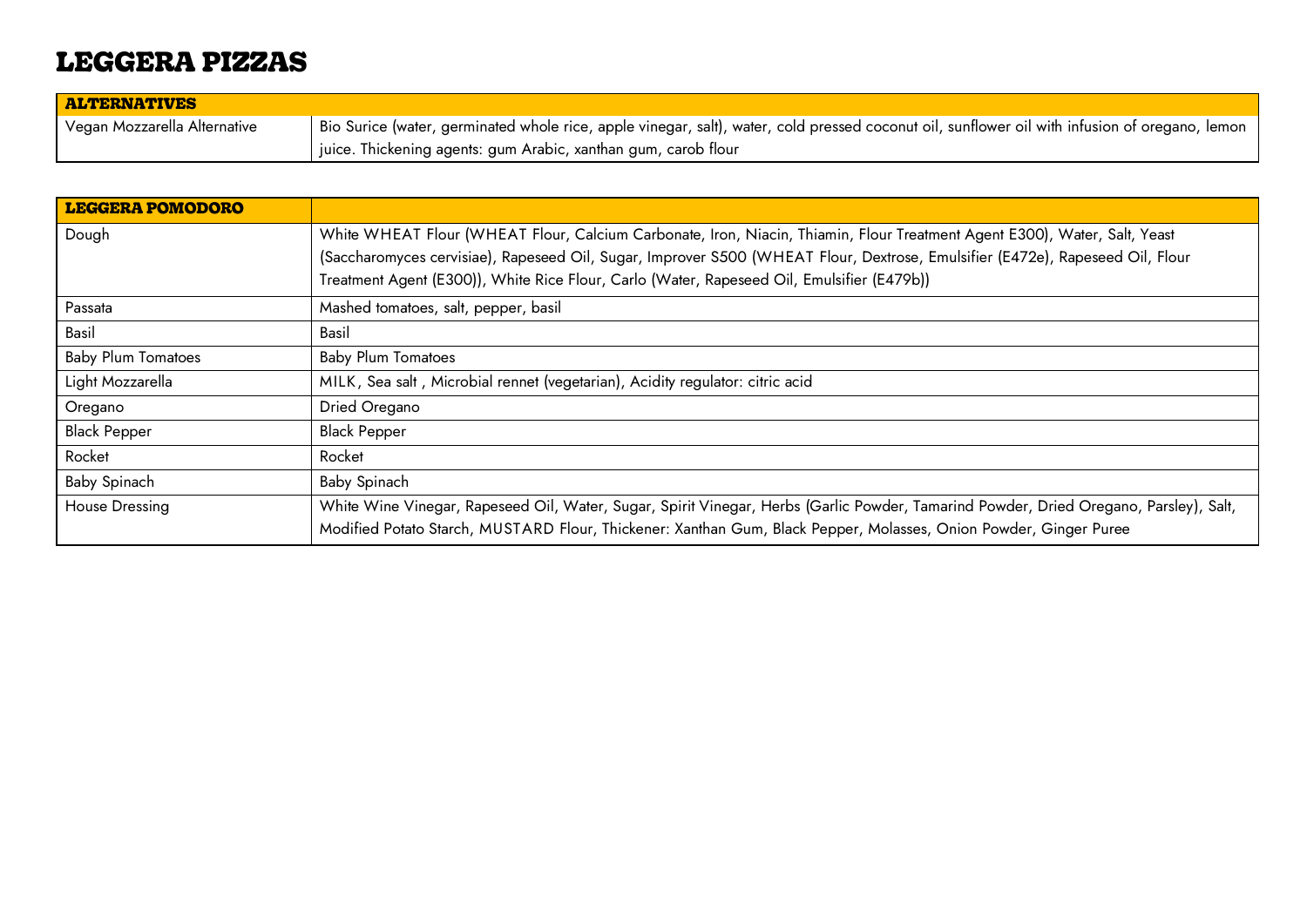# LEGGERA PIZZAS

| ALTERNATIVES | |
|---|---|
| Vegan Mozzarella Alternative | Bio Surice (water, germinated whole rice, apple vinegar, salt), water, cold pressed coconut oil, sunflower oil with infusion of oregano, lemon juice. Thickening agents: gum Arabic, xanthan gum, carob flour |

| LEGGERA POMODORO | |
|---|---|
| Dough | White WHEAT Flour (WHEAT Flour, Calcium Carbonate, Iron, Niacin, Thiamin, Flour Treatment Agent E300), Water, Salt, Yeast (Saccharomyces cervisiae), Rapeseed Oil, Sugar, Improver S500 (WHEAT Flour, Dextrose, Emulsifier (E472e), Rapeseed Oil, Flour Treatment Agent (E300)), White Rice Flour, Carlo (Water, Rapeseed Oil, Emulsifier (E479b)) |
| Passata | Mashed tomatoes, salt, pepper, basil |
| Basil | Basil |
| Baby Plum Tomatoes | Baby Plum Tomatoes |
| Light Mozzarella | MILK, Sea salt , Microbial rennet (vegetarian), Acidity regulator: citric acid |
| Oregano | Dried Oregano |
| Black Pepper | Black Pepper |
| Rocket | Rocket |
| Baby Spinach | Baby Spinach |
| House Dressing | White Wine Vinegar, Rapeseed Oil, Water, Sugar, Spirit Vinegar, Herbs (Garlic Powder, Tamarind Powder, Dried Oregano, Parsley), Salt, Modified Potato Starch, MUSTARD Flour, Thickener: Xanthan Gum, Black Pepper, Molasses, Onion Powder, Ginger Puree |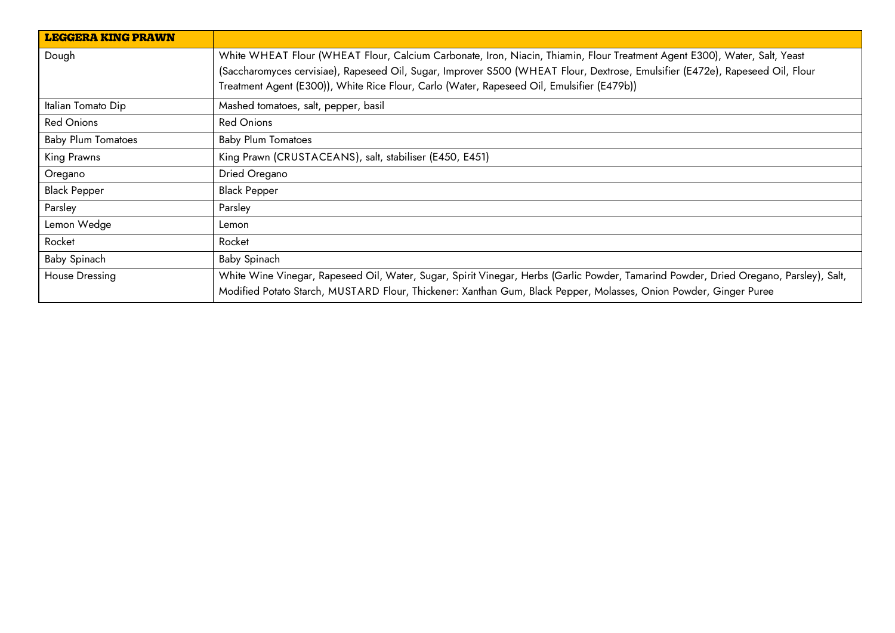| LEGGERA KING PRAWN | |
|---|---|
| Dough | White WHEAT Flour (WHEAT Flour, Calcium Carbonate, Iron, Niacin, Thiamin, Flour Treatment Agent E300), Water, Salt, Yeast (Saccharomyces cervisiae), Rapeseed Oil, Sugar, Improver S500 (WHEAT Flour, Dextrose, Emulsifier (E472e), Rapeseed Oil, Flour Treatment Agent (E300)), White Rice Flour, Carlo (Water, Rapeseed Oil, Emulsifier (E479b)) |
| Italian Tomato Dip | Mashed tomatoes, salt, pepper, basil |
| Red Onions | Red Onions |
| Baby Plum Tomatoes | Baby Plum Tomatoes |
| King Prawns | King Prawn (CRUSTACEANS), salt, stabiliser (E450, E451) |
| Oregano | Dried Oregano |
| Black Pepper | Black Pepper |
| Parsley | Parsley |
| Lemon Wedge | Lemon |
| Rocket | Rocket |
| Baby Spinach | Baby Spinach |
| House Dressing | White Wine Vinegar, Rapeseed Oil, Water, Sugar, Spirit Vinegar, Herbs (Garlic Powder, Tamarind Powder, Dried Oregano, Parsley), Salt, Modified Potato Starch, MUSTARD Flour, Thickener: Xanthan Gum, Black Pepper, Molasses, Onion Powder, Ginger Puree |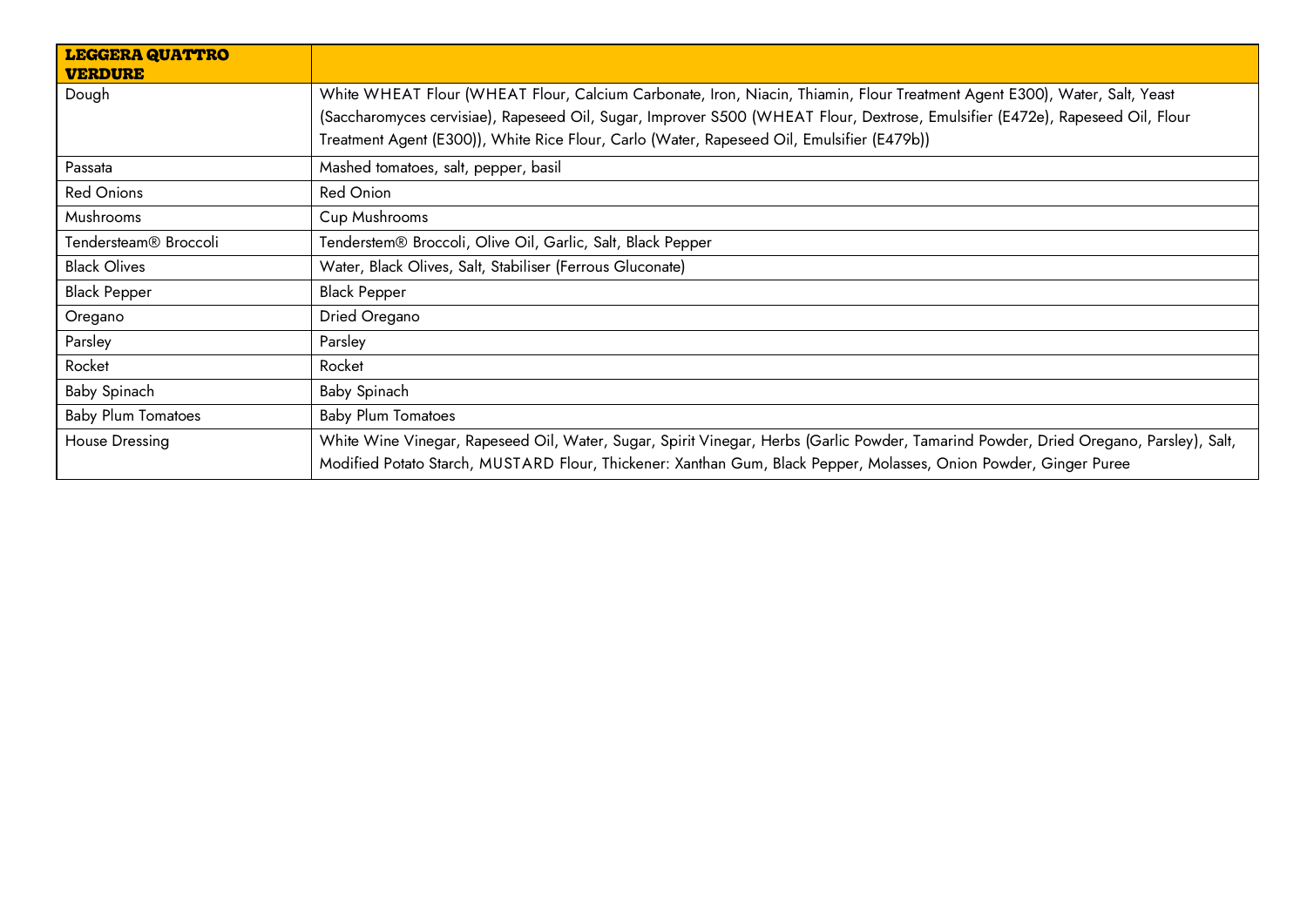| **LEGGERA QUATTRO VERDURE** | |
|---|---|
| Dough | White WHEAT Flour (WHEAT Flour, Calcium Carbonate, Iron, Niacin, Thiamin, Flour Treatment Agent E300), Water, Salt, Yeast (Saccharomyces cervisiae), Rapeseed Oil, Sugar, Improver S500 (WHEAT Flour, Dextrose, Emulsifier (E472e), Rapeseed Oil, Flour Treatment Agent (E300)), White Rice Flour, Carlo (Water, Rapeseed Oil, Emulsifier (E479b)) |
| Passata | Mashed tomatoes, salt, pepper, basil |
| Red Onions | Red Onion |
| Mushrooms | Cup Mushrooms |
| Tendersteam® Broccoli | Tenderstem® Broccoli, Olive Oil, Garlic, Salt, Black Pepper |
| Black Olives | Water, Black Olives, Salt, Stabiliser (Ferrous Gluconate) |
| Black Pepper | Black Pepper |
| Oregano | Dried Oregano |
| Parsley | Parsley |
| Rocket | Rocket |
| Baby Spinach | Baby Spinach |
| Baby Plum Tomatoes | Baby Plum Tomatoes |
| House Dressing | White Wine Vinegar, Rapeseed Oil, Water, Sugar, Spirit Vinegar, Herbs (Garlic Powder, Tamarind Powder, Dried Oregano, Parsley), Salt, Modified Potato Starch, MUSTARD Flour, Thickener: Xanthan Gum, Black Pepper, Molasses, Onion Powder, Ginger Puree |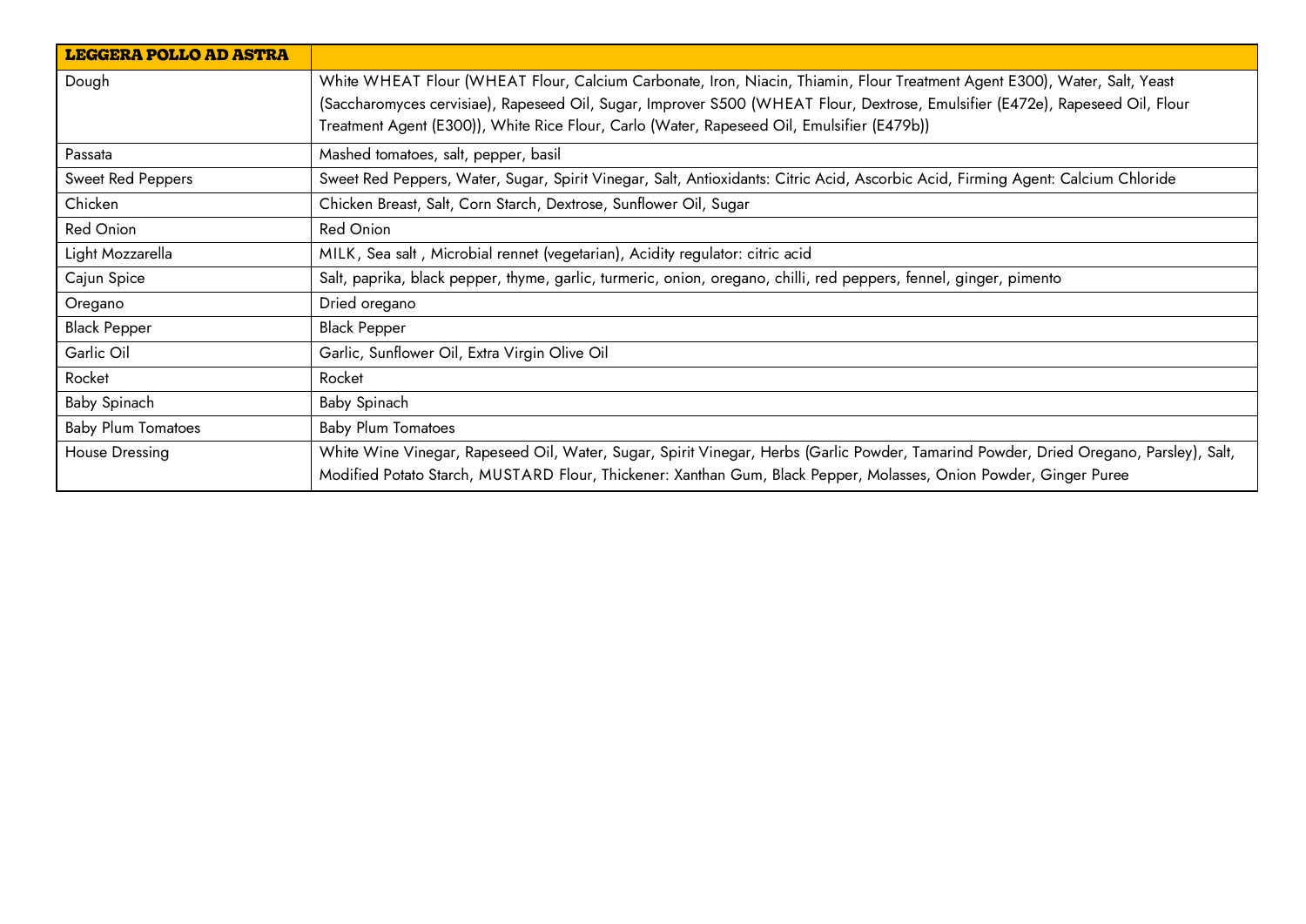| LEGGERA POLLO AD ASTRA | |
|---|---|
| Dough | White WHEAT Flour (WHEAT Flour, Calcium Carbonate, Iron, Niacin, Thiamin, Flour Treatment Agent E300), Water, Salt, Yeast (Saccharomyces cervisiae), Rapeseed Oil, Sugar, Improver S500 (WHEAT Flour, Dextrose, Emulsifier (E472e), Rapeseed Oil, Flour Treatment Agent (E300)), White Rice Flour, Carlo (Water, Rapeseed Oil, Emulsifier (E479b)) |
| Passata | Mashed tomatoes, salt, pepper, basil |
| Sweet Red Peppers | Sweet Red Peppers, Water, Sugar, Spirit Vinegar, Salt, Antioxidants: Citric Acid, Ascorbic Acid, Firming Agent: Calcium Chloride |
| Chicken | Chicken Breast, Salt, Corn Starch, Dextrose, Sunflower Oil, Sugar |
| Red Onion | Red Onion |
| Light Mozzarella | MILK, Sea salt , Microbial rennet (vegetarian), Acidity regulator: citric acid |
| Cajun Spice | Salt, paprika, black pepper, thyme, garlic, turmeric, onion, oregano, chilli, red peppers, fennel, ginger, pimento |
| Oregano | Dried oregano |
| Black Pepper | Black Pepper |
| Garlic Oil | Garlic, Sunflower Oil, Extra Virgin Olive Oil |
| Rocket | Rocket |
| Baby Spinach | Baby Spinach |
| Baby Plum Tomatoes | Baby Plum Tomatoes |
| House Dressing | White Wine Vinegar, Rapeseed Oil, Water, Sugar, Spirit Vinegar, Herbs (Garlic Powder, Tamarind Powder, Dried Oregano, Parsley), Salt, Modified Potato Starch, MUSTARD Flour, Thickener: Xanthan Gum, Black Pepper, Molasses, Onion Powder, Ginger Puree |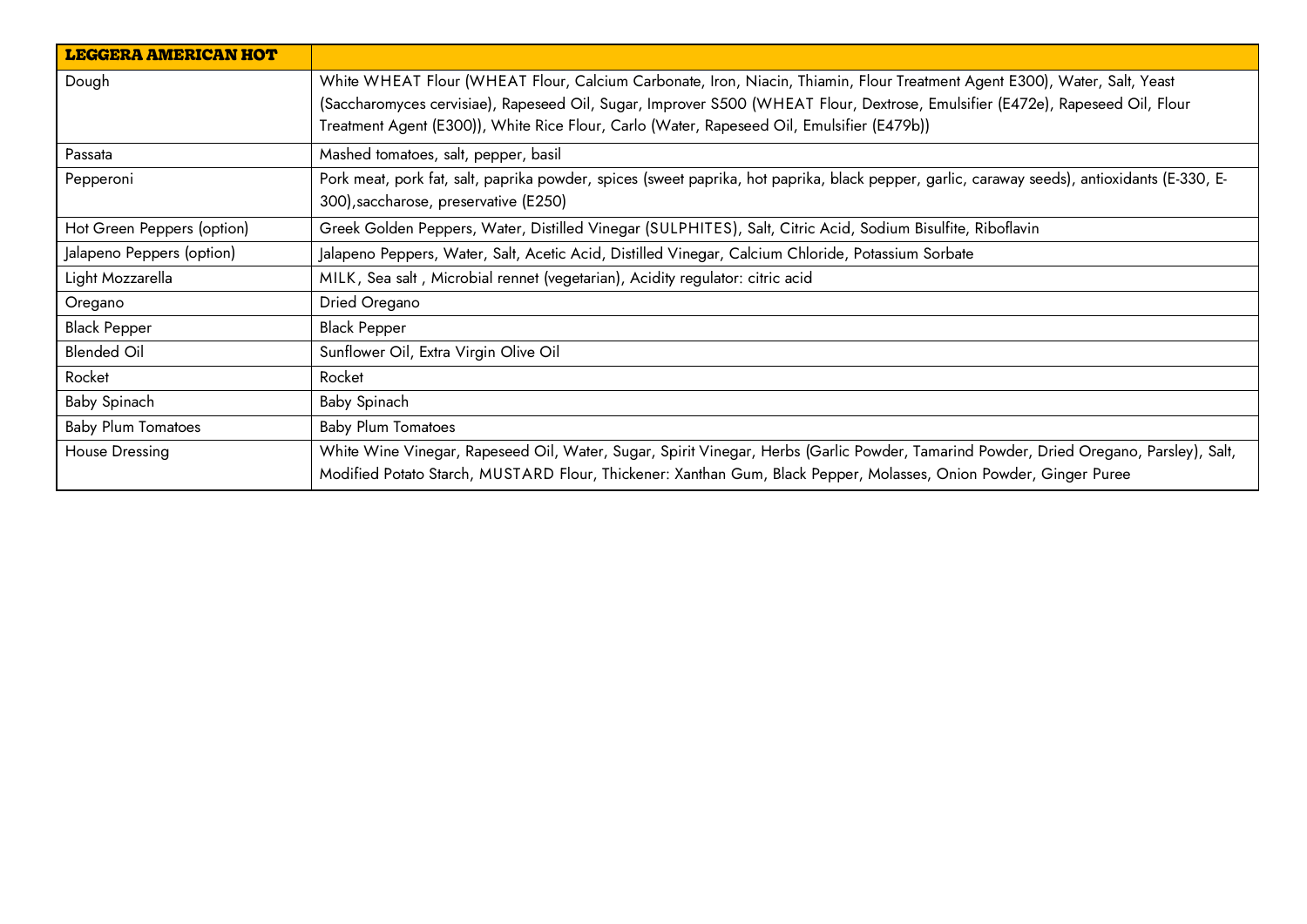| **LEGGERA AMERICAN HOT** | |
|---|---|
| Dough | White WHEAT Flour (WHEAT Flour, Calcium Carbonate, Iron, Niacin, Thiamin, Flour Treatment Agent E300), Water, Salt, Yeast (Saccharomyces cervisiae), Rapeseed Oil, Sugar, Improver S500 (WHEAT Flour, Dextrose, Emulsifier (E472e), Rapeseed Oil, Flour Treatment Agent (E300)), White Rice Flour, Carlo (Water, Rapeseed Oil, Emulsifier (E479b)) |
| Passata | Mashed tomatoes, salt, pepper, basil |
| Pepperoni | Pork meat, pork fat, salt, paprika powder, spices (sweet paprika, hot paprika, black pepper, garlic, caraway seeds), antioxidants (E-330, E-300),saccharose, preservative (E250) |
| Hot Green Peppers (option) | Greek Golden Peppers, Water, Distilled Vinegar (SULPHITES), Salt, Citric Acid, Sodium Bisulfite, Riboflavin |
| Jalapeno Peppers (option) | Jalapeno Peppers, Water, Salt, Acetic Acid, Distilled Vinegar, Calcium Chloride, Potassium Sorbate |
| Light Mozzarella | MILK, Sea salt , Microbial rennet (vegetarian), Acidity regulator: citric acid |
| Oregano | Dried Oregano |
| Black Pepper | Black Pepper |
| Blended Oil | Sunflower Oil, Extra Virgin Olive Oil |
| Rocket | Rocket |
| Baby Spinach | Baby Spinach |
| Baby Plum Tomatoes | Baby Plum Tomatoes |
| House Dressing | White Wine Vinegar, Rapeseed Oil, Water, Sugar, Spirit Vinegar, Herbs (Garlic Powder, Tamarind Powder, Dried Oregano, Parsley), Salt, Modified Potato Starch, MUSTARD Flour, Thickener: Xanthan Gum, Black Pepper, Molasses, Onion Powder, Ginger Puree |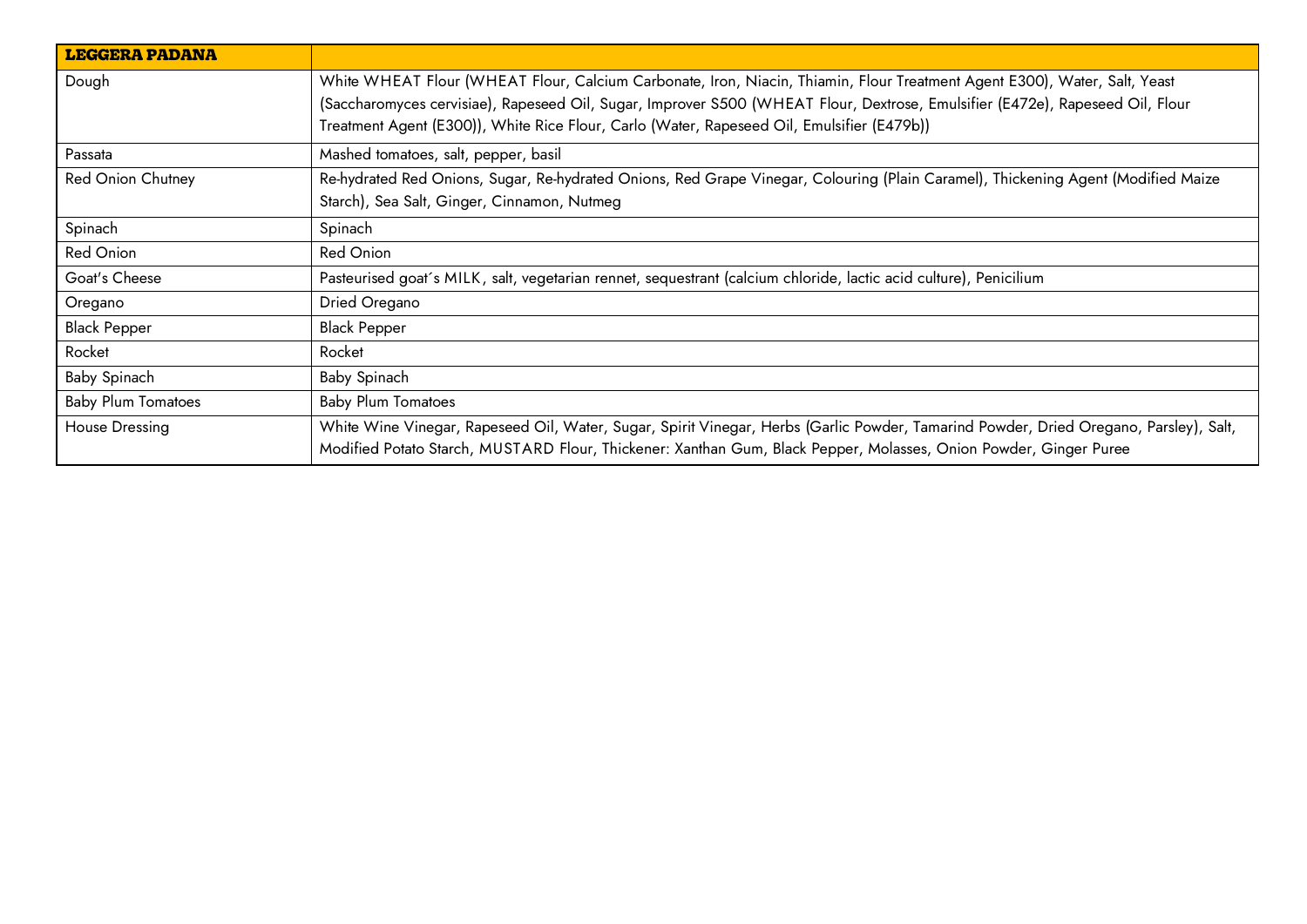| **LEGGERA PADANA** | |
|---|---|
| Dough | White WHEAT Flour (WHEAT Flour, Calcium Carbonate, Iron, Niacin, Thiamin, Flour Treatment Agent E300), Water, Salt, Yeast (Saccharomyces cervisiae), Rapeseed Oil, Sugar, Improver S500 (WHEAT Flour, Dextrose, Emulsifier (E472e), Rapeseed Oil, Flour Treatment Agent (E300)), White Rice Flour, Carlo (Water, Rapeseed Oil, Emulsifier (E479b)) |
| Passata | Mashed tomatoes, salt, pepper, basil |
| Red Onion Chutney | Re-hydrated Red Onions, Sugar, Re-hydrated Onions, Red Grape Vinegar, Colouring (Plain Caramel), Thickening Agent (Modified Maize Starch), Sea Salt, Ginger, Cinnamon, Nutmeg |
| Spinach | Spinach |
| Red Onion | Red Onion |
| Goat's Cheese | Pasteurised goat´s MILK, salt, vegetarian rennet, sequestrant (calcium chloride, lactic acid culture), Penicilium |
| Oregano | Dried Oregano |
| Black Pepper | Black Pepper |
| Rocket | Rocket |
| Baby Spinach | Baby Spinach |
| Baby Plum Tomatoes | Baby Plum Tomatoes |
| House Dressing | White Wine Vinegar, Rapeseed Oil, Water, Sugar, Spirit Vinegar, Herbs (Garlic Powder, Tamarind Powder, Dried Oregano, Parsley), Salt, Modified Potato Starch, MUSTARD Flour, Thickener: Xanthan Gum, Black Pepper, Molasses, Onion Powder, Ginger Puree |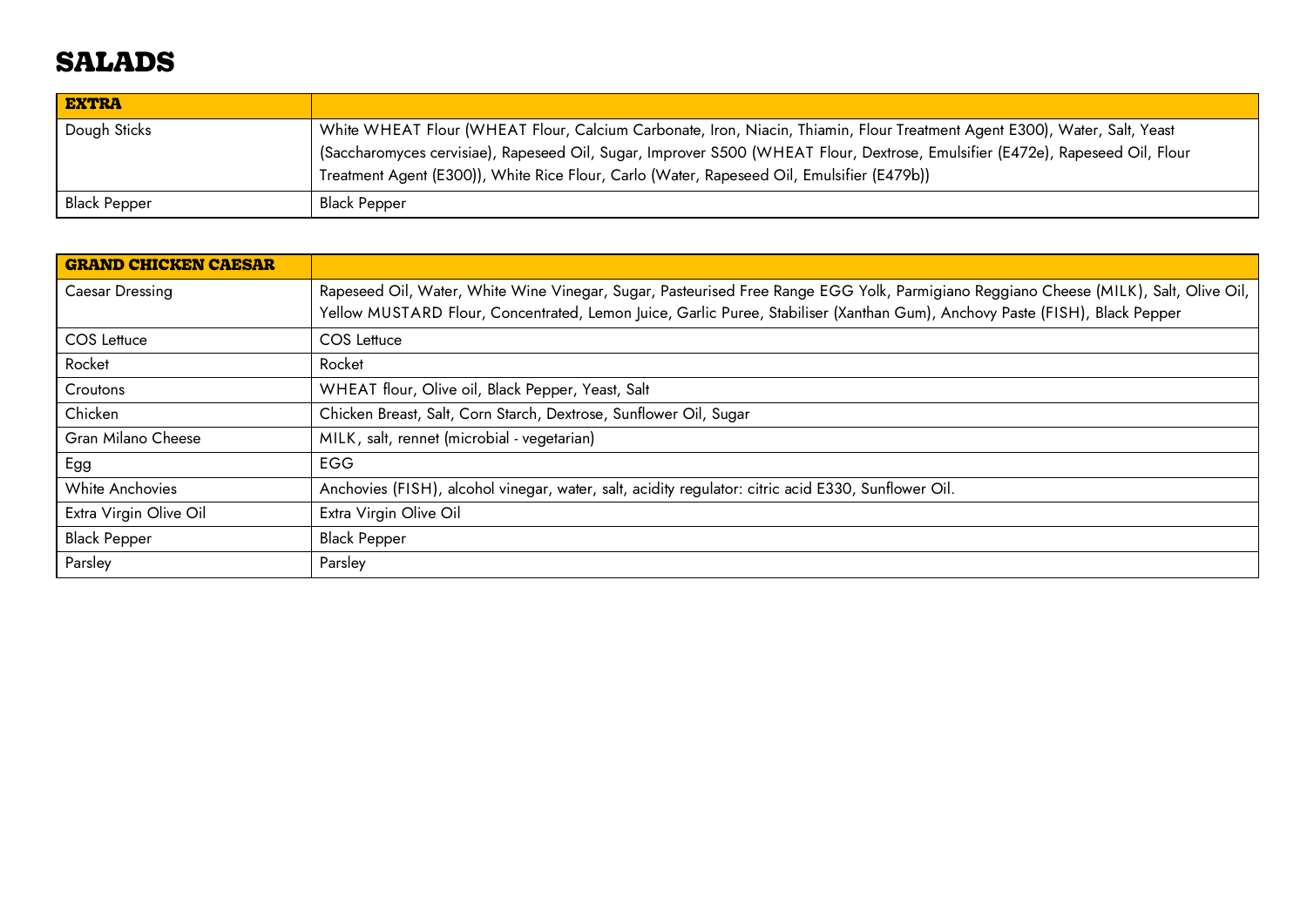# SALADS

| **EXTRA** | |
|---|---|
| Dough Sticks | White WHEAT Flour (WHEAT Flour, Calcium Carbonate, Iron, Niacin, Thiamin, Flour Treatment Agent E300), Water, Salt, Yeast (Saccharomyces cervisiae), Rapeseed Oil, Sugar, Improver S500 (WHEAT Flour, Dextrose, Emulsifier (E472e), Rapeseed Oil, Flour Treatment Agent (E300)), White Rice Flour, Carlo (Water, Rapeseed Oil, Emulsifier (E479b)) |
| Black Pepper | Black Pepper |

| **GRAND CHICKEN CAESAR** | |
|---|---|
| Caesar Dressing | Rapeseed Oil, Water, White Wine Vinegar, Sugar, Pasteurised Free Range EGG Yolk, Parmigiano Reggiano Cheese (MILK), Salt, Olive Oil, Yellow MUSTARD Flour, Concentrated, Lemon Juice, Garlic Puree, Stabiliser (Xanthan Gum), Anchovy Paste (FISH), Black Pepper |
| COS Lettuce | COS Lettuce |
| Rocket | Rocket |
| Croutons | WHEAT flour, Olive oil, Black Pepper, Yeast, Salt |
| Chicken | Chicken Breast, Salt, Corn Starch, Dextrose, Sunflower Oil, Sugar |
| Gran Milano Cheese | MILK, salt, rennet (microbial - vegetarian) |
| Egg | EGG |
| White Anchovies | Anchovies (FISH), alcohol vinegar, water, salt, acidity regulator: citric acid E330, Sunflower Oil. |
| Extra Virgin Olive Oil | Extra Virgin Olive Oil |
| Black Pepper | Black Pepper |
| Parsley | Parsley |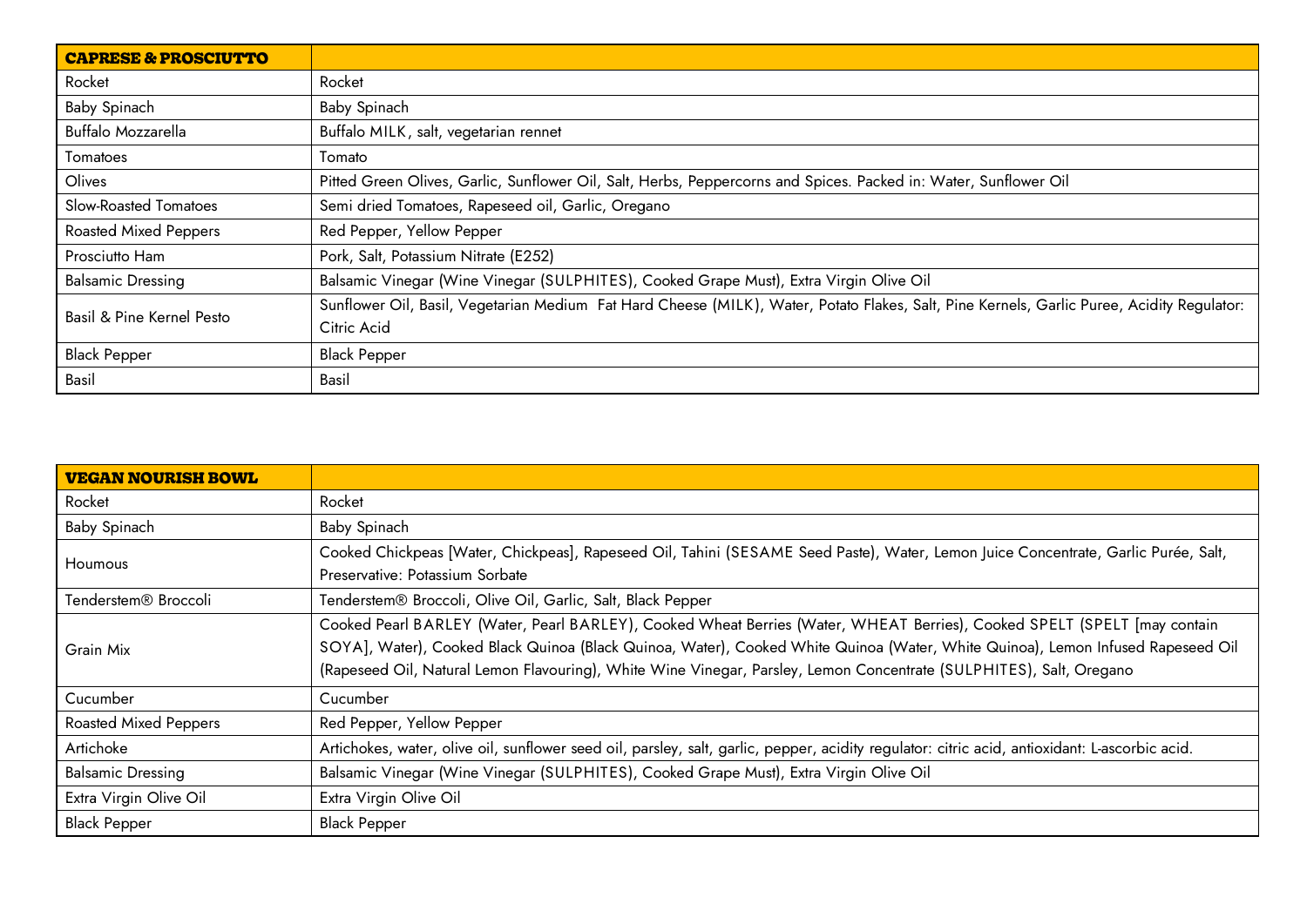| CAPRESE & PROSCIUTTO | |
|---|---|
| Rocket | Rocket |
| Baby Spinach | Baby Spinach |
| Buffalo Mozzarella | Buffalo MILK, salt, vegetarian rennet |
| Tomatoes | Tomato |
| Olives | Pitted Green Olives, Garlic, Sunflower Oil, Salt, Herbs, Peppercorns and Spices. Packed in: Water, Sunflower Oil |
| Slow-Roasted Tomatoes | Semi dried Tomatoes, Rapeseed oil, Garlic, Oregano |
| Roasted Mixed Peppers | Red Pepper, Yellow Pepper |
| Prosciutto Ham | Pork, Salt, Potassium Nitrate (E252) |
| Balsamic Dressing | Balsamic Vinegar (Wine Vinegar (SULPHITES), Cooked Grape Must), Extra Virgin Olive Oil |
| Basil & Pine Kernel Pesto | Sunflower Oil, Basil, Vegetarian Medium Fat Hard Cheese (MILK), Water, Potato Flakes, Salt, Pine Kernels, Garlic Puree, Acidity Regulator: Citric Acid |
| Black Pepper | Black Pepper |
| Basil | Basil |

| VEGAN NOURISH BOWL | |
|---|---|
| Rocket | Rocket |
| Baby Spinach | Baby Spinach |
| Houmous | Cooked Chickpeas [Water, Chickpeas], Rapeseed Oil, Tahini (SESAME Seed Paste), Water, Lemon Juice Concentrate, Garlic Purée, Salt, Preservative: Potassium Sorbate |
| Tenderstem® Broccoli | Tenderstem® Broccoli, Olive Oil, Garlic, Salt, Black Pepper |
| Grain Mix | Cooked Pearl BARLEY (Water, Pearl BARLEY), Cooked Wheat Berries (Water, WHEAT Berries), Cooked SPELT (SPELT [may contain SOYA], Water), Cooked Black Quinoa (Black Quinoa, Water), Cooked White Quinoa (Water, White Quinoa), Lemon Infused Rapeseed Oil (Rapeseed Oil, Natural Lemon Flavouring), White Wine Vinegar, Parsley, Lemon Concentrate (SULPHITES), Salt, Oregano |
| Cucumber | Cucumber |
| Roasted Mixed Peppers | Red Pepper, Yellow Pepper |
| Artichoke | Artichokes, water, olive oil, sunflower seed oil, parsley, salt, garlic, pepper, acidity regulator: citric acid, antioxidant: L-ascorbic acid. |
| Balsamic Dressing | Balsamic Vinegar (Wine Vinegar (SULPHITES), Cooked Grape Must), Extra Virgin Olive Oil |
| Extra Virgin Olive Oil | Extra Virgin Olive Oil |
| Black Pepper | Black Pepper |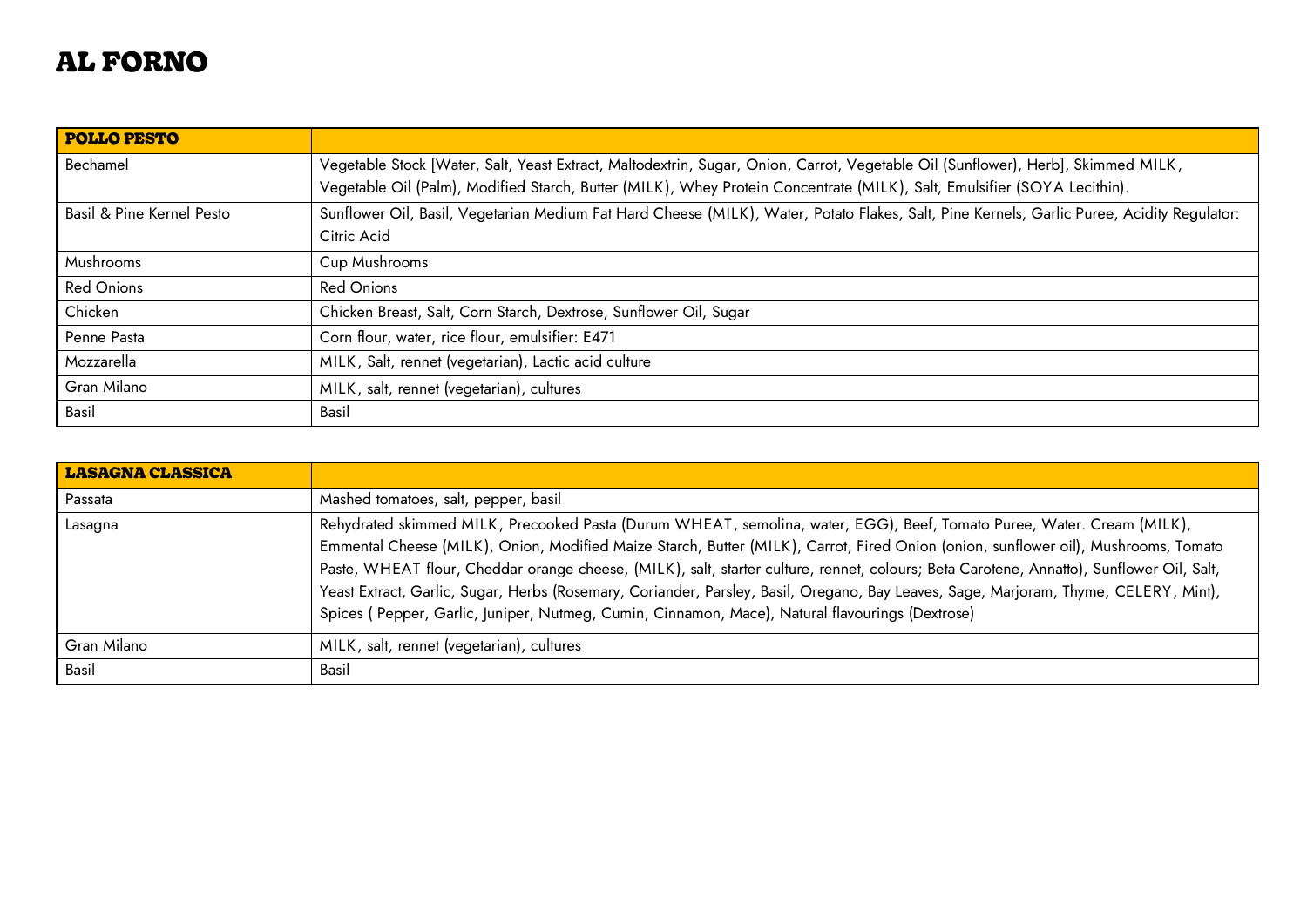# AL FORNO

| **POLLO PESTO** | |
|---|---|
| Bechamel | Vegetable Stock [Water, Salt, Yeast Extract, Maltodextrin, Sugar, Onion, Carrot, Vegetable Oil (Sunflower), Herb], Skimmed MILK, Vegetable Oil (Palm), Modified Starch, Butter (MILK), Whey Protein Concentrate (MILK), Salt, Emulsifier (SOYA Lecithin). |
| Basil & Pine Kernel Pesto | Sunflower Oil, Basil, Vegetarian Medium Fat Hard Cheese (MILK), Water, Potato Flakes, Salt, Pine Kernels, Garlic Puree, Acidity Regulator: Citric Acid |
| Mushrooms | Cup Mushrooms |
| Red Onions | Red Onions |
| Chicken | Chicken Breast, Salt, Corn Starch, Dextrose, Sunflower Oil, Sugar |
| Penne Pasta | Corn flour, water, rice flour, emulsifier: E471 |
| Mozzarella | MILK, Salt, rennet (vegetarian), Lactic acid culture |
| Gran Milano | MILK, salt, rennet (vegetarian), cultures |
| Basil | Basil |

| **LASAGNA CLASSICA** | |
|---|---|
| Passata | Mashed tomatoes, salt, pepper, basil |
| Lasagna | Rehydrated skimmed MILK, Precooked Pasta (Durum WHEAT, semolina, water, EGG), Beef, Tomato Puree, Water. Cream (MILK), Emmental Cheese (MILK), Onion, Modified Maize Starch, Butter (MILK), Carrot, Fired Onion (onion, sunflower oil), Mushrooms, Tomato Paste, WHEAT flour, Cheddar orange cheese, (MILK), salt, starter culture, rennet, colours; Beta Carotene, Annatto), Sunflower Oil, Salt, Yeast Extract, Garlic, Sugar, Herbs (Rosemary, Coriander, Parsley, Basil, Oregano, Bay Leaves, Sage, Marjoram, Thyme, CELERY, Mint), Spices ( Pepper, Garlic, Juniper, Nutmeg, Cumin, Cinnamon, Mace), Natural flavourings (Dextrose) |
| Gran Milano | MILK, salt, rennet (vegetarian), cultures |
| Basil | Basil |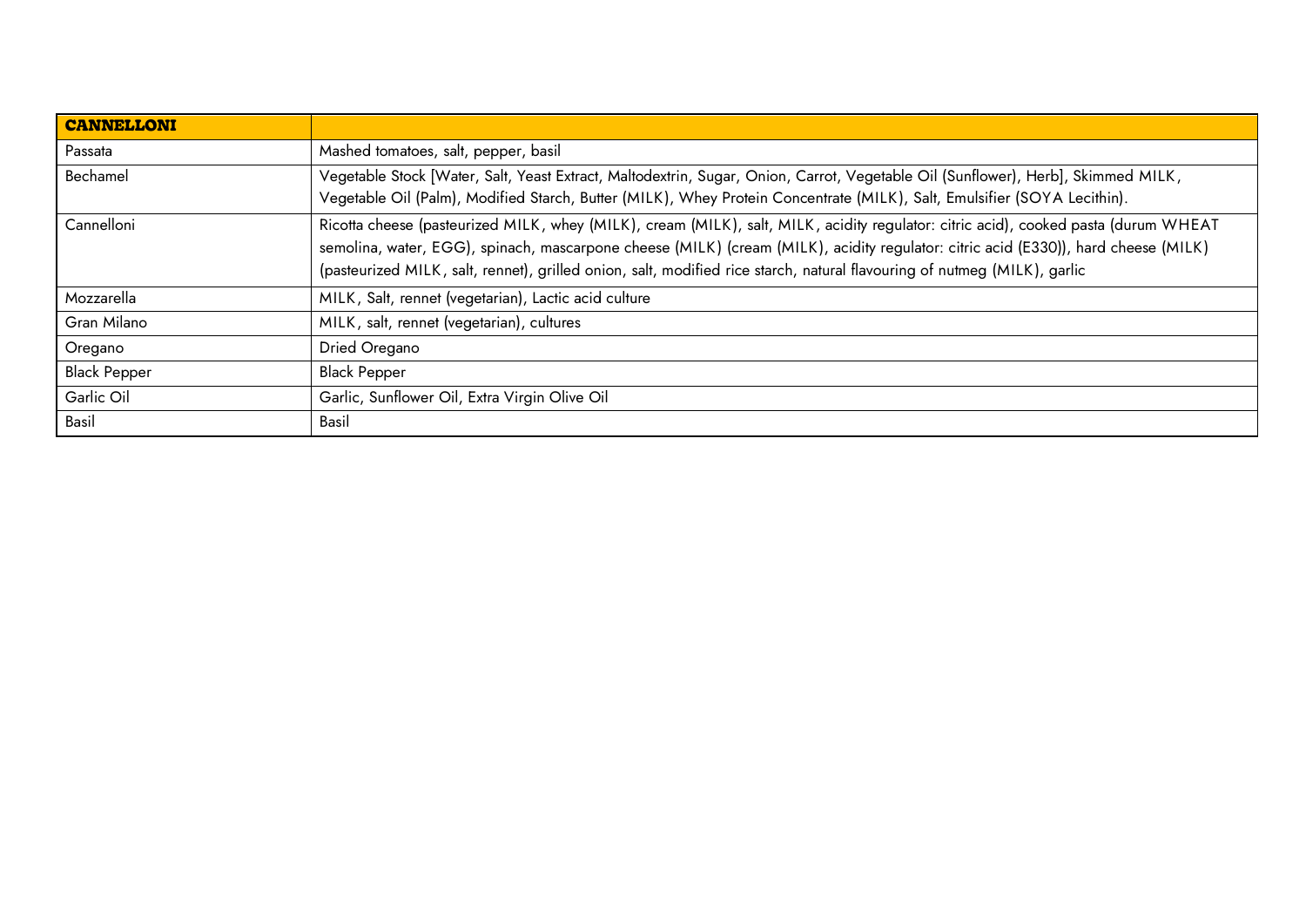| **CANNELLONI** | |
|---|---|
| Passata | Mashed tomatoes, salt, pepper, basil |
| Bechamel | Vegetable Stock [Water, Salt, Yeast Extract, Maltodextrin, Sugar, Onion, Carrot, Vegetable Oil (Sunflower), Herb], Skimmed MILK, Vegetable Oil (Palm), Modified Starch, Butter (MILK), Whey Protein Concentrate (MILK), Salt, Emulsifier (SOYA Lecithin). |
| Cannelloni | Ricotta cheese (pasteurized MILK, whey (MILK), cream (MILK), salt, MILK, acidity regulator: citric acid), cooked pasta (durum WHEAT semolina, water, EGG), spinach, mascarpone cheese (MILK) (cream (MILK), acidity regulator: citric acid (E330)), hard cheese (MILK) (pasteurized MILK, salt, rennet), grilled onion, salt, modified rice starch, natural flavouring of nutmeg (MILK), garlic |
| Mozzarella | MILK, Salt, rennet (vegetarian), Lactic acid culture |
| Gran Milano | MILK, salt, rennet (vegetarian), cultures |
| Oregano | Dried Oregano |
| Black Pepper | Black Pepper |
| Garlic Oil | Garlic, Sunflower Oil, Extra Virgin Olive Oil |
| Basil | Basil |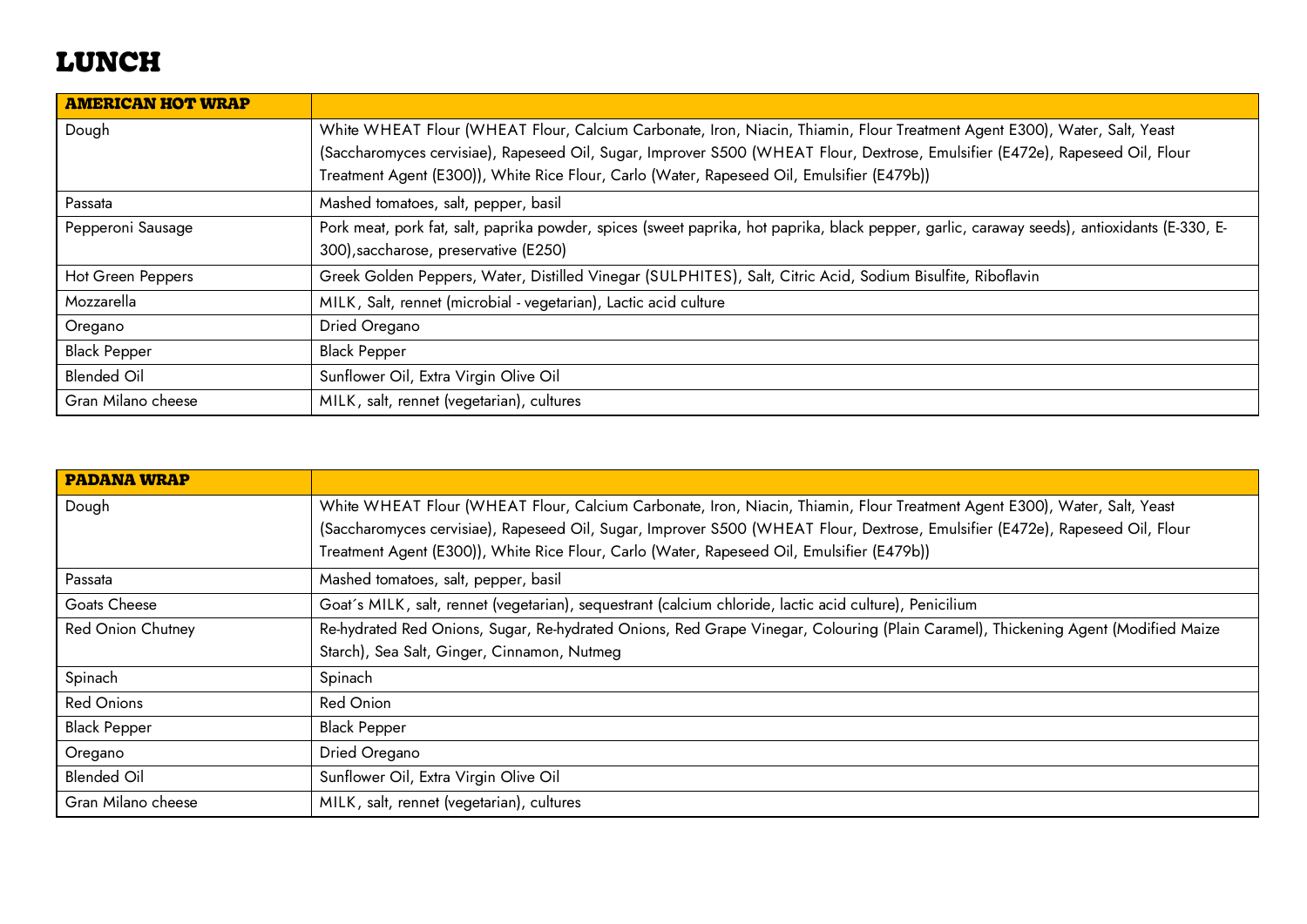# LUNCH

| AMERICAN HOT WRAP | |
|---|---|
| Dough | White WHEAT Flour (WHEAT Flour, Calcium Carbonate, Iron, Niacin, Thiamin, Flour Treatment Agent E300), Water, Salt, Yeast (Saccharomyces cervisiae), Rapeseed Oil, Sugar, Improver S500 (WHEAT Flour, Dextrose, Emulsifier (E472e), Rapeseed Oil, Flour Treatment Agent (E300)), White Rice Flour, Carlo (Water, Rapeseed Oil, Emulsifier (E479b)) |
| Passata | Mashed tomatoes, salt, pepper, basil |
| Pepperoni Sausage | Pork meat, pork fat, salt, paprika powder, spices (sweet paprika, hot paprika, black pepper, garlic, caraway seeds), antioxidants (E-330, E-300),saccharose, preservative (E250) |
| Hot Green Peppers | Greek Golden Peppers, Water, Distilled Vinegar (SULPHITES), Salt, Citric Acid, Sodium Bisulfite, Riboflavin |
| Mozzarella | MILK, Salt, rennet (microbial - vegetarian), Lactic acid culture |
| Oregano | Dried Oregano |
| Black Pepper | Black Pepper |
| Blended Oil | Sunflower Oil, Extra Virgin Olive Oil |
| Gran Milano cheese | MILK, salt, rennet (vegetarian), cultures |

| PADANA WRAP | |
|---|---|
| Dough | White WHEAT Flour (WHEAT Flour, Calcium Carbonate, Iron, Niacin, Thiamin, Flour Treatment Agent E300), Water, Salt, Yeast (Saccharomyces cervisiae), Rapeseed Oil, Sugar, Improver S500 (WHEAT Flour, Dextrose, Emulsifier (E472e), Rapeseed Oil, Flour Treatment Agent (E300)), White Rice Flour, Carlo (Water, Rapeseed Oil, Emulsifier (E479b)) |
| Passata | Mashed tomatoes, salt, pepper, basil |
| Goats Cheese | Goat´s MILK, salt, rennet (vegetarian), sequestrant (calcium chloride, lactic acid culture), Penicilium |
| Red Onion Chutney | Re-hydrated Red Onions, Sugar, Re-hydrated Onions, Red Grape Vinegar, Colouring (Plain Caramel), Thickening Agent (Modified Maize Starch), Sea Salt, Ginger, Cinnamon, Nutmeg |
| Spinach | Spinach |
| Red Onions | Red Onion |
| Black Pepper | Black Pepper |
| Oregano | Dried Oregano |
| Blended Oil | Sunflower Oil, Extra Virgin Olive Oil |
| Gran Milano cheese | MILK, salt, rennet (vegetarian), cultures |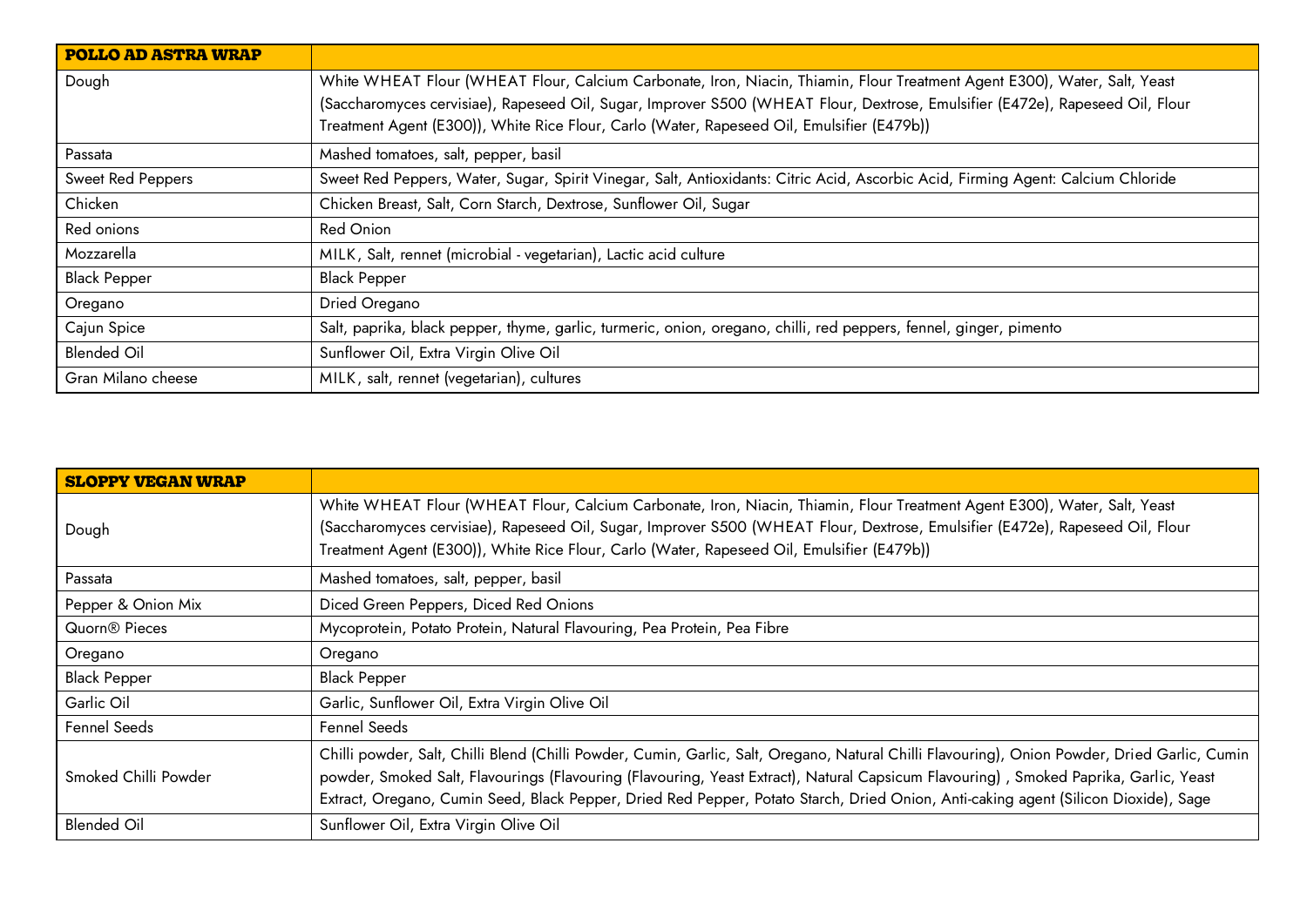| POLLO AD ASTRA WRAP | |
|---|---|
| Dough | White WHEAT Flour (WHEAT Flour, Calcium Carbonate, Iron, Niacin, Thiamin, Flour Treatment Agent E300), Water, Salt, Yeast (Saccharomyces cervisiae), Rapeseed Oil, Sugar, Improver S500 (WHEAT Flour, Dextrose, Emulsifier (E472e), Rapeseed Oil, Flour Treatment Agent (E300)), White Rice Flour, Carlo (Water, Rapeseed Oil, Emulsifier (E479b)) |
| Passata | Mashed tomatoes, salt, pepper, basil |
| Sweet Red Peppers | Sweet Red Peppers, Water, Sugar, Spirit Vinegar, Salt, Antioxidants: Citric Acid, Ascorbic Acid, Firming Agent: Calcium Chloride |
| Chicken | Chicken Breast, Salt, Corn Starch, Dextrose, Sunflower Oil, Sugar |
| Red onions | Red Onion |
| Mozzarella | MILK, Salt, rennet (microbial - vegetarian), Lactic acid culture |
| Black Pepper | Black Pepper |
| Oregano | Dried Oregano |
| Cajun Spice | Salt, paprika, black pepper, thyme, garlic, turmeric, onion, oregano, chilli, red peppers, fennel, ginger, pimento |
| Blended Oil | Sunflower Oil, Extra Virgin Olive Oil |
| Gran Milano cheese | MILK, salt, rennet (vegetarian), cultures |

| SLOPPY VEGAN WRAP | |
|---|---|
| Dough | White WHEAT Flour (WHEAT Flour, Calcium Carbonate, Iron, Niacin, Thiamin, Flour Treatment Agent E300), Water, Salt, Yeast (Saccharomyces cervisiae), Rapeseed Oil, Sugar, Improver S500 (WHEAT Flour, Dextrose, Emulsifier (E472e), Rapeseed Oil, Flour Treatment Agent (E300)), White Rice Flour, Carlo (Water, Rapeseed Oil, Emulsifier (E479b)) |
| Passata | Mashed tomatoes, salt, pepper, basil |
| Pepper & Onion Mix | Diced Green Peppers, Diced Red Onions |
| Quorn® Pieces | Mycoprotein, Potato Protein, Natural Flavouring, Pea Protein, Pea Fibre |
| Oregano | Oregano |
| Black Pepper | Black Pepper |
| Garlic Oil | Garlic, Sunflower Oil, Extra Virgin Olive Oil |
| Fennel Seeds | Fennel Seeds |
| Smoked Chilli Powder | Chilli powder, Salt, Chilli Blend (Chilli Powder, Cumin, Garlic, Salt, Oregano, Natural Chilli Flavouring), Onion Powder, Dried Garlic, Cumin powder, Smoked Salt, Flavourings (Flavouring (Flavouring, Yeast Extract), Natural Capsicum Flavouring) , Smoked Paprika, Garlic, Yeast Extract, Oregano, Cumin Seed, Black Pepper, Dried Red Pepper, Potato Starch, Dried Onion, Anti-caking agent (Silicon Dioxide), Sage |
| Blended Oil | Sunflower Oil, Extra Virgin Olive Oil |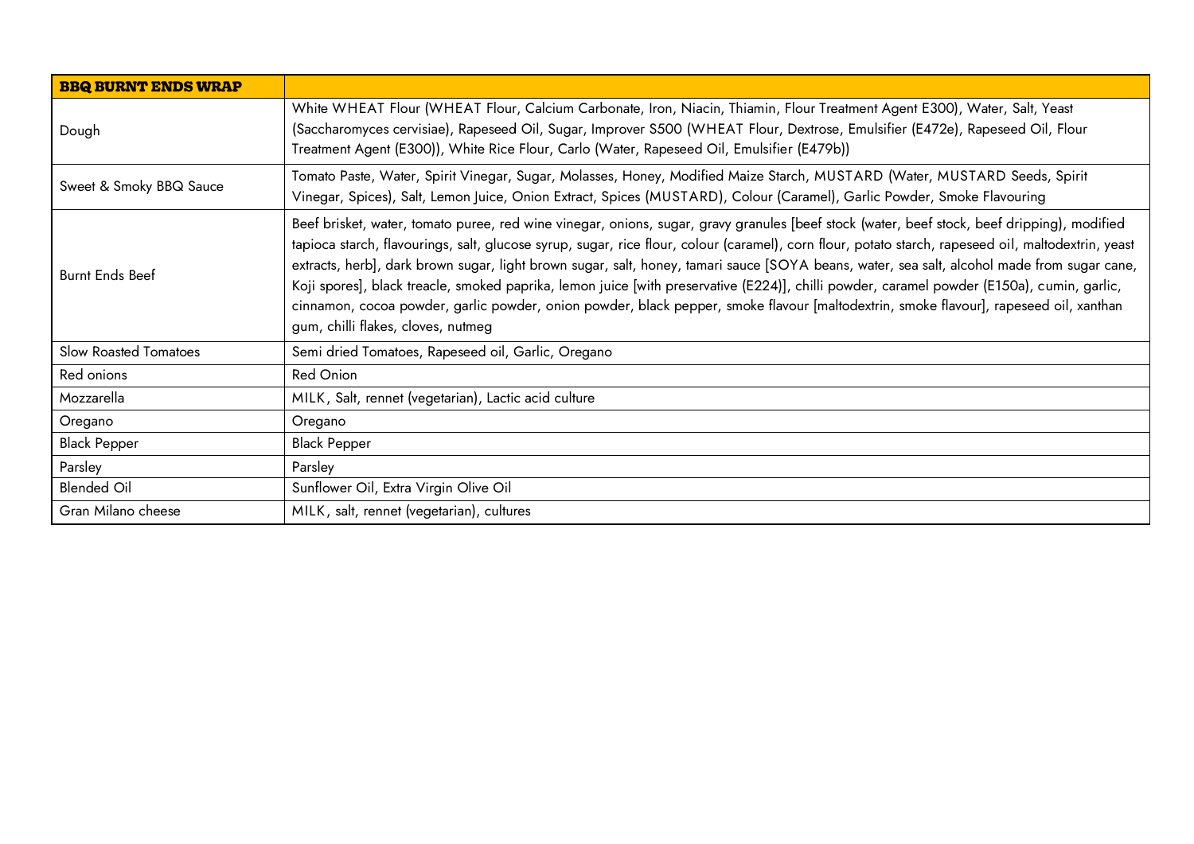| BBQ BURNT ENDS WRAP | |
|---|---|
| Dough | White WHEAT Flour (WHEAT Flour, Calcium Carbonate, Iron, Niacin, Thiamin, Flour Treatment Agent E300), Water, Salt, Yeast (Saccharomyces cervisiae), Rapeseed Oil, Sugar, Improver S500 (WHEAT Flour, Dextrose, Emulsifier (E472e), Rapeseed Oil, Flour Treatment Agent (E300)), White Rice Flour, Carlo (Water, Rapeseed Oil, Emulsifier (E479b)) |
| Sweet & Smoky BBQ Sauce | Tomato Paste, Water, Spirit Vinegar, Sugar, Molasses, Honey, Modified Maize Starch, MUSTARD (Water, MUSTARD Seeds, Spirit Vinegar, Spices), Salt, Lemon Juice, Onion Extract, Spices (MUSTARD), Colour (Caramel), Garlic Powder, Smoke Flavouring |
| Burnt Ends Beef | Beef brisket, water, tomato puree, red wine vinegar, onions, sugar, gravy granules [beef stock (water, beef stock, beef dripping), modified tapioca starch, flavourings, salt, glucose syrup, sugar, rice flour, colour (caramel), corn flour, potato starch, rapeseed oil, maltodextrin, yeast extracts, herb], dark brown sugar, light brown sugar, salt, honey, tamari sauce [SOYA beans, water, sea salt, alcohol made from sugar cane, Koji spores], black treacle, smoked paprika, lemon juice [with preservative (E224)], chilli powder, caramel powder (E150a), cumin, garlic, cinnamon, cocoa powder, garlic powder, onion powder, black pepper, smoke flavour [maltodextrin, smoke flavour], rapeseed oil, xanthan gum, chilli flakes, cloves, nutmeg |
| Slow Roasted Tomatoes | Semi dried Tomatoes, Rapeseed oil, Garlic, Oregano |
| Red onions | Red Onion |
| Mozzarella | MILK, Salt, rennet (vegetarian), Lactic acid culture |
| Oregano | Oregano |
| Black Pepper | Black Pepper |
| Parsley | Parsley |
| Blended Oil | Sunflower Oil, Extra Virgin Olive Oil |
| Gran Milano cheese | MILK, salt, rennet (vegetarian), cultures |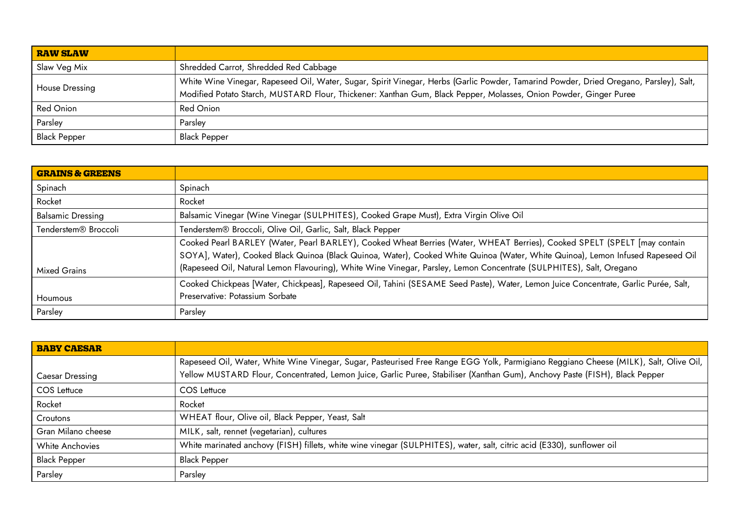| **RAW SLAW** | |
| --- | --- |
| Slaw Veg Mix | Shredded Carrot, Shredded Red Cabbage |
| House Dressing | White Wine Vinegar, Rapeseed Oil, Water, Sugar, Spirit Vinegar, Herbs (Garlic Powder, Tamarind Powder, Dried Oregano, Parsley), Salt, Modified Potato Starch, MUSTARD Flour, Thickener: Xanthan Gum, Black Pepper, Molasses, Onion Powder, Ginger Puree |
| Red Onion | Red Onion |
| Parsley | Parsley |
| Black Pepper | Black Pepper |

| **GRAINS & GREENS** | |
| --- | --- |
| Spinach | Spinach |
| Rocket | Rocket |
| Balsamic Dressing | Balsamic Vinegar (Wine Vinegar (SULPHITES), Cooked Grape Must), Extra Virgin Olive Oil |
| Tenderstem® Broccoli | Tenderstem® Broccoli, Olive Oil, Garlic, Salt, Black Pepper |
| Mixed Grains | Cooked Pearl BARLEY (Water, Pearl BARLEY), Cooked Wheat Berries (Water, WHEAT Berries), Cooked SPELT (SPELT [may contain SOYA], Water), Cooked Black Quinoa (Black Quinoa, Water), Cooked White Quinoa (Water, White Quinoa), Lemon Infused Rapeseed Oil (Rapeseed Oil, Natural Lemon Flavouring), White Wine Vinegar, Parsley, Lemon Concentrate (SULPHITES), Salt, Oregano |
| Houmous | Cooked Chickpeas [Water, Chickpeas], Rapeseed Oil, Tahini (SESAME Seed Paste), Water, Lemon Juice Concentrate, Garlic Purée, Salt, Preservative: Potassium Sorbate |
| Parsley | Parsley |

| **BABY CAESAR** | |
| --- | --- |
| Caesar Dressing | Rapeseed Oil, Water, White Wine Vinegar, Sugar, Pasteurised Free Range EGG Yolk, Parmigiano Reggiano Cheese (MILK), Salt, Olive Oil, Yellow MUSTARD Flour, Concentrated, Lemon Juice, Garlic Puree, Stabiliser (Xanthan Gum), Anchovy Paste (FISH), Black Pepper |
| COS Lettuce | COS Lettuce |
| Rocket | Rocket |
| Croutons | WHEAT flour, Olive oil, Black Pepper, Yeast, Salt |
| Gran Milano cheese | MILK, salt, rennet (vegetarian), cultures |
| White Anchovies | White marinated anchovy (FISH) fillets, white wine vinegar (SULPHITES), water, salt, citric acid (E330), sunflower oil |
| Black Pepper | Black Pepper |
| Parsley | Parsley |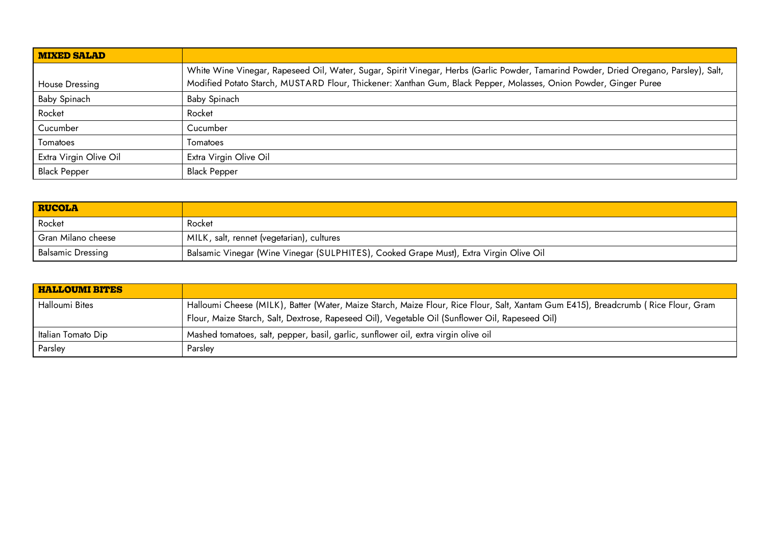| **MIXED SALAD** | |
|---|---|
| House Dressing | White Wine Vinegar, Rapeseed Oil, Water, Sugar, Spirit Vinegar, Herbs (Garlic Powder, Tamarind Powder, Dried Oregano, Parsley), Salt, Modified Potato Starch, MUSTARD Flour, Thickener: Xanthan Gum, Black Pepper, Molasses, Onion Powder, Ginger Puree |
| Baby Spinach | Baby Spinach |
| Rocket | Rocket |
| Cucumber | Cucumber |
| Tomatoes | Tomatoes |
| Extra Virgin Olive Oil | Extra Virgin Olive Oil |
| Black Pepper | Black Pepper |

| **RUCOLA** | |
|---|---|
| Rocket | Rocket |
| Gran Milano cheese | MILK, salt, rennet (vegetarian), cultures |
| Balsamic Dressing | Balsamic Vinegar (Wine Vinegar (SULPHITES), Cooked Grape Must), Extra Virgin Olive Oil |

| **HALLOUMI BITES** | |
|---|---|
| Halloumi Bites | Halloumi Cheese (MILK), Batter (Water, Maize Starch, Maize Flour, Rice Flour, Salt, Xantam Gum E415), Breadcrumb ( Rice Flour, Gram Flour, Maize Starch, Salt, Dextrose, Rapeseed Oil), Vegetable Oil (Sunflower Oil, Rapeseed Oil) |
| Italian Tomato Dip | Mashed tomatoes, salt, pepper, basil, garlic, sunflower oil, extra virgin olive oil |
| Parsley | Parsley |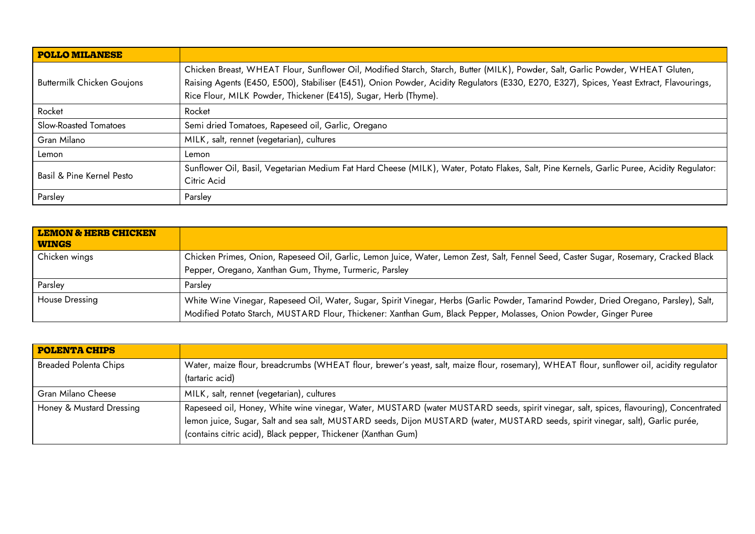| POLLO MILANESE | |
|---|---|
| Buttermilk Chicken Goujons | Chicken Breast, WHEAT Flour, Sunflower Oil, Modified Starch, Starch, Butter (MILK), Powder, Salt, Garlic Powder, WHEAT Gluten, Raising Agents (E450, E500), Stabiliser (E451), Onion Powder, Acidity Regulators (E330, E270, E327), Spices, Yeast Extract, Flavourings, Rice Flour, MILK Powder, Thickener (E415), Sugar, Herb (Thyme). |
| Rocket | Rocket |
| Slow-Roasted Tomatoes | Semi dried Tomatoes, Rapeseed oil, Garlic, Oregano |
| Gran Milano | MILK, salt, rennet (vegetarian), cultures |
| Lemon | Lemon |
| Basil & Pine Kernel Pesto | Sunflower Oil, Basil, Vegetarian Medium Fat Hard Cheese (MILK), Water, Potato Flakes, Salt, Pine Kernels, Garlic Puree, Acidity Regulator: Citric Acid |
| Parsley | Parsley |

| LEMON & HERB CHICKEN WINGS | |
|---|---|
| Chicken wings | Chicken Primes, Onion, Rapeseed Oil, Garlic, Lemon Juice, Water, Lemon Zest, Salt, Fennel Seed, Caster Sugar, Rosemary, Cracked Black Pepper, Oregano, Xanthan Gum, Thyme, Turmeric, Parsley |
| Parsley | Parsley |
| House Dressing | White Wine Vinegar, Rapeseed Oil, Water, Sugar, Spirit Vinegar, Herbs (Garlic Powder, Tamarind Powder, Dried Oregano, Parsley), Salt, Modified Potato Starch, MUSTARD Flour, Thickener: Xanthan Gum, Black Pepper, Molasses, Onion Powder, Ginger Puree |

| POLENTA CHIPS | |
|---|---|
| Breaded Polenta Chips | Water, maize flour, breadcrumbs (WHEAT flour, brewer's yeast, salt, maize flour, rosemary), WHEAT flour, sunflower oil, acidity regulator (tartaric acid) |
| Gran Milano Cheese | MILK, salt, rennet (vegetarian), cultures |
| Honey & Mustard Dressing | Rapeseed oil, Honey, White wine vinegar, Water, MUSTARD (water MUSTARD seeds, spirit vinegar, salt, spices, flavouring), Concentrated lemon juice, Sugar, Salt and sea salt, MUSTARD seeds, Dijon MUSTARD (water, MUSTARD seeds, spirit vinegar, salt), Garlic purée, (contains citric acid), Black pepper, Thickener (Xanthan Gum) |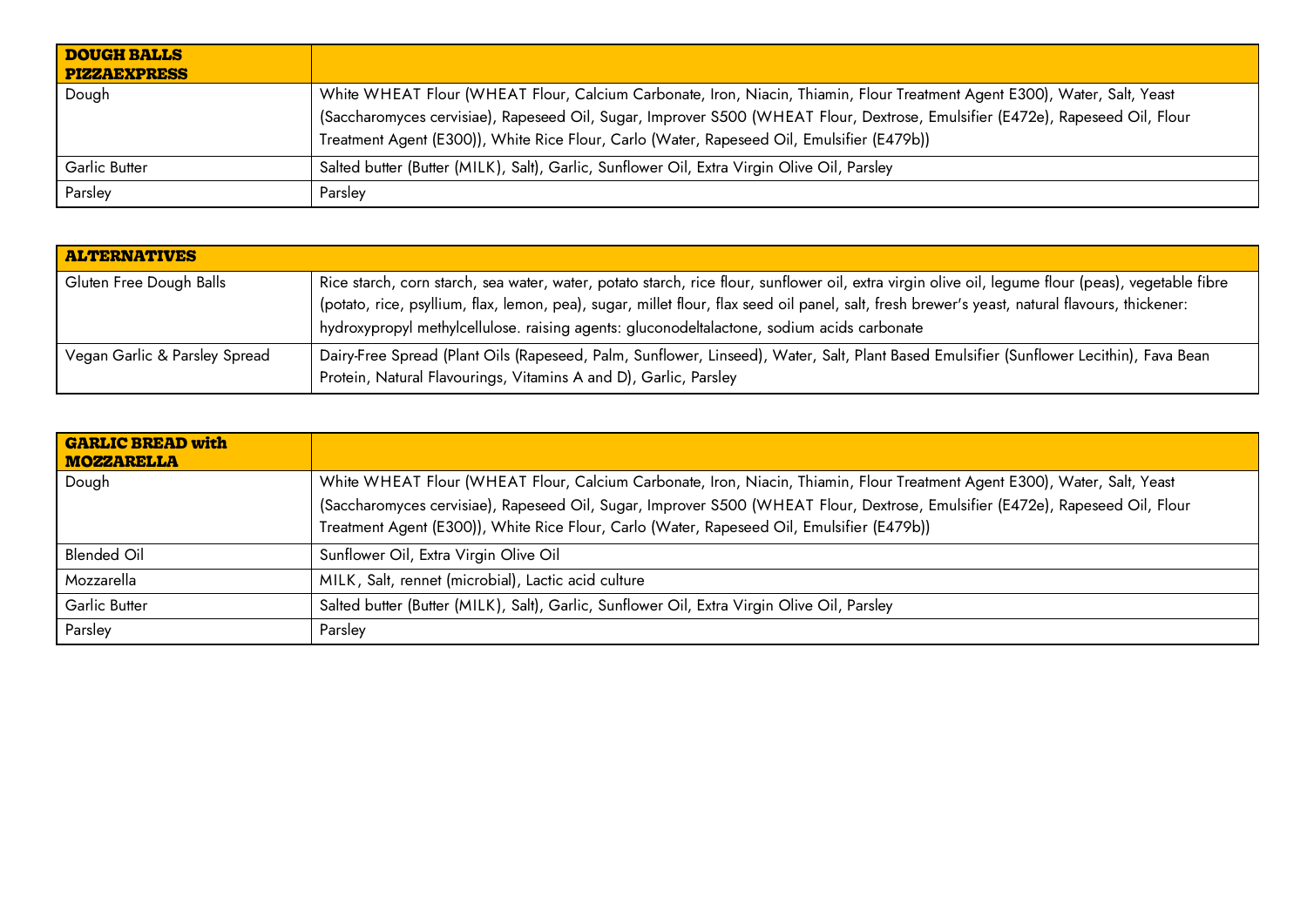| DOUGH BALLS PIZZAEXPRESS | |
|---|---|
| Dough | White WHEAT Flour (WHEAT Flour, Calcium Carbonate, Iron, Niacin, Thiamin, Flour Treatment Agent E300), Water, Salt, Yeast (Saccharomyces cervisiae), Rapeseed Oil, Sugar, Improver S500 (WHEAT Flour, Dextrose, Emulsifier (E472e), Rapeseed Oil, Flour Treatment Agent (E300)), White Rice Flour, Carlo (Water, Rapeseed Oil, Emulsifier (E479b)) |
| Garlic Butter | Salted butter (Butter (MILK), Salt), Garlic, Sunflower Oil, Extra Virgin Olive Oil, Parsley |
| Parsley | Parsley |

| ALTERNATIVES | |
|---|---|
| Gluten Free Dough Balls | Rice starch, corn starch, sea water, water, potato starch, rice flour, sunflower oil, extra virgin olive oil, legume flour (peas), vegetable fibre (potato, rice, psyllium, flax, lemon, pea), sugar, millet flour, flax seed oil panel, salt, fresh brewer's yeast, natural flavours, thickener: hydroxypropyl methylcellulose. raising agents: gluconodeltalactone, sodium acids carbonate |
| Vegan Garlic & Parsley Spread | Dairy-Free Spread (Plant Oils (Rapeseed, Palm, Sunflower, Linseed), Water, Salt, Plant Based Emulsifier (Sunflower Lecithin), Fava Bean Protein, Natural Flavourings, Vitamins A and D), Garlic, Parsley |

| GARLIC BREAD with MOZZARELLA | |
|---|---|
| Dough | White WHEAT Flour (WHEAT Flour, Calcium Carbonate, Iron, Niacin, Thiamin, Flour Treatment Agent E300), Water, Salt, Yeast (Saccharomyces cervisiae), Rapeseed Oil, Sugar, Improver S500 (WHEAT Flour, Dextrose, Emulsifier (E472e), Rapeseed Oil, Flour Treatment Agent (E300)), White Rice Flour, Carlo (Water, Rapeseed Oil, Emulsifier (E479b)) |
| Blended Oil | Sunflower Oil, Extra Virgin Olive Oil |
| Mozzarella | MILK, Salt, rennet (microbial), Lactic acid culture |
| Garlic Butter | Salted butter (Butter (MILK), Salt), Garlic, Sunflower Oil, Extra Virgin Olive Oil, Parsley |
| Parsley | Parsley |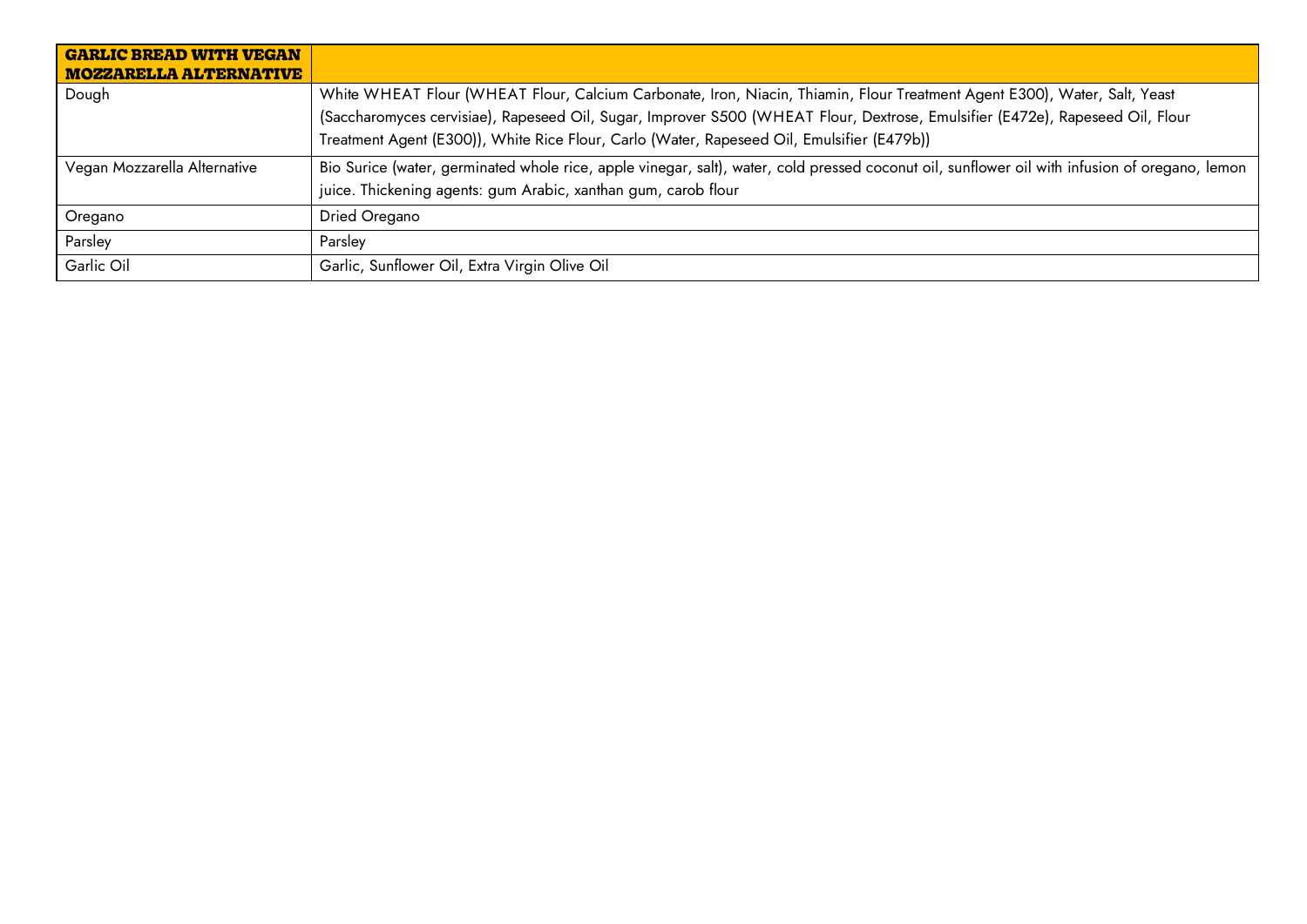| GARLIC BREAD WITH VEGAN MOZZARELLA ALTERNATIVE | |
|---|---|
| Dough | White WHEAT Flour (WHEAT Flour, Calcium Carbonate, Iron, Niacin, Thiamin, Flour Treatment Agent E300), Water, Salt, Yeast (Saccharomyces cervisiae), Rapeseed Oil, Sugar, Improver S500 (WHEAT Flour, Dextrose, Emulsifier (E472e), Rapeseed Oil, Flour Treatment Agent (E300)), White Rice Flour, Carlo (Water, Rapeseed Oil, Emulsifier (E479b)) |
| Vegan Mozzarella Alternative | Bio Surice (water, germinated whole rice, apple vinegar, salt), water, cold pressed coconut oil, sunflower oil with infusion of oregano, lemon juice. Thickening agents: gum Arabic, xanthan gum, carob flour |
| Oregano | Dried Oregano |
| Parsley | Parsley |
| Garlic Oil | Garlic, Sunflower Oil, Extra Virgin Olive Oil |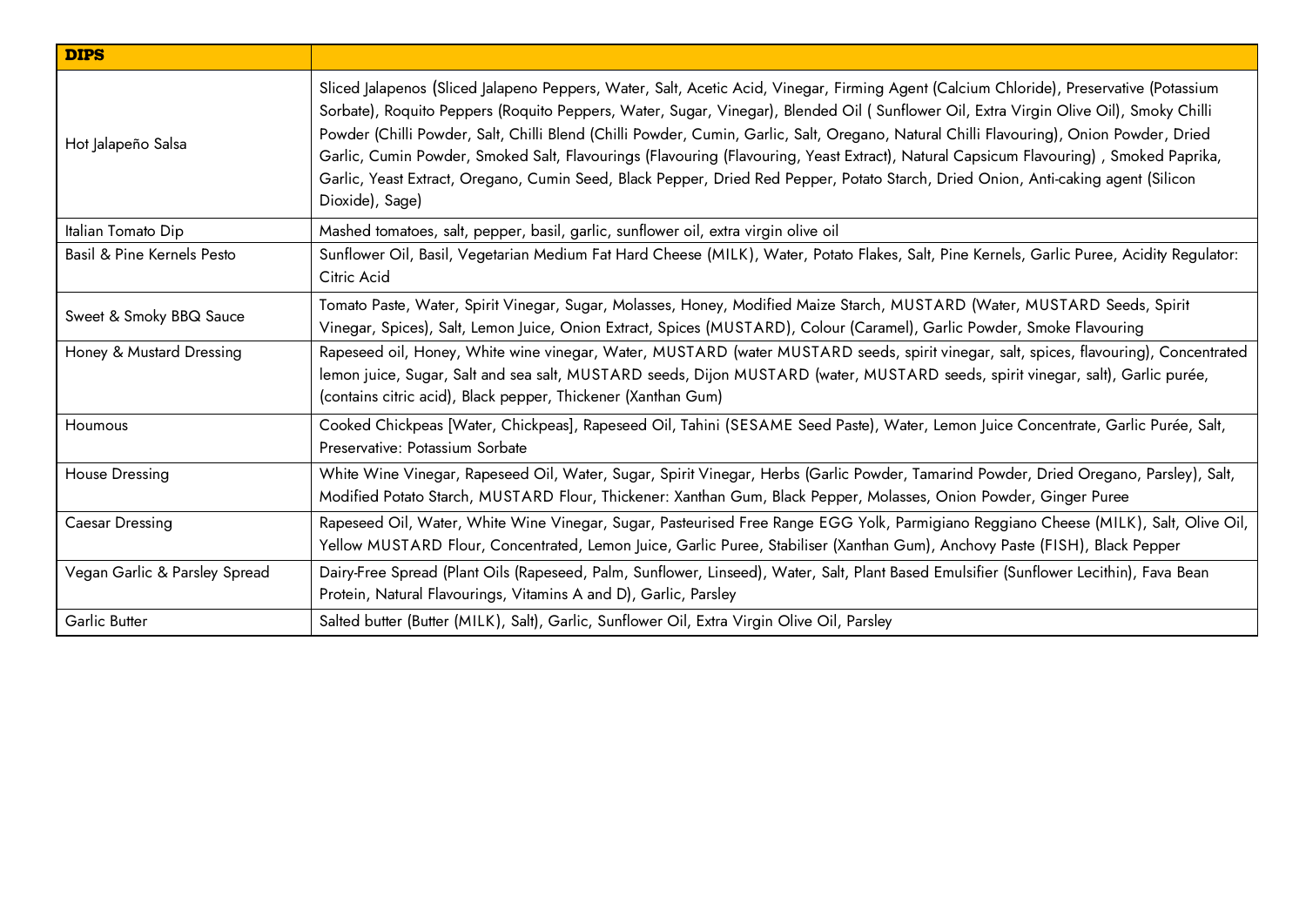| **DIPS** | |
|---|---|
| Hot Jalapeño Salsa | Sliced Jalapenos (Sliced Jalapeno Peppers, Water, Salt, Acetic Acid, Vinegar, Firming Agent (Calcium Chloride), Preservative (Potassium Sorbate), Roquito Peppers (Roquito Peppers, Water, Sugar, Vinegar), Blended Oil ( Sunflower Oil, Extra Virgin Olive Oil), Smoky Chilli Powder (Chilli Powder, Salt, Chilli Blend (Chilli Powder, Cumin, Garlic, Salt, Oregano, Natural Chilli Flavouring), Onion Powder, Dried Garlic, Cumin Powder, Smoked Salt, Flavourings (Flavouring (Flavouring, Yeast Extract), Natural Capsicum Flavouring) , Smoked Paprika, Garlic, Yeast Extract, Oregano, Cumin Seed, Black Pepper, Dried Red Pepper, Potato Starch, Dried Onion, Anti-caking agent (Silicon Dioxide), Sage) |
| Italian Tomato Dip | Mashed tomatoes, salt, pepper, basil, garlic, sunflower oil, extra virgin olive oil |
| Basil & Pine Kernels Pesto | Sunflower Oil, Basil, Vegetarian Medium Fat Hard Cheese (MILK), Water, Potato Flakes, Salt, Pine Kernels, Garlic Puree, Acidity Regulator: Citric Acid |
| Sweet & Smoky BBQ Sauce | Tomato Paste, Water, Spirit Vinegar, Sugar, Molasses, Honey, Modified Maize Starch, MUSTARD (Water, MUSTARD Seeds, Spirit Vinegar, Spices), Salt, Lemon Juice, Onion Extract, Spices (MUSTARD), Colour (Caramel), Garlic Powder, Smoke Flavouring |
| Honey & Mustard Dressing | Rapeseed oil, Honey, White wine vinegar, Water, MUSTARD (water MUSTARD seeds, spirit vinegar, salt, spices, flavouring), Concentrated lemon juice, Sugar, Salt and sea salt, MUSTARD seeds, Dijon MUSTARD (water, MUSTARD seeds, spirit vinegar, salt), Garlic purée, (contains citric acid), Black pepper, Thickener (Xanthan Gum) |
| Houmous | Cooked Chickpeas [Water, Chickpeas], Rapeseed Oil, Tahini (SESAME Seed Paste), Water, Lemon Juice Concentrate, Garlic Purée, Salt, Preservative: Potassium Sorbate |
| House Dressing | White Wine Vinegar, Rapeseed Oil, Water, Sugar, Spirit Vinegar, Herbs (Garlic Powder, Tamarind Powder, Dried Oregano, Parsley), Salt, Modified Potato Starch, MUSTARD Flour, Thickener: Xanthan Gum, Black Pepper, Molasses, Onion Powder, Ginger Puree |
| Caesar Dressing | Rapeseed Oil, Water, White Wine Vinegar, Sugar, Pasteurised Free Range EGG Yolk, Parmigiano Reggiano Cheese (MILK), Salt, Olive Oil, Yellow MUSTARD Flour, Concentrated, Lemon Juice, Garlic Puree, Stabiliser (Xanthan Gum), Anchovy Paste (FISH), Black Pepper |
| Vegan Garlic & Parsley Spread | Dairy-Free Spread (Plant Oils (Rapeseed, Palm, Sunflower, Linseed), Water, Salt, Plant Based Emulsifier (Sunflower Lecithin), Fava Bean Protein, Natural Flavourings, Vitamins A and D), Garlic, Parsley |
| Garlic Butter | Salted butter (Butter (MILK), Salt), Garlic, Sunflower Oil, Extra Virgin Olive Oil, Parsley |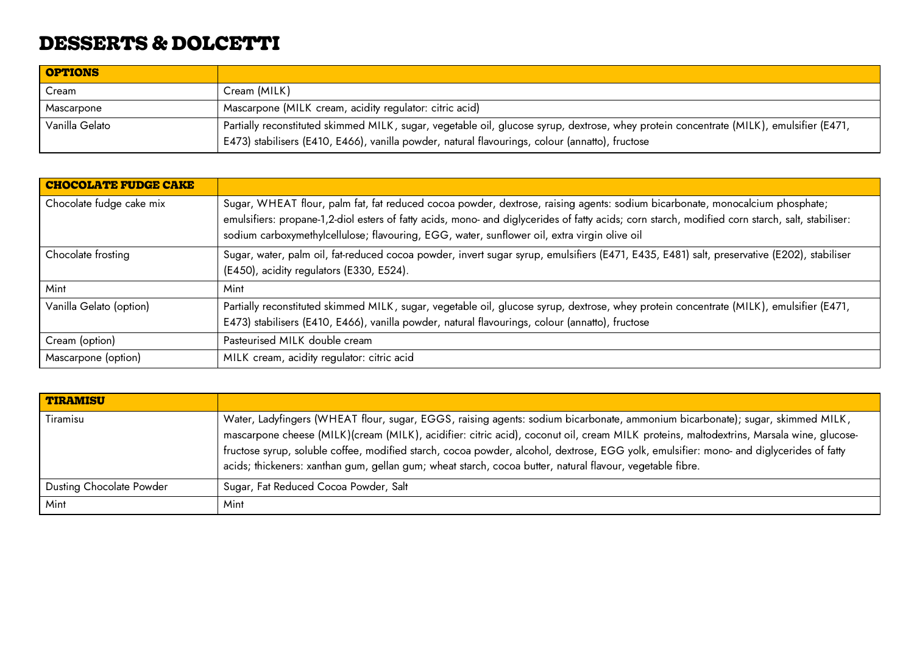# DESSERTS & DOLCETTI

| OPTIONS | |
|---|---|
| Cream | Cream (MILK) |
| Mascarpone | Mascarpone (MILK cream, acidity regulator: citric acid) |
| Vanilla Gelato | Partially reconstituted skimmed MILK, sugar, vegetable oil, glucose syrup, dextrose, whey protein concentrate (MILK), emulsifier (E471, E473) stabilisers (E410, E466), vanilla powder, natural flavourings, colour (annatto), fructose |

| CHOCOLATE FUDGE CAKE | |
|---|---|
| Chocolate fudge cake mix | Sugar, WHEAT flour, palm fat, fat reduced cocoa powder, dextrose, raising agents: sodium bicarbonate, monocalcium phosphate; emulsifiers: propane-1,2-diol esters of fatty acids, mono- and diglycerides of fatty acids; corn starch, modified corn starch, salt, stabiliser: sodium carboxymethylcellulose; flavouring, EGG, water, sunflower oil, extra virgin olive oil |
| Chocolate frosting | Sugar, water, palm oil, fat-reduced cocoa powder, invert sugar syrup, emulsifiers (E471, E435, E481) salt, preservative (E202), stabiliser (E450), acidity regulators (E330, E524). |
| Mint | Mint |
| Vanilla Gelato (option) | Partially reconstituted skimmed MILK, sugar, vegetable oil, glucose syrup, dextrose, whey protein concentrate (MILK), emulsifier (E471, E473) stabilisers (E410, E466), vanilla powder, natural flavourings, colour (annatto), fructose |
| Cream (option) | Pasteurised MILK double cream |
| Mascarpone (option) | MILK cream, acidity regulator: citric acid |

| TIRAMISU | |
|---|---|
| Tiramisu | Water, Ladyfingers (WHEAT flour, sugar, EGGS, raising agents: sodium bicarbonate, ammonium bicarbonate); sugar, skimmed MILK, mascarpone cheese (MILK)(cream (MILK), acidifier: citric acid), coconut oil, cream MILK proteins, maltodextrins, Marsala wine, glucose-fructose syrup, soluble coffee, modified starch, cocoa powder, alcohol, dextrose, EGG yolk, emulsifier: mono- and diglycerides of fatty acids; thickeners: xanthan gum, gellan gum; wheat starch, cocoa butter, natural flavour, vegetable fibre. |
| Dusting Chocolate Powder | Sugar, Fat Reduced Cocoa Powder, Salt |
| Mint | Mint |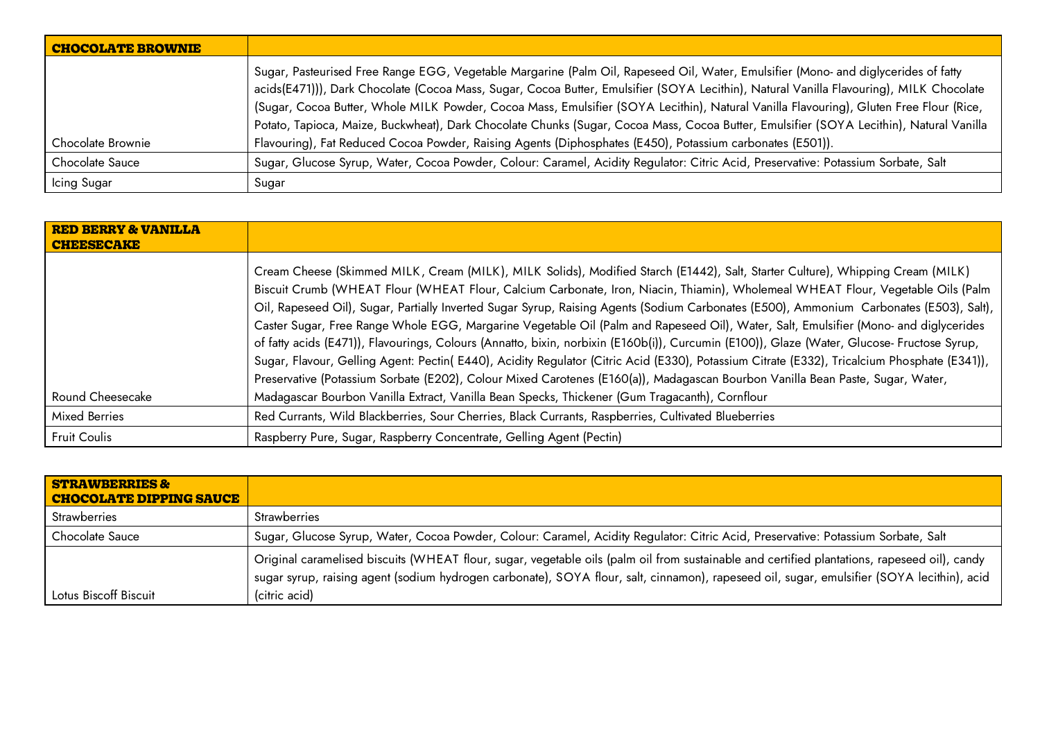| CHOCOLATE BROWNIE | |
|---|---|
| Chocolate Brownie | Sugar, Pasteurised Free Range EGG, Vegetable Margarine (Palm Oil, Rapeseed Oil, Water, Emulsifier (Mono- and diglycerides of fatty acids(E471))), Dark Chocolate (Cocoa Mass, Sugar, Cocoa Butter, Emulsifier (SOYA Lecithin), Natural Vanilla Flavouring), MILK Chocolate (Sugar, Cocoa Butter, Whole MILK Powder, Cocoa Mass, Emulsifier (SOYA Lecithin), Natural Vanilla Flavouring), Gluten Free Flour (Rice, Potato, Tapioca, Maize, Buckwheat), Dark Chocolate Chunks (Sugar, Cocoa Mass, Cocoa Butter, Emulsifier (SOYA Lecithin), Natural Vanilla Flavouring), Fat Reduced Cocoa Powder, Raising Agents (Diphosphates (E450), Potassium carbonates (E501)). |
| Chocolate Sauce | Sugar, Glucose Syrup, Water, Cocoa Powder, Colour: Caramel, Acidity Regulator: Citric Acid, Preservative: Potassium Sorbate, Salt |
| Icing Sugar | Sugar |

| RED BERRY & VANILLA CHEESECAKE | |
|---|---|
| Round Cheesecake | Cream Cheese (Skimmed MILK, Cream (MILK), MILK Solids), Modified Starch (E1442), Salt, Starter Culture), Whipping Cream (MILK) Biscuit Crumb (WHEAT Flour (WHEAT Flour, Calcium Carbonate, Iron, Niacin, Thiamin), Wholemeal WHEAT Flour, Vegetable Oils (Palm Oil, Rapeseed Oil), Sugar, Partially Inverted Sugar Syrup, Raising Agents (Sodium Carbonates (E500), Ammonium Carbonates (E503), Salt), Caster Sugar, Free Range Whole EGG, Margarine Vegetable Oil (Palm and Rapeseed Oil), Water, Salt, Emulsifier (Mono- and diglycerides of fatty acids (E471)), Flavourings, Colours (Annatto, bixin, norbixin (E160b(i)), Curcumin (E100)), Glaze (Water, Glucose- Fructose Syrup, Sugar, Flavour, Gelling Agent: Pectin( E440), Acidity Regulator (Citric Acid (E330), Potassium Citrate (E332), Tricalcium Phosphate (E341)), Preservative (Potassium Sorbate (E202), Colour Mixed Carotenes (E160(a)), Madagascan Bourbon Vanilla Bean Paste, Sugar, Water, Madagascar Bourbon Vanilla Extract, Vanilla Bean Specks, Thickener (Gum Tragacanth), Cornflour |
| Mixed Berries | Red Currants, Wild Blackberries, Sour Cherries, Black Currants, Raspberries, Cultivated Blueberries |
| Fruit Coulis | Raspberry Pure, Sugar, Raspberry Concentrate, Gelling Agent (Pectin) |

| STRAWBERRIES & CHOCOLATE DIPPING SAUCE | |
|---|---|
| Strawberries | Strawberries |
| Chocolate Sauce | Sugar, Glucose Syrup, Water, Cocoa Powder, Colour: Caramel, Acidity Regulator: Citric Acid, Preservative: Potassium Sorbate, Salt |
| Lotus Biscoff Biscuit | Original caramelised biscuits (WHEAT flour, sugar, vegetable oils (palm oil from sustainable and certified plantations, rapeseed oil), candy sugar syrup, raising agent (sodium hydrogen carbonate), SOYA flour, salt, cinnamon), rapeseed oil, sugar, emulsifier (SOYA lecithin), acid (citric acid) |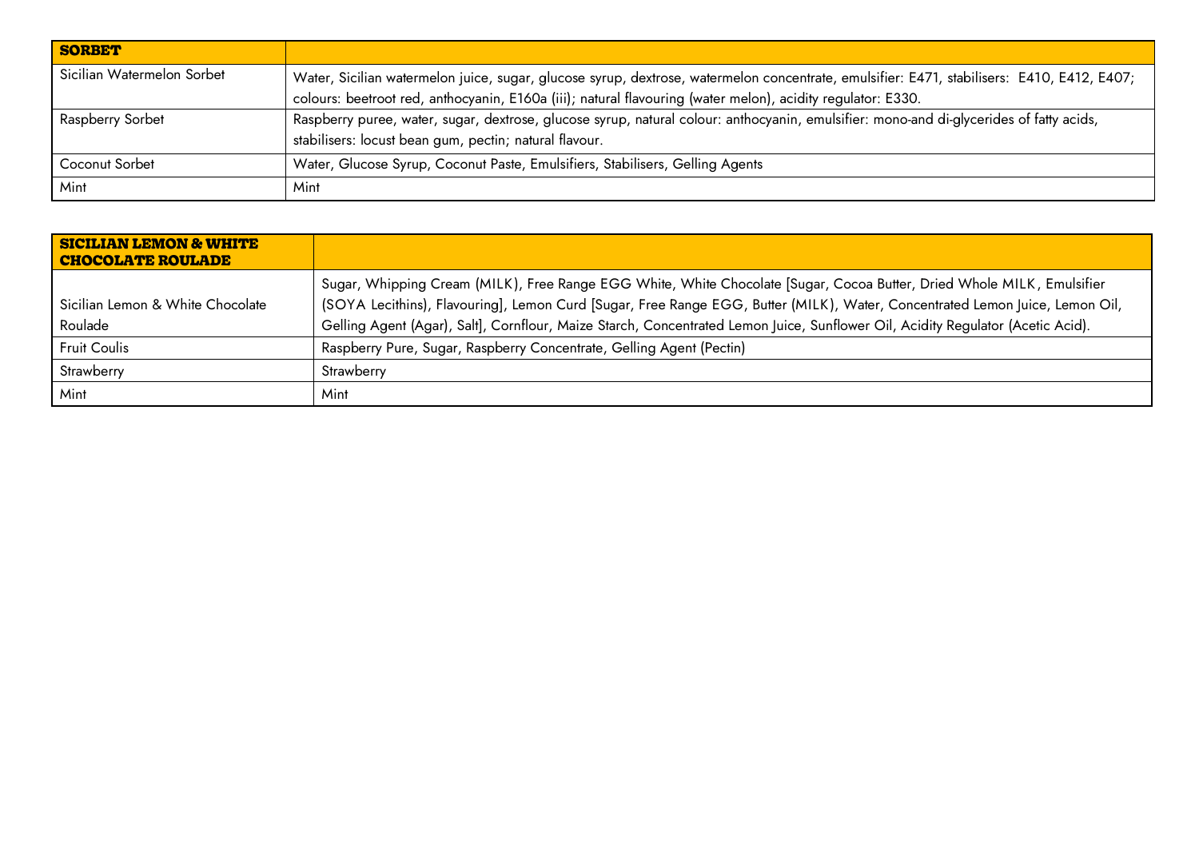| SORBET | |
|---|---|
| Sicilian Watermelon Sorbet | Water, Sicilian watermelon juice, sugar, glucose syrup, dextrose, watermelon concentrate, emulsifier: E471, stabilisers: E410, E412, E407; colours: beetroot red, anthocyanin, E160a (iii); natural flavouring (water melon), acidity regulator: E330. |
| Raspberry Sorbet | Raspberry puree, water, sugar, dextrose, glucose syrup, natural colour: anthocyanin, emulsifier: mono-and di-glycerides of fatty acids, stabilisers: locust bean gum, pectin; natural flavour. |
| Coconut Sorbet | Water, Glucose Syrup, Coconut Paste, Emulsifiers, Stabilisers, Gelling Agents |
| Mint | Mint |

| SICILIAN LEMON & WHITE CHOCOLATE ROULADE | |
|---|---|
| Sicilian Lemon & White Chocolate Roulade | Sugar, Whipping Cream (MILK), Free Range EGG White, White Chocolate [Sugar, Cocoa Butter, Dried Whole MILK, Emulsifier (SOYA Lecithins), Flavouring], Lemon Curd [Sugar, Free Range EGG, Butter (MILK), Water, Concentrated Lemon Juice, Lemon Oil, Gelling Agent (Agar), Salt], Cornflour, Maize Starch, Concentrated Lemon Juice, Sunflower Oil, Acidity Regulator (Acetic Acid). |
| Fruit Coulis | Raspberry Pure, Sugar, Raspberry Concentrate, Gelling Agent (Pectin) |
| Strawberry | Strawberry |
| Mint | Mint |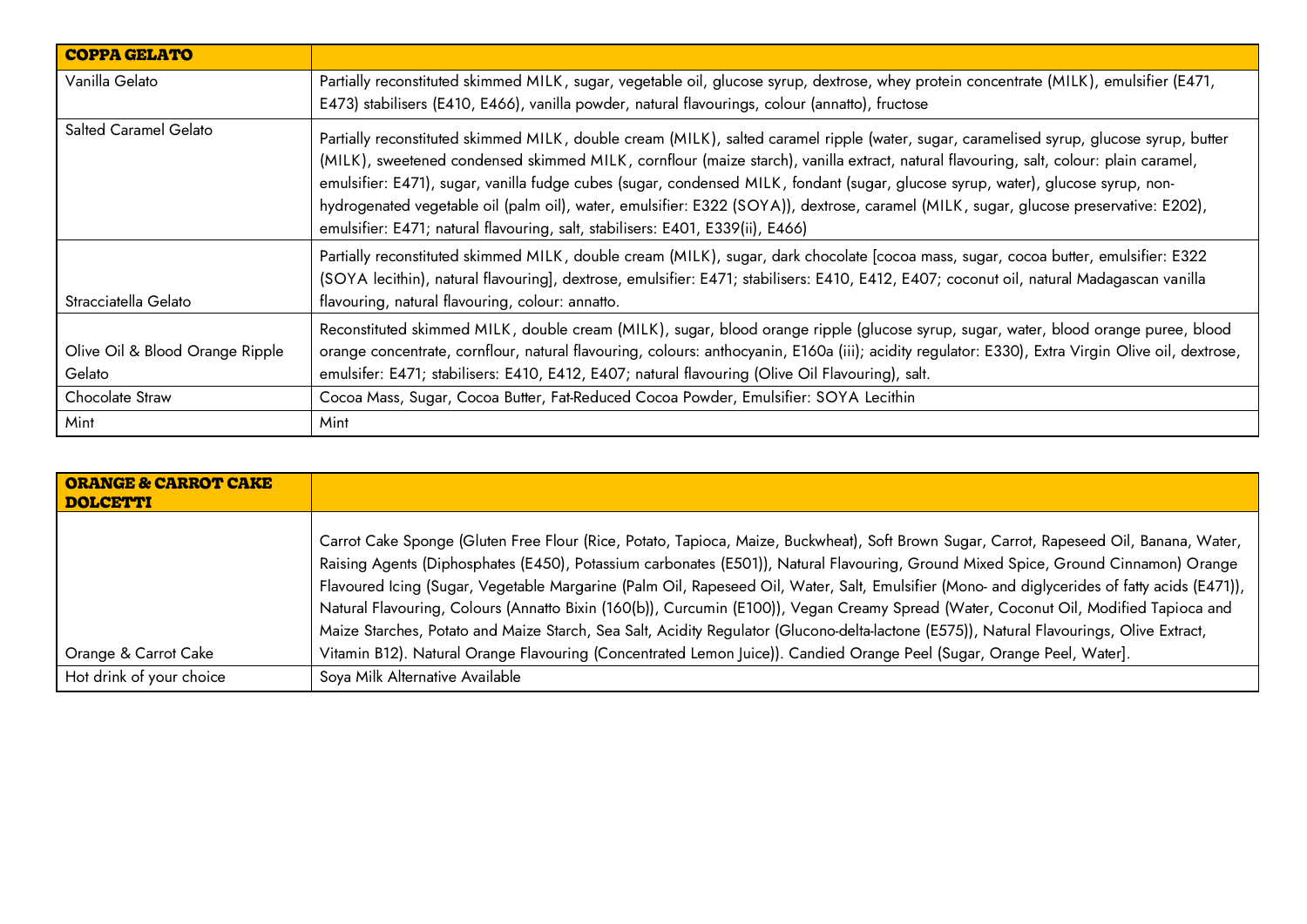| **COPPA GELATO** | |
|---|---|
| Vanilla Gelato | Partially reconstituted skimmed MILK, sugar, vegetable oil, glucose syrup, dextrose, whey protein concentrate (MILK), emulsifier (E471, E473) stabilisers (E410, E466), vanilla powder, natural flavourings, colour (annatto), fructose |
| Salted Caramel Gelato | Partially reconstituted skimmed MILK, double cream (MILK), salted caramel ripple (water, sugar, caramelised syrup, glucose syrup, butter (MILK), sweetened condensed skimmed MILK, cornflour (maize starch), vanilla extract, natural flavouring, salt, colour: plain caramel, emulsifier: E471), sugar, vanilla fudge cubes (sugar, condensed MILK, fondant (sugar, glucose syrup, water), glucose syrup, non-hydrogenated vegetable oil (palm oil), water, emulsifier: E322 (SOYA)), dextrose, caramel (MILK, sugar, glucose preservative: E202), emulsifier: E471; natural flavouring, salt, stabilisers: E401, E339(ii), E466) |
| Stracciatella Gelato | Partially reconstituted skimmed MILK, double cream (MILK), sugar, dark chocolate [cocoa mass, sugar, cocoa butter, emulsifier: E322 (SOYA lecithin), natural flavouring], dextrose, emulsifier: E471; stabilisers: E410, E412, E407; coconut oil, natural Madagascan vanilla flavouring, natural flavouring, colour: annatto. |
| Olive Oil & Blood Orange Ripple Gelato | Reconstituted skimmed MILK, double cream (MILK), sugar, blood orange ripple (glucose syrup, sugar, water, blood orange puree, blood orange concentrate, cornflour, natural flavouring, colours: anthocyanin, E160a (iii); acidity regulator: E330), Extra Virgin Olive oil, dextrose, emulsifer: E471; stabilisers: E410, E412, E407; natural flavouring (Olive Oil Flavouring), salt. |
| Chocolate Straw | Cocoa Mass, Sugar, Cocoa Butter, Fat-Reduced Cocoa Powder, Emulsifier: SOYA Lecithin |
| Mint | Mint |

| **ORANGE & CARROT CAKE DOLCETTI** | |
|---|---|
| Orange & Carrot Cake | Carrot Cake Sponge (Gluten Free Flour (Rice, Potato, Tapioca, Maize, Buckwheat), Soft Brown Sugar, Carrot, Rapeseed Oil, Banana, Water, Raising Agents (Diphosphates (E450), Potassium carbonates (E501)), Natural Flavouring, Ground Mixed Spice, Ground Cinnamon) Orange Flavoured Icing (Sugar, Vegetable Margarine (Palm Oil, Rapeseed Oil, Water, Salt, Emulsifier (Mono- and diglycerides of fatty acids (E471)), Natural Flavouring, Colours (Annatto Bixin (160(b)), Curcumin (E100)), Vegan Creamy Spread (Water, Coconut Oil, Modified Tapioca and Maize Starches, Potato and Maize Starch, Sea Salt, Acidity Regulator (Glucono-delta-lactone (E575)), Natural Flavourings, Olive Extract, Vitamin B12). Natural Orange Flavouring (Concentrated Lemon Juice)). Candied Orange Peel (Sugar, Orange Peel, Water]. |
| Hot drink of your choice | Soya Milk Alternative Available |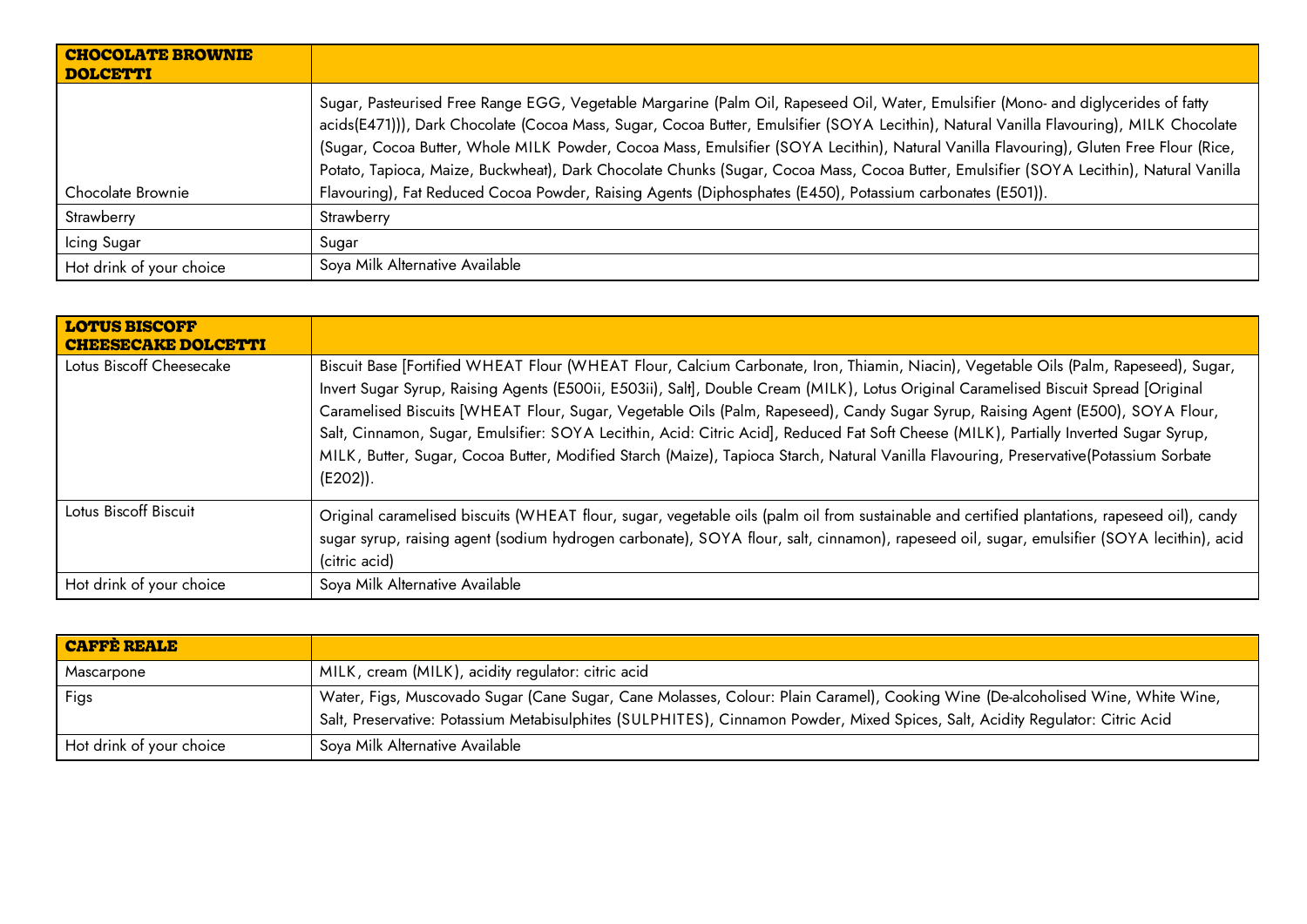| **CHOCOLATE BROWNIE DOLCETTI** | |
|---|---|
| Chocolate Brownie | Sugar, Pasteurised Free Range EGG, Vegetable Margarine (Palm Oil, Rapeseed Oil, Water, Emulsifier (Mono- and diglycerides of fatty acids(E471))), Dark Chocolate (Cocoa Mass, Sugar, Cocoa Butter, Emulsifier (SOYA Lecithin), Natural Vanilla Flavouring), MILK Chocolate (Sugar, Cocoa Butter, Whole MILK Powder, Cocoa Mass, Emulsifier (SOYA Lecithin), Natural Vanilla Flavouring), Gluten Free Flour (Rice, Potato, Tapioca, Maize, Buckwheat), Dark Chocolate Chunks (Sugar, Cocoa Mass, Cocoa Butter, Emulsifier (SOYA Lecithin), Natural Vanilla Flavouring), Fat Reduced Cocoa Powder, Raising Agents (Diphosphates (E450), Potassium carbonates (E501)). |
| Strawberry | Strawberry |
| Icing Sugar | Sugar |
| Hot drink of your choice | Soya Milk Alternative Available |

| **LOTUS BISCOFF CHEESECAKE DOLCETTI** | |
|---|---|
| Lotus Biscoff Cheesecake | Biscuit Base [Fortified WHEAT Flour (WHEAT Flour, Calcium Carbonate, Iron, Thiamin, Niacin), Vegetable Oils (Palm, Rapeseed), Sugar, Invert Sugar Syrup, Raising Agents (E500ii, E503ii), Salt], Double Cream (MILK), Lotus Original Caramelised Biscuit Spread [Original Caramelised Biscuits [WHEAT Flour, Sugar, Vegetable Oils (Palm, Rapeseed), Candy Sugar Syrup, Raising Agent (E500), SOYA Flour, Salt, Cinnamon, Sugar, Emulsifier: SOYA Lecithin, Acid: Citric Acid], Reduced Fat Soft Cheese (MILK), Partially Inverted Sugar Syrup, MILK, Butter, Sugar, Cocoa Butter, Modified Starch (Maize), Tapioca Starch, Natural Vanilla Flavouring, Preservative(Potassium Sorbate (E202)). |
| Lotus Biscoff Biscuit | Original caramelised biscuits (WHEAT flour, sugar, vegetable oils (palm oil from sustainable and certified plantations, rapeseed oil), candy sugar syrup, raising agent (sodium hydrogen carbonate), SOYA flour, salt, cinnamon), rapeseed oil, sugar, emulsifier (SOYA lecithin), acid (citric acid) |
| Hot drink of your choice | Soya Milk Alternative Available |

| **CAFFÈ REALE** | |
|---|---|
| Mascarpone | MILK, cream (MILK), acidity regulator: citric acid |
| Figs | Water, Figs, Muscovado Sugar (Cane Sugar, Cane Molasses, Colour: Plain Caramel), Cooking Wine (De-alcoholised Wine, White Wine, Salt, Preservative: Potassium Metabisulphites (SULPHITES), Cinnamon Powder, Mixed Spices, Salt, Acidity Regulator: Citric Acid |
| Hot drink of your choice | Soya Milk Alternative Available |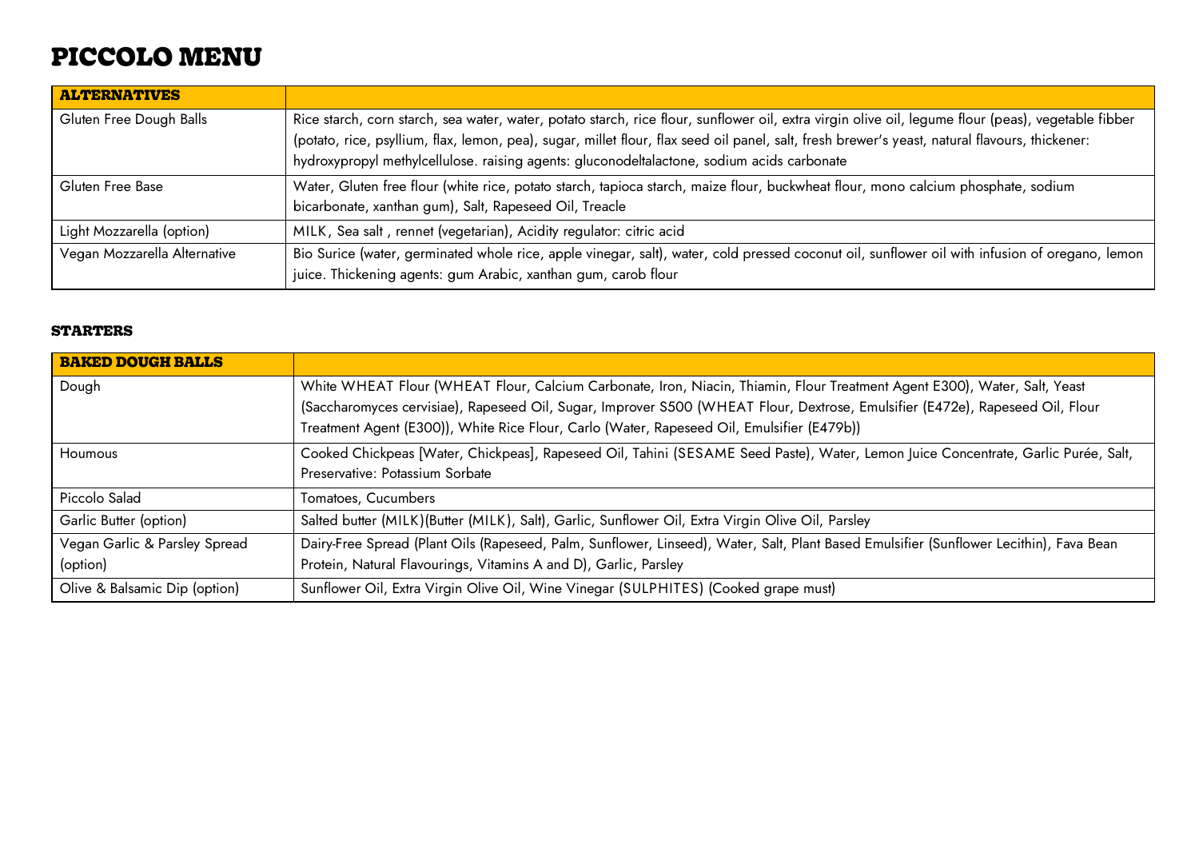# PICCOLO MENU

| **ALTERNATIVES** | |
|---|---|
| Gluten Free Dough Balls | Rice starch, corn starch, sea water, water, potato starch, rice flour, sunflower oil, extra virgin olive oil, legume flour (peas), vegetable fibber (potato, rice, psyllium, flax, lemon, pea), sugar, millet flour, flax seed oil panel, salt, fresh brewer's yeast, natural flavours, thickener: hydroxypropyl methylcellulose. raising agents: gluconodeltalactone, sodium acids carbonate |
| Gluten Free Base | Water, Gluten free flour (white rice, potato starch, tapioca starch, maize flour, buckwheat flour, mono calcium phosphate, sodium bicarbonate, xanthan gum), Salt, Rapeseed Oil, Treacle |
| Light Mozzarella (option) | MILK, Sea salt , rennet (vegetarian), Acidity regulator: citric acid |
| Vegan Mozzarella Alternative | Bio Surice (water, germinated whole rice, apple vinegar, salt), water, cold pressed coconut oil, sunflower oil with infusion of oregano, lemon juice. Thickening agents: gum Arabic, xanthan gum, carob flour |

### STARTERS

| **BAKED DOUGH BALLS** | |
|---|---|
| Dough | White WHEAT Flour (WHEAT Flour, Calcium Carbonate, Iron, Niacin, Thiamin, Flour Treatment Agent E300), Water, Salt, Yeast (Saccharomyces cervisiae), Rapeseed Oil, Sugar, Improver S500 (WHEAT Flour, Dextrose, Emulsifier (E472e), Rapeseed Oil, Flour Treatment Agent (E300)), White Rice Flour, Carlo (Water, Rapeseed Oil, Emulsifier (E479b)) |
| Houmous | Cooked Chickpeas [Water, Chickpeas], Rapeseed Oil, Tahini (SESAME Seed Paste), Water, Lemon Juice Concentrate, Garlic Purée, Salt, Preservative: Potassium Sorbate |
| Piccolo Salad | Tomatoes, Cucumbers |
| Garlic Butter (option) | Salted butter (MILK)(Butter (MILK), Salt), Garlic, Sunflower Oil, Extra Virgin Olive Oil, Parsley |
| Vegan Garlic & Parsley Spread (option) | Dairy-Free Spread (Plant Oils (Rapeseed, Palm, Sunflower, Linseed), Water, Salt, Plant Based Emulsifier (Sunflower Lecithin), Fava Bean Protein, Natural Flavourings, Vitamins A and D), Garlic, Parsley |
| Olive & Balsamic Dip (option) | Sunflower Oil, Extra Virgin Olive Oil, Wine Vinegar (SULPHITES) (Cooked grape must) |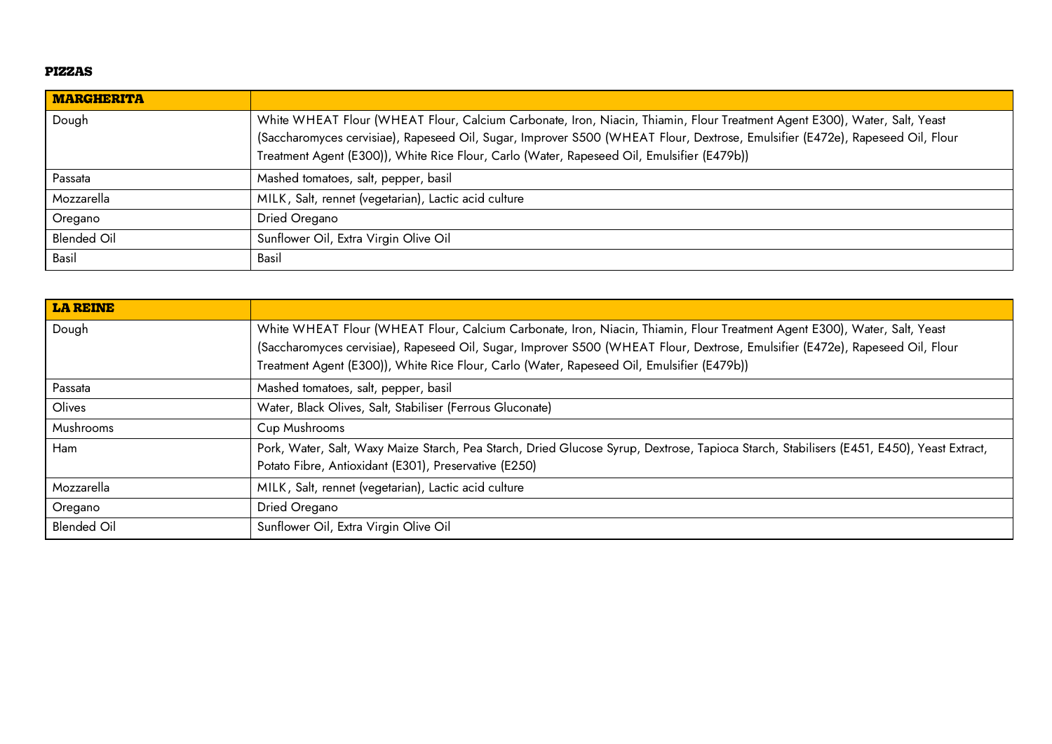**PIZZAS**

| **MARGHERITA** | |
|---|---|
| Dough | White WHEAT Flour (WHEAT Flour, Calcium Carbonate, Iron, Niacin, Thiamin, Flour Treatment Agent E300), Water, Salt, Yeast (Saccharomyces cervisiae), Rapeseed Oil, Sugar, Improver S500 (WHEAT Flour, Dextrose, Emulsifier (E472e), Rapeseed Oil, Flour Treatment Agent (E300)), White Rice Flour, Carlo (Water, Rapeseed Oil, Emulsifier (E479b)) |
| Passata | Mashed tomatoes, salt, pepper, basil |
| Mozzarella | MILK, Salt, rennet (vegetarian), Lactic acid culture |
| Oregano | Dried Oregano |
| Blended Oil | Sunflower Oil, Extra Virgin Olive Oil |
| Basil | Basil |

| **LA REINE** | |
|---|---|
| Dough | White WHEAT Flour (WHEAT Flour, Calcium Carbonate, Iron, Niacin, Thiamin, Flour Treatment Agent E300), Water, Salt, Yeast (Saccharomyces cervisiae), Rapeseed Oil, Sugar, Improver S500 (WHEAT Flour, Dextrose, Emulsifier (E472e), Rapeseed Oil, Flour Treatment Agent (E300)), White Rice Flour, Carlo (Water, Rapeseed Oil, Emulsifier (E479b)) |
| Passata | Mashed tomatoes, salt, pepper, basil |
| Olives | Water, Black Olives, Salt, Stabiliser (Ferrous Gluconate) |
| Mushrooms | Cup Mushrooms |
| Ham | Pork, Water, Salt, Waxy Maize Starch, Pea Starch, Dried Glucose Syrup, Dextrose, Tapioca Starch, Stabilisers (E451, E450), Yeast Extract, Potato Fibre, Antioxidant (E301), Preservative (E250) |
| Mozzarella | MILK, Salt, rennet (vegetarian), Lactic acid culture |
| Oregano | Dried Oregano |
| Blended Oil | Sunflower Oil, Extra Virgin Olive Oil |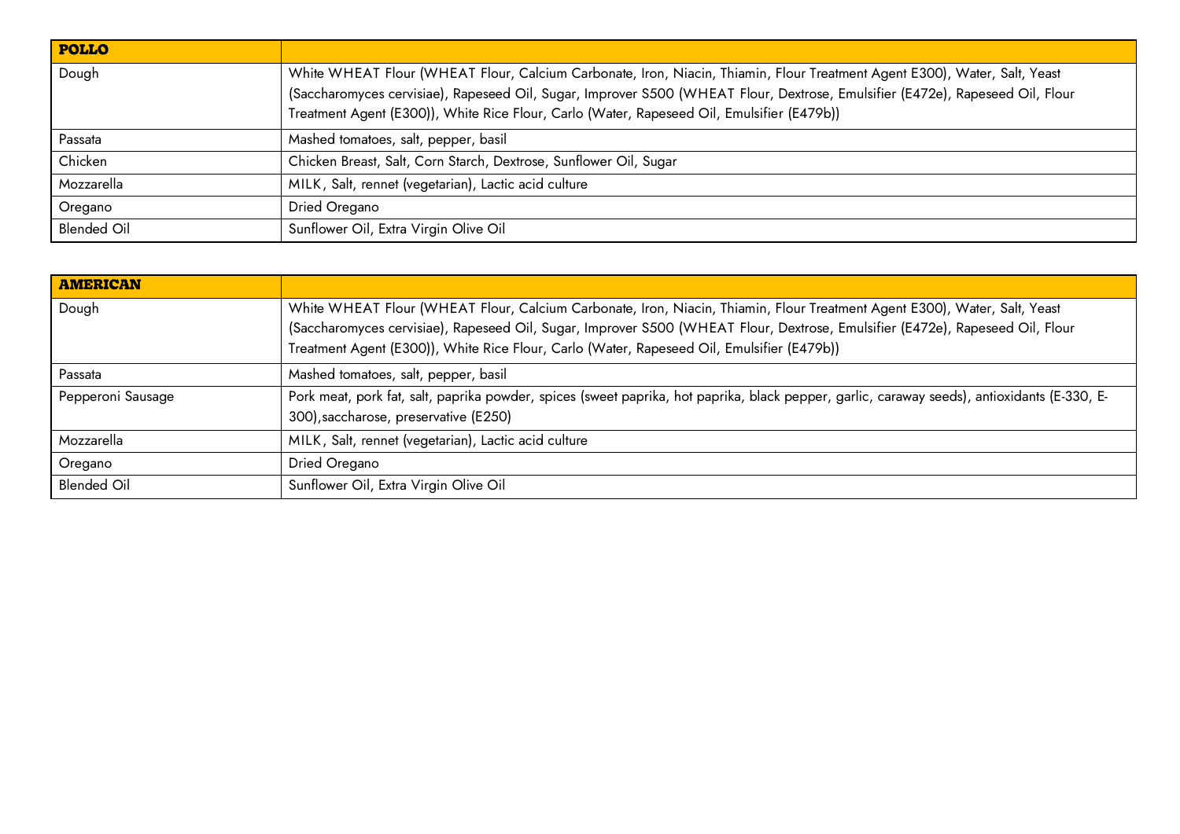| **POLLO** | |
|---|---|
| Dough | White WHEAT Flour (WHEAT Flour, Calcium Carbonate, Iron, Niacin, Thiamin, Flour Treatment Agent E300), Water, Salt, Yeast (Saccharomyces cervisiae), Rapeseed Oil, Sugar, Improver S500 (WHEAT Flour, Dextrose, Emulsifier (E472e), Rapeseed Oil, Flour Treatment Agent (E300)), White Rice Flour, Carlo (Water, Rapeseed Oil, Emulsifier (E479b)) |
| Passata | Mashed tomatoes, salt, pepper, basil |
| Chicken | Chicken Breast, Salt, Corn Starch, Dextrose, Sunflower Oil, Sugar |
| Mozzarella | MILK, Salt, rennet (vegetarian), Lactic acid culture |
| Oregano | Dried Oregano |
| Blended Oil | Sunflower Oil, Extra Virgin Olive Oil |

| **AMERICAN** | |
|---|---|
| Dough | White WHEAT Flour (WHEAT Flour, Calcium Carbonate, Iron, Niacin, Thiamin, Flour Treatment Agent E300), Water, Salt, Yeast (Saccharomyces cervisiae), Rapeseed Oil, Sugar, Improver S500 (WHEAT Flour, Dextrose, Emulsifier (E472e), Rapeseed Oil, Flour Treatment Agent (E300)), White Rice Flour, Carlo (Water, Rapeseed Oil, Emulsifier (E479b)) |
| Passata | Mashed tomatoes, salt, pepper, basil |
| Pepperoni Sausage | Pork meat, pork fat, salt, paprika powder, spices (sweet paprika, hot paprika, black pepper, garlic, caraway seeds), antioxidants (E-330, E-300),saccharose, preservative (E250) |
| Mozzarella | MILK, Salt, rennet (vegetarian), Lactic acid culture |
| Oregano | Dried Oregano |
| Blended Oil | Sunflower Oil, Extra Virgin Olive Oil |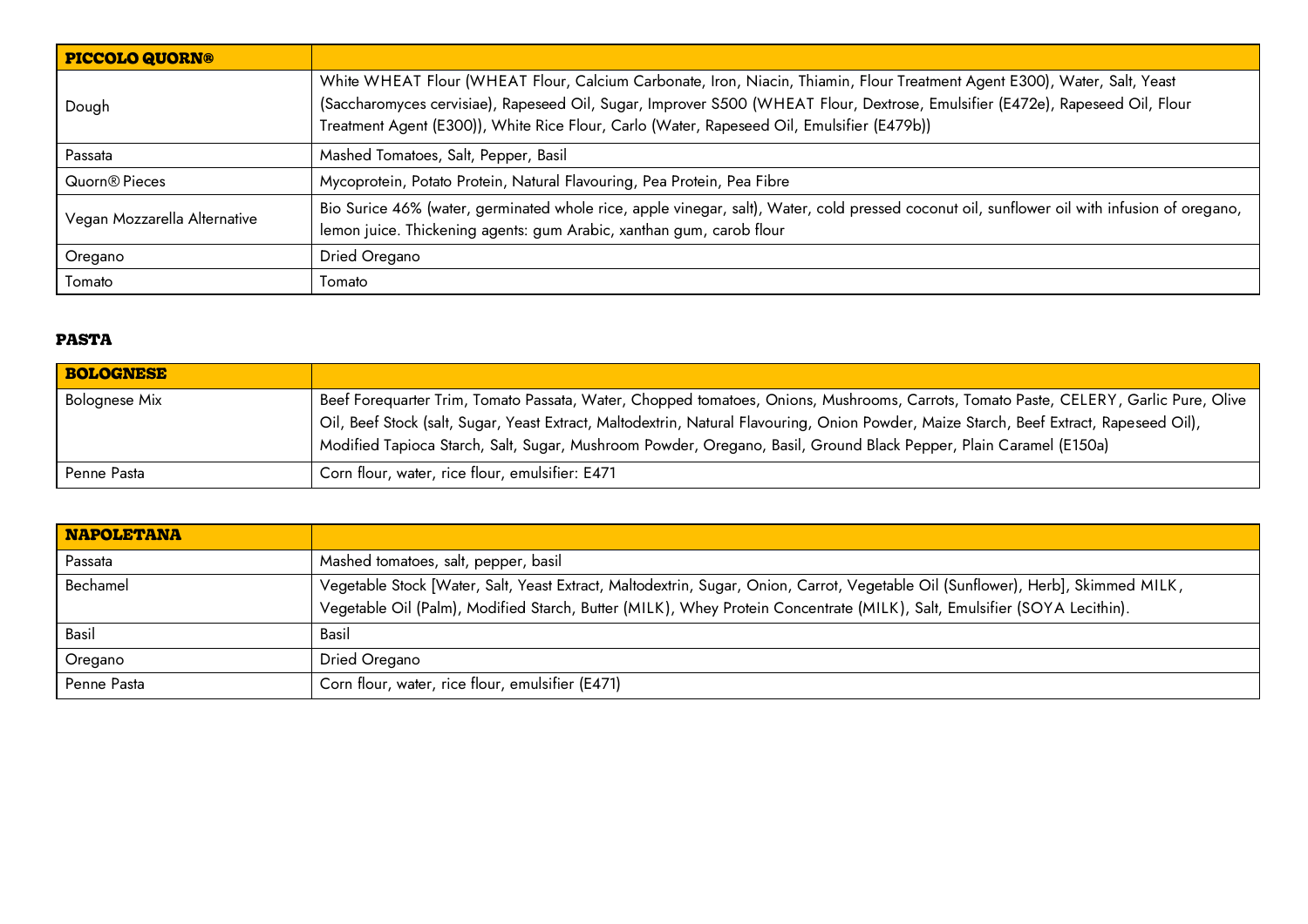| **PICCOLO QUORN®** | |
|---|---|
| Dough | White WHEAT Flour (WHEAT Flour, Calcium Carbonate, Iron, Niacin, Thiamin, Flour Treatment Agent E300), Water, Salt, Yeast (Saccharomyces cervisiae), Rapeseed Oil, Sugar, Improver S500 (WHEAT Flour, Dextrose, Emulsifier (E472e), Rapeseed Oil, Flour Treatment Agent (E300)), White Rice Flour, Carlo (Water, Rapeseed Oil, Emulsifier (E479b)) |
| Passata | Mashed Tomatoes, Salt, Pepper, Basil |
| Quorn® Pieces | Mycoprotein, Potato Protein, Natural Flavouring, Pea Protein, Pea Fibre |
| Vegan Mozzarella Alternative | Bio Surice 46% (water, germinated whole rice, apple vinegar, salt), Water, cold pressed coconut oil, sunflower oil with infusion of oregano, lemon juice. Thickening agents: gum Arabic, xanthan gum, carob flour |
| Oregano | Dried Oregano |
| Tomato | Tomato |

## PASTA

| **BOLOGNESE** | |
|---|---|
| Bolognese Mix | Beef Forequarter Trim, Tomato Passata, Water, Chopped tomatoes, Onions, Mushrooms, Carrots, Tomato Paste, CELERY, Garlic Pure, Olive Oil, Beef Stock (salt, Sugar, Yeast Extract, Maltodextrin, Natural Flavouring, Onion Powder, Maize Starch, Beef Extract, Rapeseed Oil), Modified Tapioca Starch, Salt, Sugar, Mushroom Powder, Oregano, Basil, Ground Black Pepper, Plain Caramel (E150a) |
| Penne Pasta | Corn flour, water, rice flour, emulsifier: E471 |

| **NAPOLETANA** | |
|---|---|
| Passata | Mashed tomatoes, salt, pepper, basil |
| Bechamel | Vegetable Stock [Water, Salt, Yeast Extract, Maltodextrin, Sugar, Onion, Carrot, Vegetable Oil (Sunflower), Herb], Skimmed MILK, Vegetable Oil (Palm), Modified Starch, Butter (MILK), Whey Protein Concentrate (MILK), Salt, Emulsifier (SOYA Lecithin). |
| Basil | Basil |
| Oregano | Dried Oregano |
| Penne Pasta | Corn flour, water, rice flour, emulsifier (E471) |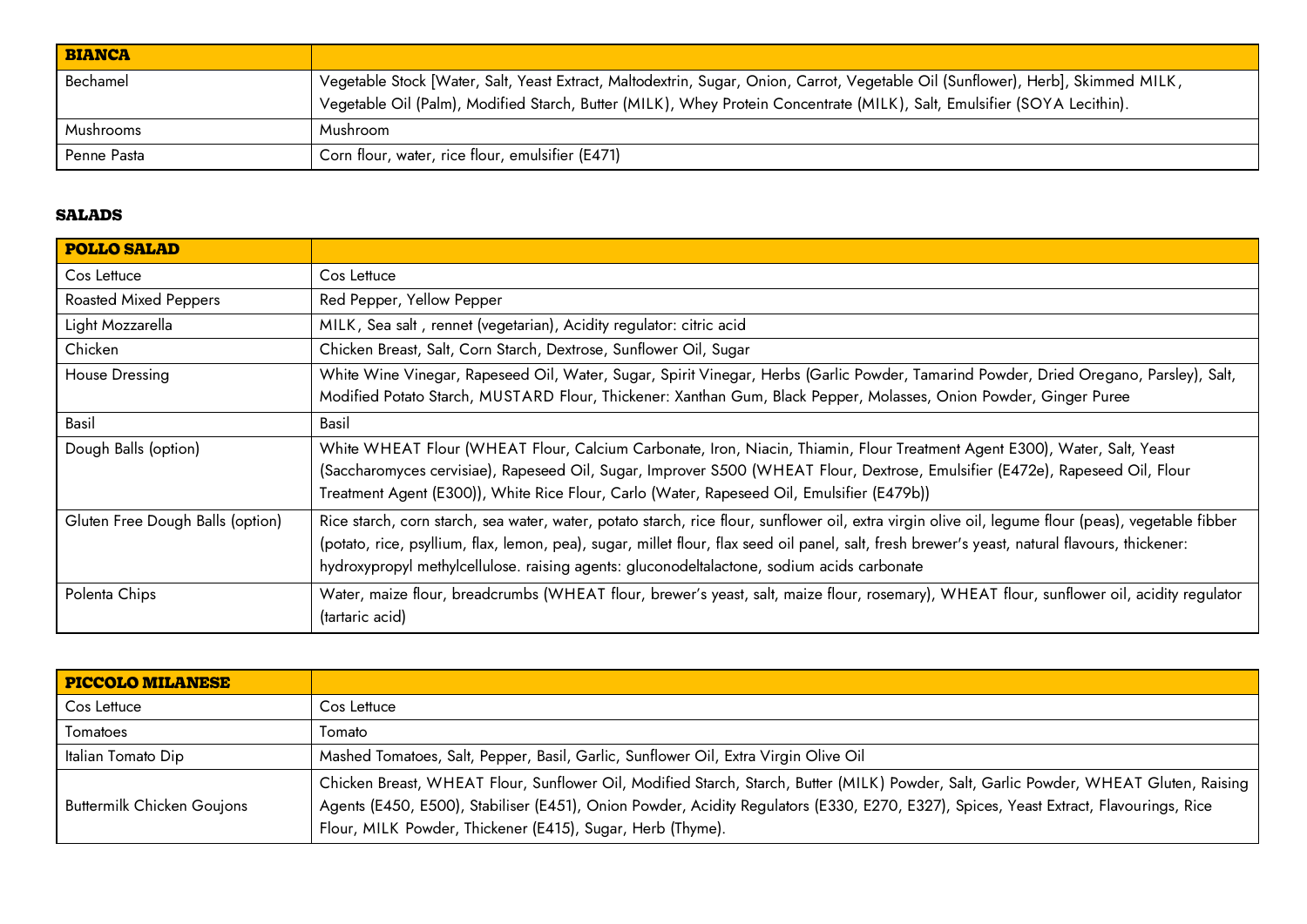| BIANCA | |
|---|---|
| Bechamel | Vegetable Stock [Water, Salt, Yeast Extract, Maltodextrin, Sugar, Onion, Carrot, Vegetable Oil (Sunflower), Herb], Skimmed MILK, Vegetable Oil (Palm), Modified Starch, Butter (MILK), Whey Protein Concentrate (MILK), Salt, Emulsifier (SOYA Lecithin). |
| Mushrooms | Mushroom |
| Penne Pasta | Corn flour, water, rice flour, emulsifier (E471) |

## SALADS

| POLLO SALAD | |
|---|---|
| Cos Lettuce | Cos Lettuce |
| Roasted Mixed Peppers | Red Pepper, Yellow Pepper |
| Light Mozzarella | MILK, Sea salt , rennet (vegetarian), Acidity regulator: citric acid |
| Chicken | Chicken Breast, Salt, Corn Starch, Dextrose, Sunflower Oil, Sugar |
| House Dressing | White Wine Vinegar, Rapeseed Oil, Water, Sugar, Spirit Vinegar, Herbs (Garlic Powder, Tamarind Powder, Dried Oregano, Parsley), Salt, Modified Potato Starch, MUSTARD Flour, Thickener: Xanthan Gum, Black Pepper, Molasses, Onion Powder, Ginger Puree |
| Basil | Basil |
| Dough Balls (option) | White WHEAT Flour (WHEAT Flour, Calcium Carbonate, Iron, Niacin, Thiamin, Flour Treatment Agent E300), Water, Salt, Yeast (Saccharomyces cervisiae), Rapeseed Oil, Sugar, Improver S500 (WHEAT Flour, Dextrose, Emulsifier (E472e), Rapeseed Oil, Flour Treatment Agent (E300)), White Rice Flour, Carlo (Water, Rapeseed Oil, Emulsifier (E479b)) |
| Gluten Free Dough Balls (option) | Rice starch, corn starch, sea water, water, potato starch, rice flour, sunflower oil, extra virgin olive oil, legume flour (peas), vegetable fibber (potato, rice, psyllium, flax, lemon, pea), sugar, millet flour, flax seed oil panel, salt, fresh brewer's yeast, natural flavours, thickener: hydroxypropyl methylcellulose. raising agents: gluconodeltalactone, sodium acids carbonate |
| Polenta Chips | Water, maize flour, breadcrumbs (WHEAT flour, brewer's yeast, salt, maize flour, rosemary), WHEAT flour, sunflower oil, acidity regulator (tartaric acid) |

| PICCOLO MILANESE | |
|---|---|
| Cos Lettuce | Cos Lettuce |
| Tomatoes | Tomato |
| Italian Tomato Dip | Mashed Tomatoes, Salt, Pepper, Basil, Garlic, Sunflower Oil, Extra Virgin Olive Oil |
| Buttermilk Chicken Goujons | Chicken Breast, WHEAT Flour, Sunflower Oil, Modified Starch, Starch, Butter (MILK) Powder, Salt, Garlic Powder, WHEAT Gluten, Raising Agents (E450, E500), Stabiliser (E451), Onion Powder, Acidity Regulators (E330, E270, E327), Spices, Yeast Extract, Flavourings, Rice Flour, MILK Powder, Thickener (E415), Sugar, Herb (Thyme). |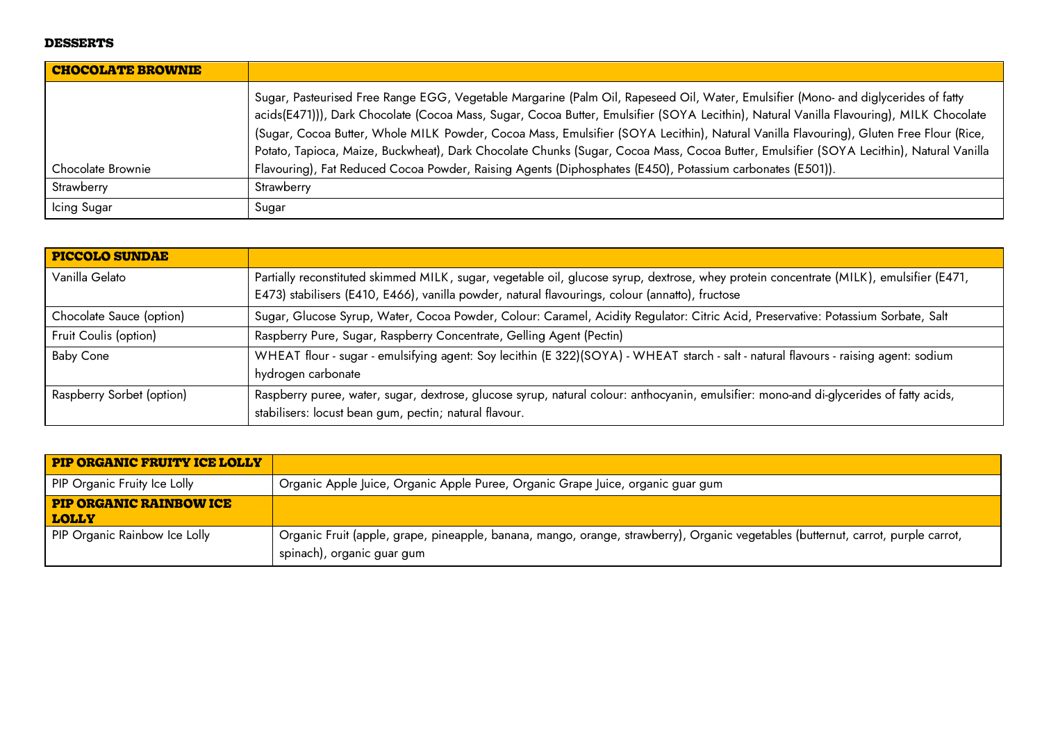# DESSERTS

| CHOCOLATE BROWNIE | |
|---|---|
| Chocolate Brownie | Sugar, Pasteurised Free Range EGG, Vegetable Margarine (Palm Oil, Rapeseed Oil, Water, Emulsifier (Mono- and diglycerides of fatty acids(E471))), Dark Chocolate (Cocoa Mass, Sugar, Cocoa Butter, Emulsifier (SOYA Lecithin), Natural Vanilla Flavouring), MILK Chocolate (Sugar, Cocoa Butter, Whole MILK Powder, Cocoa Mass, Emulsifier (SOYA Lecithin), Natural Vanilla Flavouring), Gluten Free Flour (Rice, Potato, Tapioca, Maize, Buckwheat), Dark Chocolate Chunks (Sugar, Cocoa Mass, Cocoa Butter, Emulsifier (SOYA Lecithin), Natural Vanilla Flavouring), Fat Reduced Cocoa Powder, Raising Agents (Diphosphates (E450), Potassium carbonates (E501)). |
| Strawberry | Strawberry |
| Icing Sugar | Sugar |

| PICCOLO SUNDAE | |
|---|---|
| Vanilla Gelato | Partially reconstituted skimmed MILK, sugar, vegetable oil, glucose syrup, dextrose, whey protein concentrate (MILK), emulsifier (E471, E473) stabilisers (E410, E466), vanilla powder, natural flavourings, colour (annatto), fructose |
| Chocolate Sauce (option) | Sugar, Glucose Syrup, Water, Cocoa Powder, Colour: Caramel, Acidity Regulator: Citric Acid, Preservative: Potassium Sorbate, Salt |
| Fruit Coulis (option) | Raspberry Pure, Sugar, Raspberry Concentrate, Gelling Agent (Pectin) |
| Baby Cone | WHEAT flour - sugar - emulsifying agent: Soy lecithin (E 322)(SOYA) - WHEAT starch - salt - natural flavours - raising agent: sodium hydrogen carbonate |
| Raspberry Sorbet (option) | Raspberry puree, water, sugar, dextrose, glucose syrup, natural colour: anthocyanin, emulsifier: mono-and di-glycerides of fatty acids, stabilisers: locust bean gum, pectin; natural flavour. |

| PIP ORGANIC FRUITY ICE LOLLY | |
|---|---|
| PIP Organic Fruity Ice Lolly | Organic Apple Juice, Organic Apple Puree, Organic Grape Juice, organic guar gum |
| **PIP ORGANIC RAINBOW ICE LOLLY** | |
| PIP Organic Rainbow Ice Lolly | Organic Fruit (apple, grape, pineapple, banana, mango, orange, strawberry), Organic vegetables (butternut, carrot, purple carrot, spinach), organic guar gum |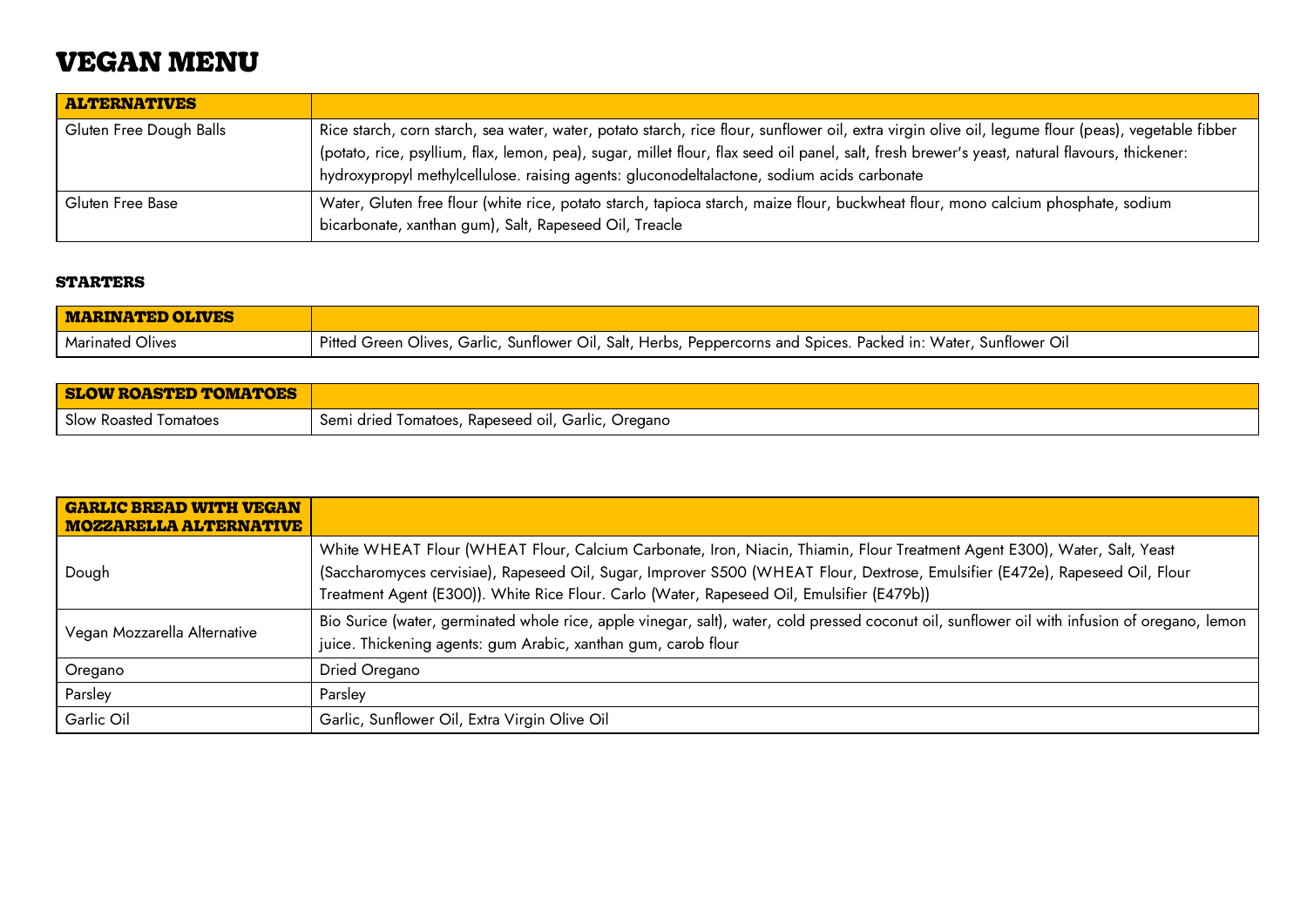# VEGAN MENU

| ALTERNATIVES | |
|---|---|
| Gluten Free Dough Balls | Rice starch, corn starch, sea water, water, potato starch, rice flour, sunflower oil, extra virgin olive oil, legume flour (peas), vegetable fibber (potato, rice, psyllium, flax, lemon, pea), sugar, millet flour, flax seed oil panel, salt, fresh brewer's yeast, natural flavours, thickener: hydroxypropyl methylcellulose. raising agents: gluconodeltalactone, sodium acids carbonate |
| Gluten Free Base | Water, Gluten free flour (white rice, potato starch, tapioca starch, maize flour, buckwheat flour, mono calcium phosphate, sodium bicarbonate, xanthan gum), Salt, Rapeseed Oil, Treacle |

## STARTERS

| MARINATED OLIVES | |
|---|---|
| Marinated Olives | Pitted Green Olives, Garlic, Sunflower Oil, Salt, Herbs, Peppercorns and Spices. Packed in: Water, Sunflower Oil |

| SLOW ROASTED TOMATOES | |
|---|---|
| Slow Roasted Tomatoes | Semi dried Tomatoes, Rapeseed oil, Garlic, Oregano |

| GARLIC BREAD WITH VEGAN MOZZARELLA ALTERNATIVE | |
|---|---|
| Dough | White WHEAT Flour (WHEAT Flour, Calcium Carbonate, Iron, Niacin, Thiamin, Flour Treatment Agent E300), Water, Salt, Yeast (Saccharomyces cervisiae), Rapeseed Oil, Sugar, Improver S500 (WHEAT Flour, Dextrose, Emulsifier (E472e), Rapeseed Oil, Flour Treatment Agent (E300)). White Rice Flour. Carlo (Water, Rapeseed Oil, Emulsifier (E479b)) |
| Vegan Mozzarella Alternative | Bio Surice (water, germinated whole rice, apple vinegar, salt), water, cold pressed coconut oil, sunflower oil with infusion of oregano, lemon juice. Thickening agents: gum Arabic, xanthan gum, carob flour |
| Oregano | Dried Oregano |
| Parsley | Parsley |
| Garlic Oil | Garlic, Sunflower Oil, Extra Virgin Olive Oil |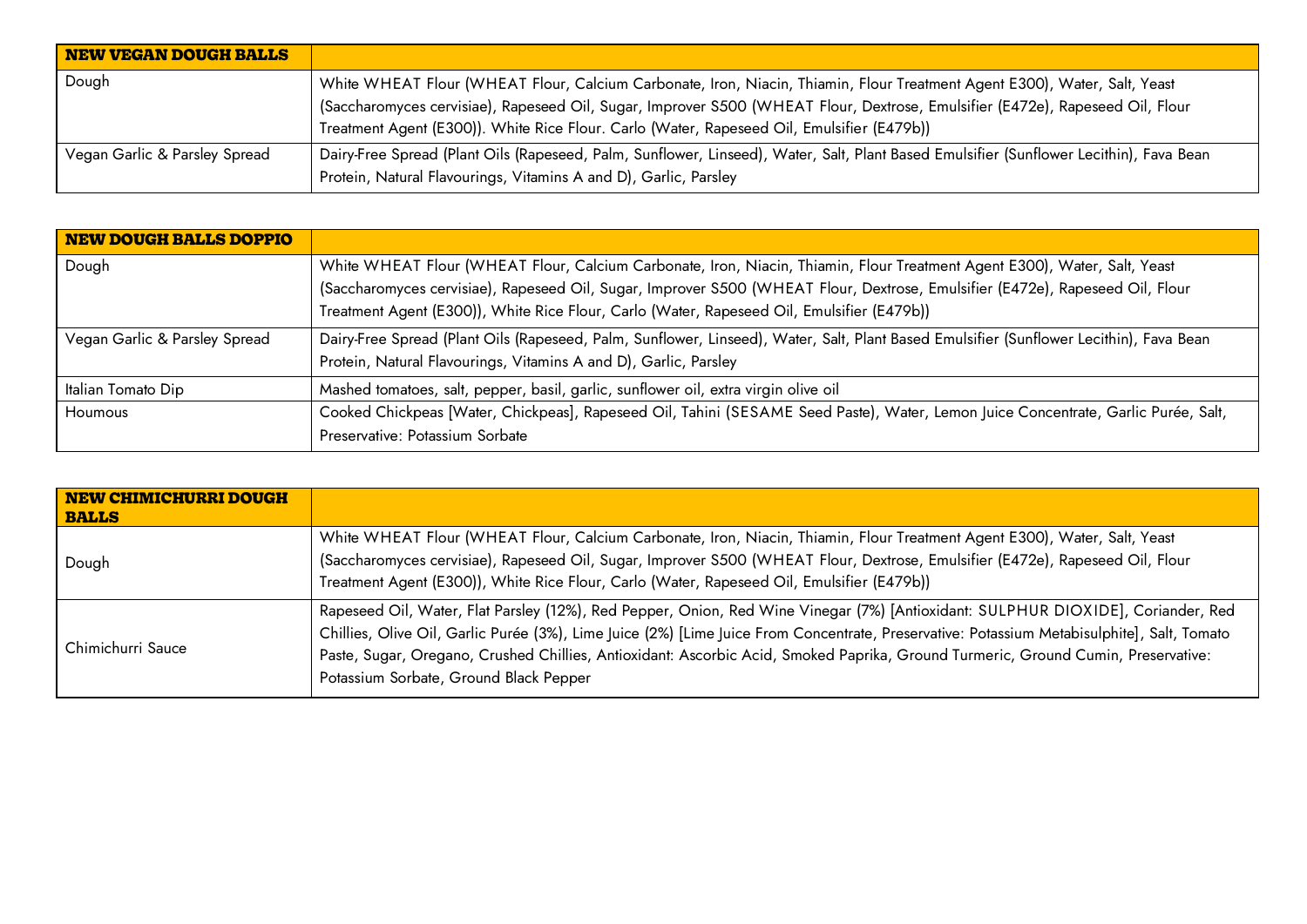| NEW VEGAN DOUGH BALLS | |
|---|---|
| Dough | White WHEAT Flour (WHEAT Flour, Calcium Carbonate, Iron, Niacin, Thiamin, Flour Treatment Agent E300), Water, Salt, Yeast (Saccharomyces cervisiae), Rapeseed Oil, Sugar, Improver S500 (WHEAT Flour, Dextrose, Emulsifier (E472e), Rapeseed Oil, Flour Treatment Agent (E300)). White Rice Flour. Carlo (Water, Rapeseed Oil, Emulsifier (E479b)) |
| Vegan Garlic & Parsley Spread | Dairy-Free Spread (Plant Oils (Rapeseed, Palm, Sunflower, Linseed), Water, Salt, Plant Based Emulsifier (Sunflower Lecithin), Fava Bean Protein, Natural Flavourings, Vitamins A and D), Garlic, Parsley |

| NEW DOUGH BALLS DOPPIO | |
|---|---|
| Dough | White WHEAT Flour (WHEAT Flour, Calcium Carbonate, Iron, Niacin, Thiamin, Flour Treatment Agent E300), Water, Salt, Yeast (Saccharomyces cervisiae), Rapeseed Oil, Sugar, Improver S500 (WHEAT Flour, Dextrose, Emulsifier (E472e), Rapeseed Oil, Flour Treatment Agent (E300)), White Rice Flour, Carlo (Water, Rapeseed Oil, Emulsifier (E479b)) |
| Vegan Garlic & Parsley Spread | Dairy-Free Spread (Plant Oils (Rapeseed, Palm, Sunflower, Linseed), Water, Salt, Plant Based Emulsifier (Sunflower Lecithin), Fava Bean Protein, Natural Flavourings, Vitamins A and D), Garlic, Parsley |
| Italian Tomato Dip | Mashed tomatoes, salt, pepper, basil, garlic, sunflower oil, extra virgin olive oil |
| Houmous | Cooked Chickpeas [Water, Chickpeas], Rapeseed Oil, Tahini (SESAME Seed Paste), Water, Lemon Juice Concentrate, Garlic Purée, Salt, Preservative: Potassium Sorbate |

| NEW CHIMICHURRI DOUGH BALLS | |
|---|---|
| Dough | White WHEAT Flour (WHEAT Flour, Calcium Carbonate, Iron, Niacin, Thiamin, Flour Treatment Agent E300), Water, Salt, Yeast (Saccharomyces cervisiae), Rapeseed Oil, Sugar, Improver S500 (WHEAT Flour, Dextrose, Emulsifier (E472e), Rapeseed Oil, Flour Treatment Agent (E300)), White Rice Flour, Carlo (Water, Rapeseed Oil, Emulsifier (E479b)) |
| Chimichurri Sauce | Rapeseed Oil, Water, Flat Parsley (12%), Red Pepper, Onion, Red Wine Vinegar (7%) [Antioxidant: SULPHUR DIOXIDE], Coriander, Red Chillies, Olive Oil, Garlic Purée (3%), Lime Juice (2%) [Lime Juice From Concentrate, Preservative: Potassium Metabisulphite], Salt, Tomato Paste, Sugar, Oregano, Crushed Chillies, Antioxidant: Ascorbic Acid, Smoked Paprika, Ground Turmeric, Ground Cumin, Preservative: Potassium Sorbate, Ground Black Pepper |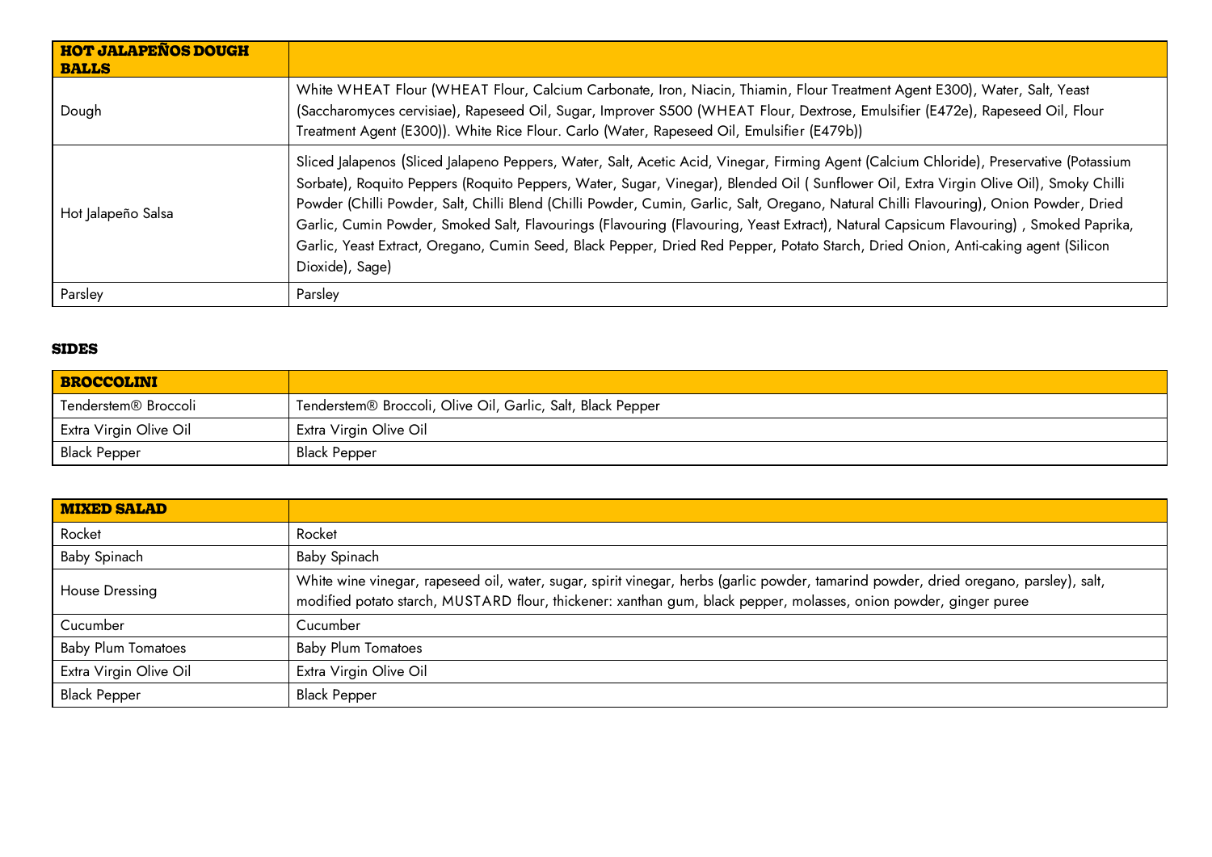| HOT JALAPEÑOS DOUGH BALLS | |
|---|---|
| Dough | White WHEAT Flour (WHEAT Flour, Calcium Carbonate, Iron, Niacin, Thiamin, Flour Treatment Agent E300), Water, Salt, Yeast (Saccharomyces cervisiae), Rapeseed Oil, Sugar, Improver S500 (WHEAT Flour, Dextrose, Emulsifier (E472e), Rapeseed Oil, Flour Treatment Agent (E300)). White Rice Flour. Carlo (Water, Rapeseed Oil, Emulsifier (E479b)) |
| Hot Jalapeño Salsa | Sliced Jalapenos (Sliced Jalapeno Peppers, Water, Salt, Acetic Acid, Vinegar, Firming Agent (Calcium Chloride), Preservative (Potassium Sorbate), Roquito Peppers (Roquito Peppers, Water, Sugar, Vinegar), Blended Oil ( Sunflower Oil, Extra Virgin Olive Oil), Smoky Chilli Powder (Chilli Powder, Salt, Chilli Blend (Chilli Powder, Cumin, Garlic, Salt, Oregano, Natural Chilli Flavouring), Onion Powder, Dried Garlic, Cumin Powder, Smoked Salt, Flavourings (Flavouring (Flavouring, Yeast Extract), Natural Capsicum Flavouring) , Smoked Paprika, Garlic, Yeast Extract, Oregano, Cumin Seed, Black Pepper, Dried Red Pepper, Potato Starch, Dried Onion, Anti-caking agent (Silicon Dioxide), Sage) |
| Parsley | Parsley |

## SIDES

| BROCCOLINI | |
|---|---|
| Tenderstem® Broccoli | Tenderstem® Broccoli, Olive Oil, Garlic, Salt, Black Pepper |
| Extra Virgin Olive Oil | Extra Virgin Olive Oil |
| Black Pepper | Black Pepper |

| MIXED SALAD | |
|---|---|
| Rocket | Rocket |
| Baby Spinach | Baby Spinach |
| House Dressing | White wine vinegar, rapeseed oil, water, sugar, spirit vinegar, herbs (garlic powder, tamarind powder, dried oregano, parsley), salt, modified potato starch, MUSTARD flour, thickener: xanthan gum, black pepper, molasses, onion powder, ginger puree |
| Cucumber | Cucumber |
| Baby Plum Tomatoes | Baby Plum Tomatoes |
| Extra Virgin Olive Oil | Extra Virgin Olive Oil |
| Black Pepper | Black Pepper |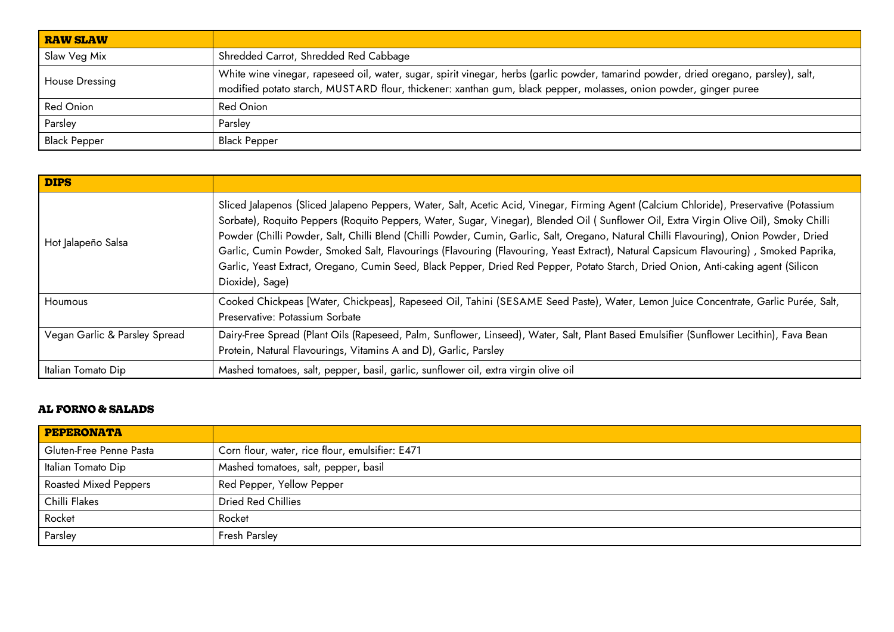| RAW SLAW | |
|---|---|
| Slaw Veg Mix | Shredded Carrot, Shredded Red Cabbage |
| House Dressing | White wine vinegar, rapeseed oil, water, sugar, spirit vinegar, herbs (garlic powder, tamarind powder, dried oregano, parsley), salt, modified potato starch, MUSTARD flour, thickener: xanthan gum, black pepper, molasses, onion powder, ginger puree |
| Red Onion | Red Onion |
| Parsley | Parsley |
| Black Pepper | Black Pepper |

| DIPS | |
|---|---|
| Hot Jalapeño Salsa | Sliced Jalapenos (Sliced Jalapeno Peppers, Water, Salt, Acetic Acid, Vinegar, Firming Agent (Calcium Chloride), Preservative (Potassium Sorbate), Roquito Peppers (Roquito Peppers, Water, Sugar, Vinegar), Blended Oil ( Sunflower Oil, Extra Virgin Olive Oil), Smoky Chilli Powder (Chilli Powder, Salt, Chilli Blend (Chilli Powder, Cumin, Garlic, Salt, Oregano, Natural Chilli Flavouring), Onion Powder, Dried Garlic, Cumin Powder, Smoked Salt, Flavourings (Flavouring (Flavouring, Yeast Extract), Natural Capsicum Flavouring) , Smoked Paprika, Garlic, Yeast Extract, Oregano, Cumin Seed, Black Pepper, Dried Red Pepper, Potato Starch, Dried Onion, Anti-caking agent (Silicon Dioxide), Sage) |
| Houmous | Cooked Chickpeas [Water, Chickpeas], Rapeseed Oil, Tahini (SESAME Seed Paste), Water, Lemon Juice Concentrate, Garlic Purée, Salt, Preservative: Potassium Sorbate |
| Vegan Garlic & Parsley Spread | Dairy-Free Spread (Plant Oils (Rapeseed, Palm, Sunflower, Linseed), Water, Salt, Plant Based Emulsifier (Sunflower Lecithin), Fava Bean Protein, Natural Flavourings, Vitamins A and D), Garlic, Parsley |
| Italian Tomato Dip | Mashed tomatoes, salt, pepper, basil, garlic, sunflower oil, extra virgin olive oil |

## AL FORNO & SALADS

| PEPERONATA | |
|---|---|
| Gluten-Free Penne Pasta | Corn flour, water, rice flour, emulsifier: E471 |
| Italian Tomato Dip | Mashed tomatoes, salt, pepper, basil |
| Roasted Mixed Peppers | Red Pepper, Yellow Pepper |
| Chilli Flakes | Dried Red Chillies |
| Rocket | Rocket |
| Parsley | Fresh Parsley |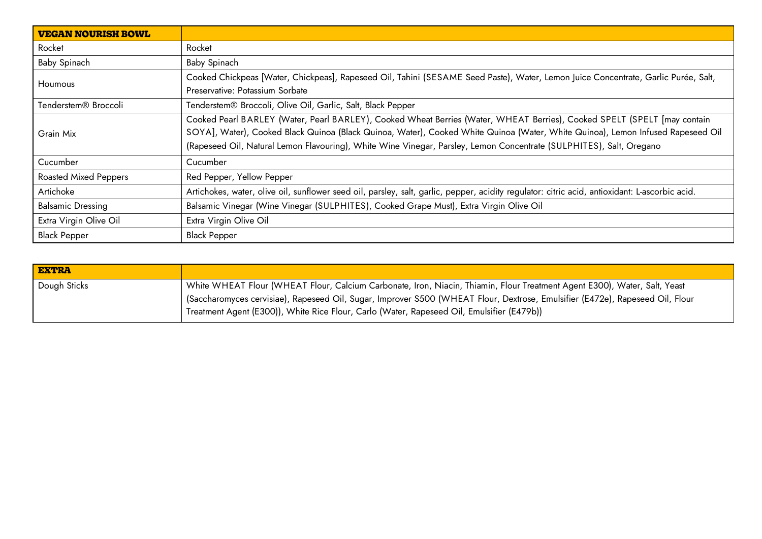| VEGAN NOURISH BOWL | |
|---|---|
| Rocket | Rocket |
| Baby Spinach | Baby Spinach |
| Houmous | Cooked Chickpeas [Water, Chickpeas], Rapeseed Oil, Tahini (SESAME Seed Paste), Water, Lemon Juice Concentrate, Garlic Purée, Salt, Preservative: Potassium Sorbate |
| Tenderstem® Broccoli | Tenderstem® Broccoli, Olive Oil, Garlic, Salt, Black Pepper |
| Grain Mix | Cooked Pearl BARLEY (Water, Pearl BARLEY), Cooked Wheat Berries (Water, WHEAT Berries), Cooked SPELT (SPELT [may contain SOYA], Water), Cooked Black Quinoa (Black Quinoa, Water), Cooked White Quinoa (Water, White Quinoa), Lemon Infused Rapeseed Oil (Rapeseed Oil, Natural Lemon Flavouring), White Wine Vinegar, Parsley, Lemon Concentrate (SULPHITES), Salt, Oregano |
| Cucumber | Cucumber |
| Roasted Mixed Peppers | Red Pepper, Yellow Pepper |
| Artichoke | Artichokes, water, olive oil, sunflower seed oil, parsley, salt, garlic, pepper, acidity regulator: citric acid, antioxidant: L-ascorbic acid. |
| Balsamic Dressing | Balsamic Vinegar (Wine Vinegar (SULPHITES), Cooked Grape Must), Extra Virgin Olive Oil |
| Extra Virgin Olive Oil | Extra Virgin Olive Oil |
| Black Pepper | Black Pepper |

| EXTRA | |
|---|---|
| Dough Sticks | White WHEAT Flour (WHEAT Flour, Calcium Carbonate, Iron, Niacin, Thiamin, Flour Treatment Agent E300), Water, Salt, Yeast (Saccharomyces cervisiae), Rapeseed Oil, Sugar, Improver S500 (WHEAT Flour, Dextrose, Emulsifier (E472e), Rapeseed Oil, Flour Treatment Agent (E300)), White Rice Flour, Carlo (Water, Rapeseed Oil, Emulsifier (E479b)) |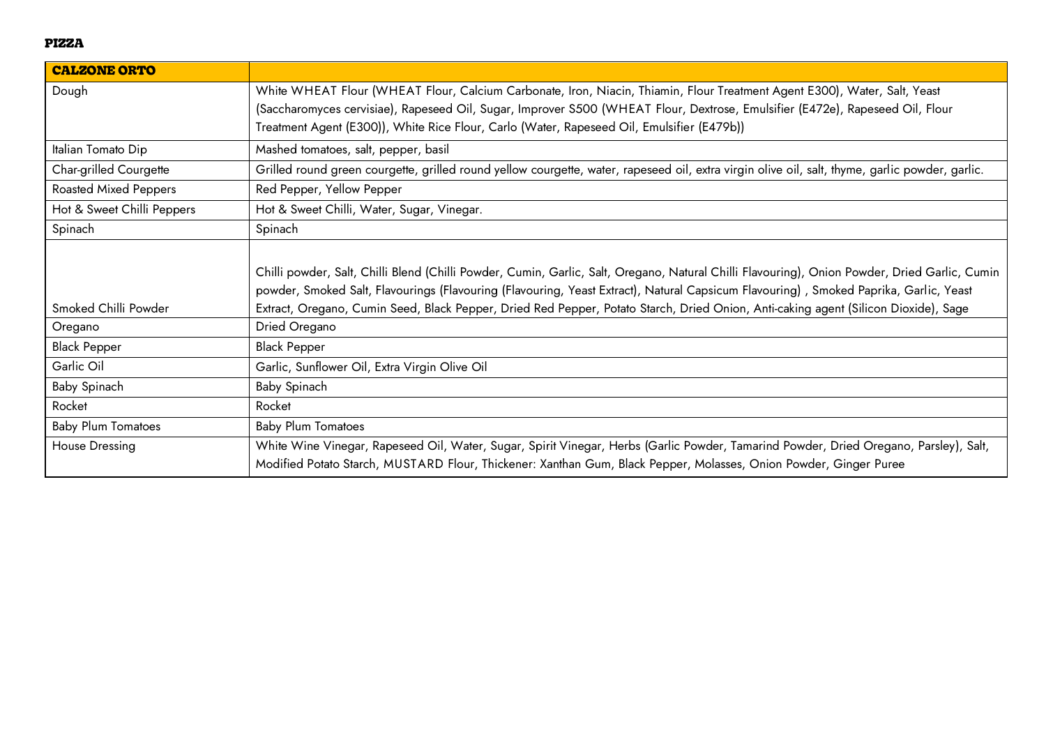**PIZZA**

| CALZONE ORTO | |
|---|---|
| Dough | White WHEAT Flour (WHEAT Flour, Calcium Carbonate, Iron, Niacin, Thiamin, Flour Treatment Agent E300), Water, Salt, Yeast (Saccharomyces cervisiae), Rapeseed Oil, Sugar, Improver S500 (WHEAT Flour, Dextrose, Emulsifier (E472e), Rapeseed Oil, Flour Treatment Agent (E300)), White Rice Flour, Carlo (Water, Rapeseed Oil, Emulsifier (E479b)) |
| Italian Tomato Dip | Mashed tomatoes, salt, pepper, basil |
| Char-grilled Courgette | Grilled round green courgette, grilled round yellow courgette, water, rapeseed oil, extra virgin olive oil, salt, thyme, garlic powder, garlic. |
| Roasted Mixed Peppers | Red Pepper, Yellow Pepper |
| Hot & Sweet Chilli Peppers | Hot & Sweet Chilli, Water, Sugar, Vinegar. |
| Spinach | Spinach |
| Smoked Chilli Powder | Chilli powder, Salt, Chilli Blend (Chilli Powder, Cumin, Garlic, Salt, Oregano, Natural Chilli Flavouring), Onion Powder, Dried Garlic, Cumin powder, Smoked Salt, Flavourings (Flavouring (Flavouring, Yeast Extract), Natural Capsicum Flavouring) , Smoked Paprika, Garlic, Yeast Extract, Oregano, Cumin Seed, Black Pepper, Dried Red Pepper, Potato Starch, Dried Onion, Anti-caking agent (Silicon Dioxide), Sage |
| Oregano | Dried Oregano |
| Black Pepper | Black Pepper |
| Garlic Oil | Garlic, Sunflower Oil, Extra Virgin Olive Oil |
| Baby Spinach | Baby Spinach |
| Rocket | Rocket |
| Baby Plum Tomatoes | Baby Plum Tomatoes |
| House Dressing | White Wine Vinegar, Rapeseed Oil, Water, Sugar, Spirit Vinegar, Herbs (Garlic Powder, Tamarind Powder, Dried Oregano, Parsley), Salt, Modified Potato Starch, MUSTARD Flour, Thickener: Xanthan Gum, Black Pepper, Molasses, Onion Powder, Ginger Puree |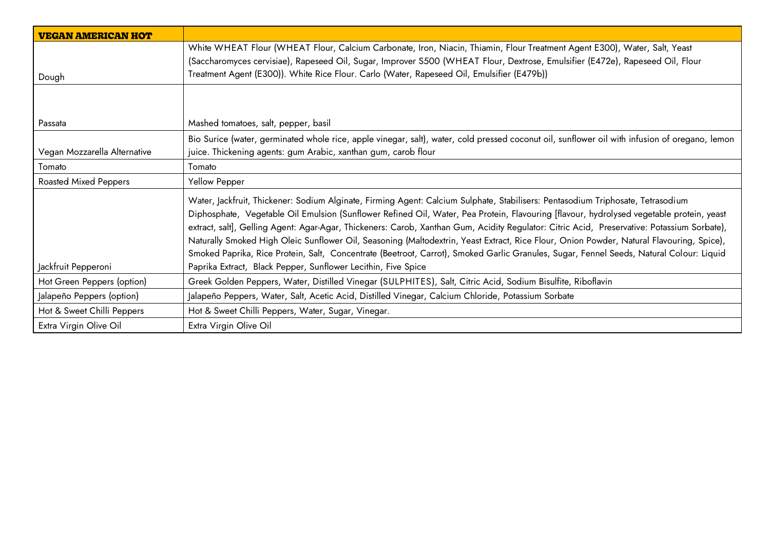| VEGAN AMERICAN HOT | |
|---|---|
| Dough | White WHEAT Flour (WHEAT Flour, Calcium Carbonate, Iron, Niacin, Thiamin, Flour Treatment Agent E300), Water, Salt, Yeast (Saccharomyces cervisiae), Rapeseed Oil, Sugar, Improver S500 (WHEAT Flour, Dextrose, Emulsifier (E472e), Rapeseed Oil, Flour Treatment Agent (E300)). White Rice Flour. Carlo (Water, Rapeseed Oil, Emulsifier (E479b)) |
| Passata | Mashed tomatoes, salt, pepper, basil |
| Vegan Mozzarella Alternative | Bio Surice (water, germinated whole rice, apple vinegar, salt), water, cold pressed coconut oil, sunflower oil with infusion of oregano, lemon juice. Thickening agents: gum Arabic, xanthan gum, carob flour |
| Tomato | Tomato |
| Roasted Mixed Peppers | Yellow Pepper |
| Jackfruit Pepperoni | Water, Jackfruit, Thickener: Sodium Alginate, Firming Agent: Calcium Sulphate, Stabilisers: Pentasodium Triphosate, Tetrasodium Diphosphate, Vegetable Oil Emulsion (Sunflower Refined Oil, Water, Pea Protein, Flavouring [flavour, hydrolysed vegetable protein, yeast extract, salt], Gelling Agent: Agar-Agar, Thickeners: Carob, Xanthan Gum, Acidity Regulator: Citric Acid, Preservative: Potassium Sorbate), Naturally Smoked High Oleic Sunflower Oil, Seasoning (Maltodextrin, Yeast Extract, Rice Flour, Onion Powder, Natural Flavouring, Spice), Smoked Paprika, Rice Protein, Salt, Concentrate (Beetroot, Carrot), Smoked Garlic Granules, Sugar, Fennel Seeds, Natural Colour: Liquid Paprika Extract, Black Pepper, Sunflower Lecithin, Five Spice |
| Hot Green Peppers (option) | Greek Golden Peppers, Water, Distilled Vinegar (SULPHITES), Salt, Citric Acid, Sodium Bisulfite, Riboflavin |
| Jalapeño Peppers (option) | Jalapeño Peppers, Water, Salt, Acetic Acid, Distilled Vinegar, Calcium Chloride, Potassium Sorbate |
| Hot & Sweet Chilli Peppers | Hot & Sweet Chilli Peppers, Water, Sugar, Vinegar. |
| Extra Virgin Olive Oil | Extra Virgin Olive Oil |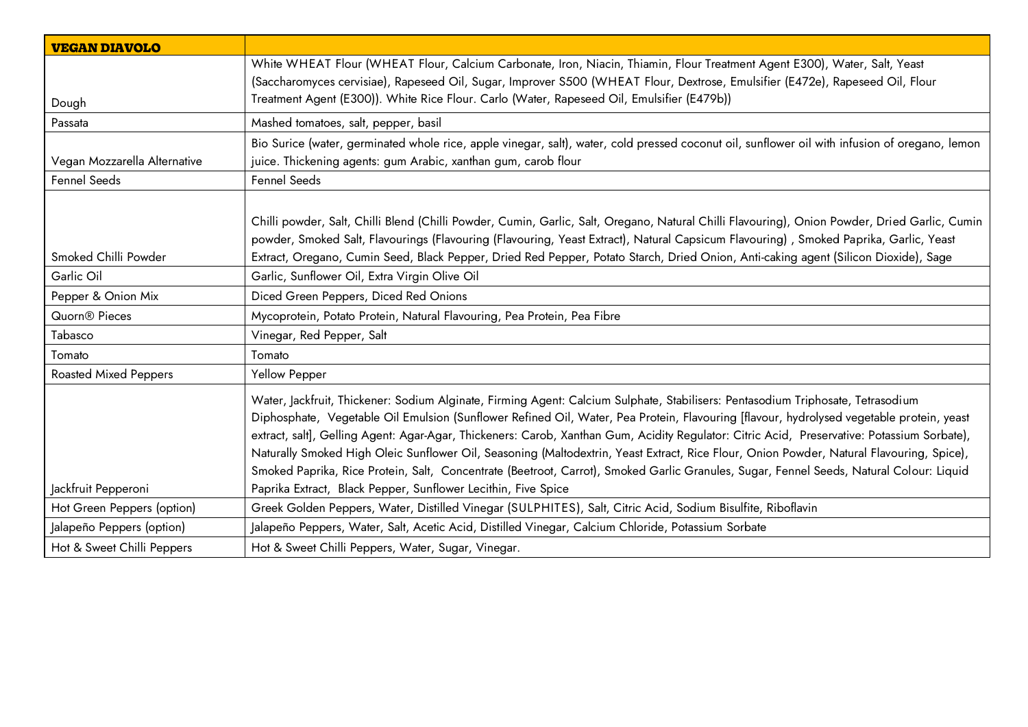| **VEGAN DIAVOLO** | |
|---|---|
| Dough | White WHEAT Flour (WHEAT Flour, Calcium Carbonate, Iron, Niacin, Thiamin, Flour Treatment Agent E300), Water, Salt, Yeast (Saccharomyces cervisiae), Rapeseed Oil, Sugar, Improver S500 (WHEAT Flour, Dextrose, Emulsifier (E472e), Rapeseed Oil, Flour Treatment Agent (E300)). White Rice Flour. Carlo (Water, Rapeseed Oil, Emulsifier (E479b)) |
| Passata | Mashed tomatoes, salt, pepper, basil |
| Vegan Mozzarella Alternative | Bio Surice (water, germinated whole rice, apple vinegar, salt), water, cold pressed coconut oil, sunflower oil with infusion of oregano, lemon juice. Thickening agents: gum Arabic, xanthan gum, carob flour |
| Fennel Seeds | Fennel Seeds |
| Smoked Chilli Powder | Chilli powder, Salt, Chilli Blend (Chilli Powder, Cumin, Garlic, Salt, Oregano, Natural Chilli Flavouring), Onion Powder, Dried Garlic, Cumin powder, Smoked Salt, Flavourings (Flavouring (Flavouring, Yeast Extract), Natural Capsicum Flavouring) , Smoked Paprika, Garlic, Yeast Extract, Oregano, Cumin Seed, Black Pepper, Dried Red Pepper, Potato Starch, Dried Onion, Anti-caking agent (Silicon Dioxide), Sage |
| Garlic Oil | Garlic, Sunflower Oil, Extra Virgin Olive Oil |
| Pepper & Onion Mix | Diced Green Peppers, Diced Red Onions |
| Quorn® Pieces | Mycoprotein, Potato Protein, Natural Flavouring, Pea Protein, Pea Fibre |
| Tabasco | Vinegar, Red Pepper, Salt |
| Tomato | Tomato |
| Roasted Mixed Peppers | Yellow Pepper |
| Jackfruit Pepperoni | Water, Jackfruit, Thickener: Sodium Alginate, Firming Agent: Calcium Sulphate, Stabilisers: Pentasodium Triphosate, Tetrasodium Diphosphate, Vegetable Oil Emulsion (Sunflower Refined Oil, Water, Pea Protein, Flavouring [flavour, hydrolysed vegetable protein, yeast extract, salt], Gelling Agent: Agar-Agar, Thickeners: Carob, Xanthan Gum, Acidity Regulator: Citric Acid, Preservative: Potassium Sorbate), Naturally Smoked High Oleic Sunflower Oil, Seasoning (Maltodextrin, Yeast Extract, Rice Flour, Onion Powder, Natural Flavouring, Spice), Smoked Paprika, Rice Protein, Salt, Concentrate (Beetroot, Carrot), Smoked Garlic Granules, Sugar, Fennel Seeds, Natural Colour: Liquid Paprika Extract, Black Pepper, Sunflower Lecithin, Five Spice |
| Hot Green Peppers (option) | Greek Golden Peppers, Water, Distilled Vinegar (SULPHITES), Salt, Citric Acid, Sodium Bisulfite, Riboflavin |
| Jalapeño Peppers (option) | Jalapeño Peppers, Water, Salt, Acetic Acid, Distilled Vinegar, Calcium Chloride, Potassium Sorbate |
| Hot & Sweet Chilli Peppers | Hot & Sweet Chilli Peppers, Water, Sugar, Vinegar. |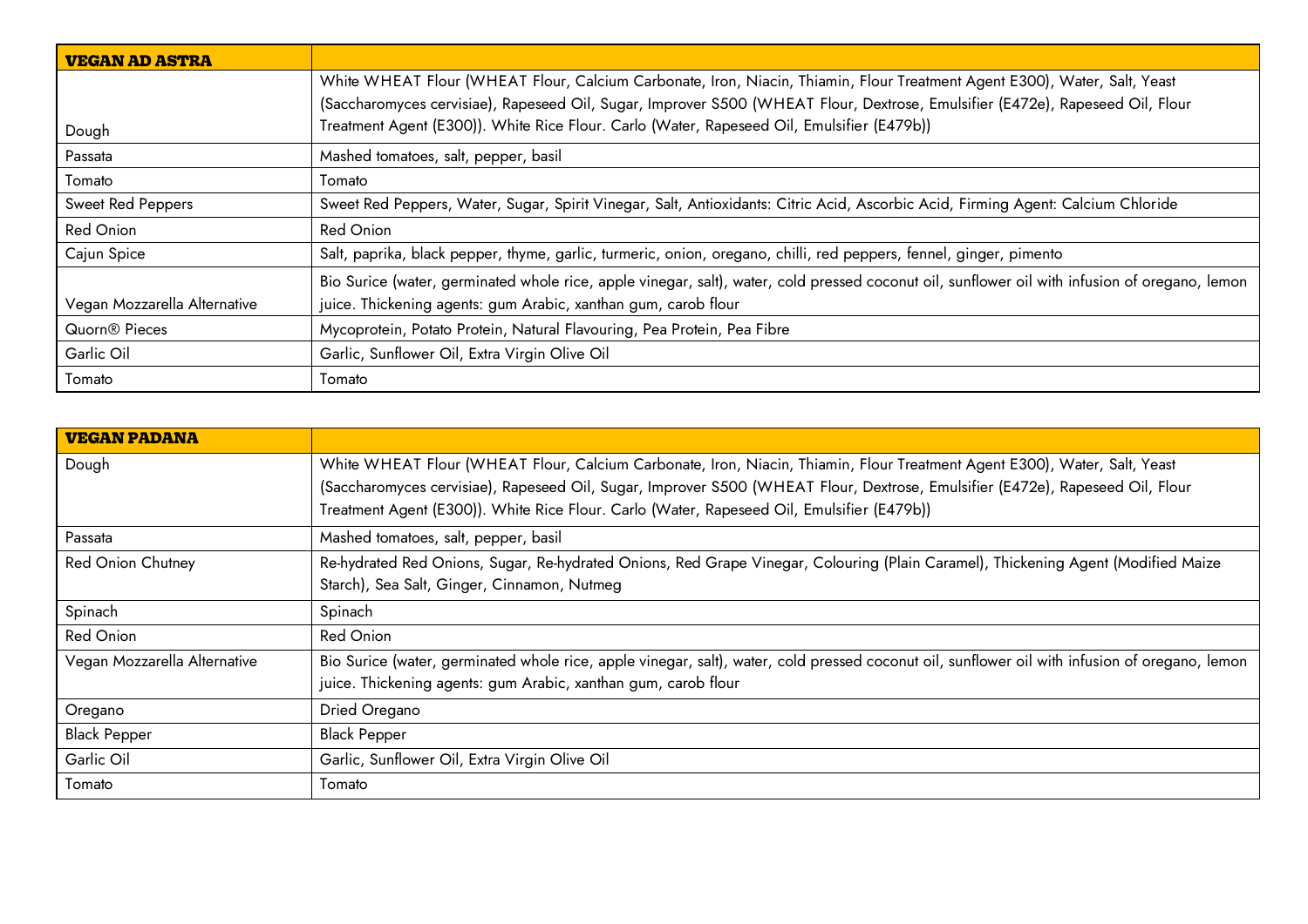| VEGAN AD ASTRA | |
|---|---|
| Dough | White WHEAT Flour (WHEAT Flour, Calcium Carbonate, Iron, Niacin, Thiamin, Flour Treatment Agent E300), Water, Salt, Yeast (Saccharomyces cervisiae), Rapeseed Oil, Sugar, Improver S500 (WHEAT Flour, Dextrose, Emulsifier (E472e), Rapeseed Oil, Flour Treatment Agent (E300)). White Rice Flour. Carlo (Water, Rapeseed Oil, Emulsifier (E479b)) |
| Passata | Mashed tomatoes, salt, pepper, basil |
| Tomato | Tomato |
| Sweet Red Peppers | Sweet Red Peppers, Water, Sugar, Spirit Vinegar, Salt, Antioxidants: Citric Acid, Ascorbic Acid, Firming Agent: Calcium Chloride |
| Red Onion | Red Onion |
| Cajun Spice | Salt, paprika, black pepper, thyme, garlic, turmeric, onion, oregano, chilli, red peppers, fennel, ginger, pimento |
| Vegan Mozzarella Alternative | Bio Surice (water, germinated whole rice, apple vinegar, salt), water, cold pressed coconut oil, sunflower oil with infusion of oregano, lemon juice. Thickening agents: gum Arabic, xanthan gum, carob flour |
| Quorn® Pieces | Mycoprotein, Potato Protein, Natural Flavouring, Pea Protein, Pea Fibre |
| Garlic Oil | Garlic, Sunflower Oil, Extra Virgin Olive Oil |
| Tomato | Tomato |

| VEGAN PADANA | |
|---|---|
| Dough | White WHEAT Flour (WHEAT Flour, Calcium Carbonate, Iron, Niacin, Thiamin, Flour Treatment Agent E300), Water, Salt, Yeast (Saccharomyces cervisiae), Rapeseed Oil, Sugar, Improver S500 (WHEAT Flour, Dextrose, Emulsifier (E472e), Rapeseed Oil, Flour Treatment Agent (E300)). White Rice Flour. Carlo (Water, Rapeseed Oil, Emulsifier (E479b)) |
| Passata | Mashed tomatoes, salt, pepper, basil |
| Red Onion Chutney | Re-hydrated Red Onions, Sugar, Re-hydrated Onions, Red Grape Vinegar, Colouring (Plain Caramel), Thickening Agent (Modified Maize Starch), Sea Salt, Ginger, Cinnamon, Nutmeg |
| Spinach | Spinach |
| Red Onion | Red Onion |
| Vegan Mozzarella Alternative | Bio Surice (water, germinated whole rice, apple vinegar, salt), water, cold pressed coconut oil, sunflower oil with infusion of oregano, lemon juice. Thickening agents: gum Arabic, xanthan gum, carob flour |
| Oregano | Dried Oregano |
| Black Pepper | Black Pepper |
| Garlic Oil | Garlic, Sunflower Oil, Extra Virgin Olive Oil |
| Tomato | Tomato |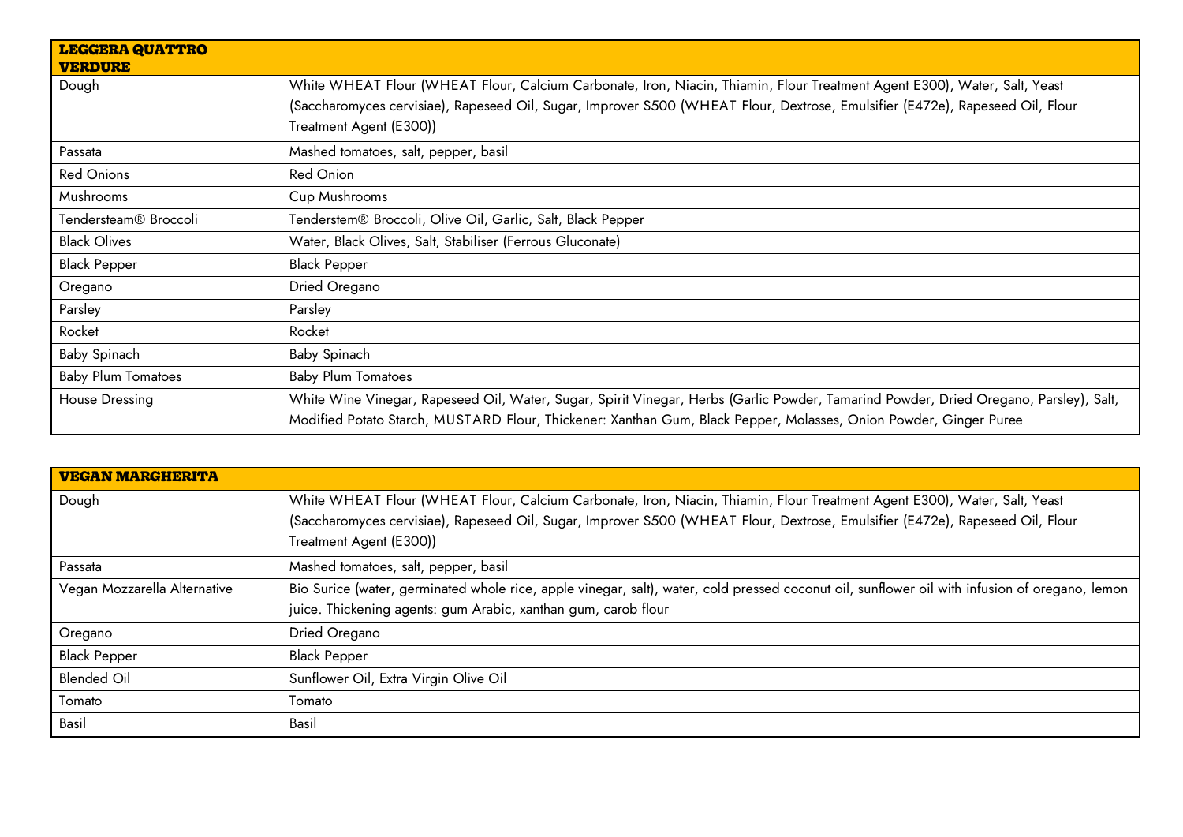| LEGGERA QUATTRO VERDURE | |
|---|---|
| Dough | White WHEAT Flour (WHEAT Flour, Calcium Carbonate, Iron, Niacin, Thiamin, Flour Treatment Agent E300), Water, Salt, Yeast (Saccharomyces cervisiae), Rapeseed Oil, Sugar, Improver S500 (WHEAT Flour, Dextrose, Emulsifier (E472e), Rapeseed Oil, Flour Treatment Agent (E300)) |
| Passata | Mashed tomatoes, salt, pepper, basil |
| Red Onions | Red Onion |
| Mushrooms | Cup Mushrooms |
| Tendersteam® Broccoli | Tenderstem® Broccoli, Olive Oil, Garlic, Salt, Black Pepper |
| Black Olives | Water, Black Olives, Salt, Stabiliser (Ferrous Gluconate) |
| Black Pepper | Black Pepper |
| Oregano | Dried Oregano |
| Parsley | Parsley |
| Rocket | Rocket |
| Baby Spinach | Baby Spinach |
| Baby Plum Tomatoes | Baby Plum Tomatoes |
| House Dressing | White Wine Vinegar, Rapeseed Oil, Water, Sugar, Spirit Vinegar, Herbs (Garlic Powder, Tamarind Powder, Dried Oregano, Parsley), Salt, Modified Potato Starch, MUSTARD Flour, Thickener: Xanthan Gum, Black Pepper, Molasses, Onion Powder, Ginger Puree |

| VEGAN MARGHERITA | |
|---|---|
| Dough | White WHEAT Flour (WHEAT Flour, Calcium Carbonate, Iron, Niacin, Thiamin, Flour Treatment Agent E300), Water, Salt, Yeast (Saccharomyces cervisiae), Rapeseed Oil, Sugar, Improver S500 (WHEAT Flour, Dextrose, Emulsifier (E472e), Rapeseed Oil, Flour Treatment Agent (E300)) |
| Passata | Mashed tomatoes, salt, pepper, basil |
| Vegan Mozzarella Alternative | Bio Surice (water, germinated whole rice, apple vinegar, salt), water, cold pressed coconut oil, sunflower oil with infusion of oregano, lemon juice. Thickening agents: gum Arabic, xanthan gum, carob flour |
| Oregano | Dried Oregano |
| Black Pepper | Black Pepper |
| Blended Oil | Sunflower Oil, Extra Virgin Olive Oil |
| Tomato | Tomato |
| Basil | Basil |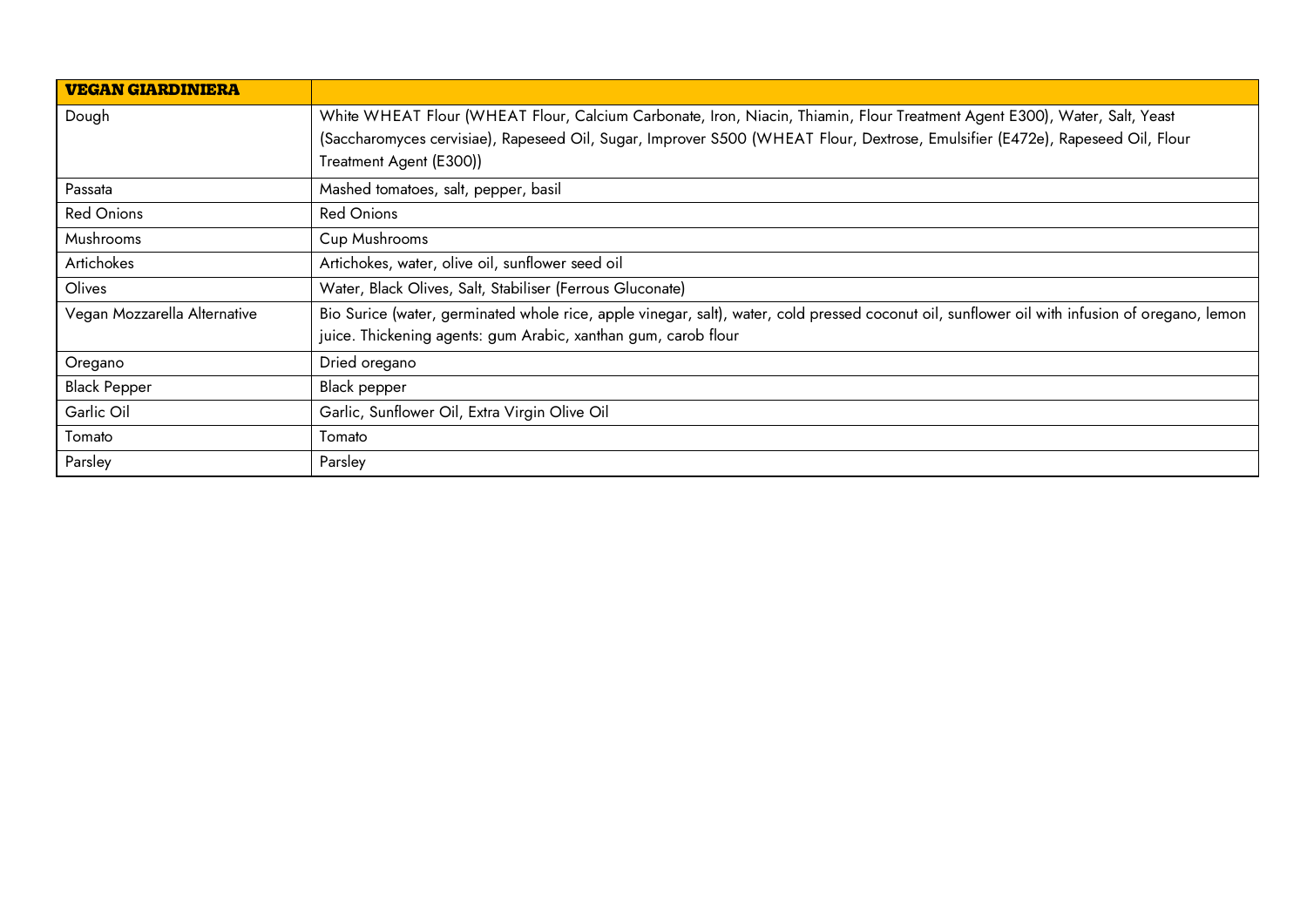| **VEGAN GIARDINIERA** | |
|---|---|
| Dough | White WHEAT Flour (WHEAT Flour, Calcium Carbonate, Iron, Niacin, Thiamin, Flour Treatment Agent E300), Water, Salt, Yeast (Saccharomyces cervisiae), Rapeseed Oil, Sugar, Improver S500 (WHEAT Flour, Dextrose, Emulsifier (E472e), Rapeseed Oil, Flour Treatment Agent (E300)) |
| Passata | Mashed tomatoes, salt, pepper, basil |
| Red Onions | Red Onions |
| Mushrooms | Cup Mushrooms |
| Artichokes | Artichokes, water, olive oil, sunflower seed oil |
| Olives | Water, Black Olives, Salt, Stabiliser (Ferrous Gluconate) |
| Vegan Mozzarella Alternative | Bio Surice (water, germinated whole rice, apple vinegar, salt), water, cold pressed coconut oil, sunflower oil with infusion of oregano, lemon juice. Thickening agents: gum Arabic, xanthan gum, carob flour |
| Oregano | Dried oregano |
| Black Pepper | Black pepper |
| Garlic Oil | Garlic, Sunflower Oil, Extra Virgin Olive Oil |
| Tomato | Tomato |
| Parsley | Parsley |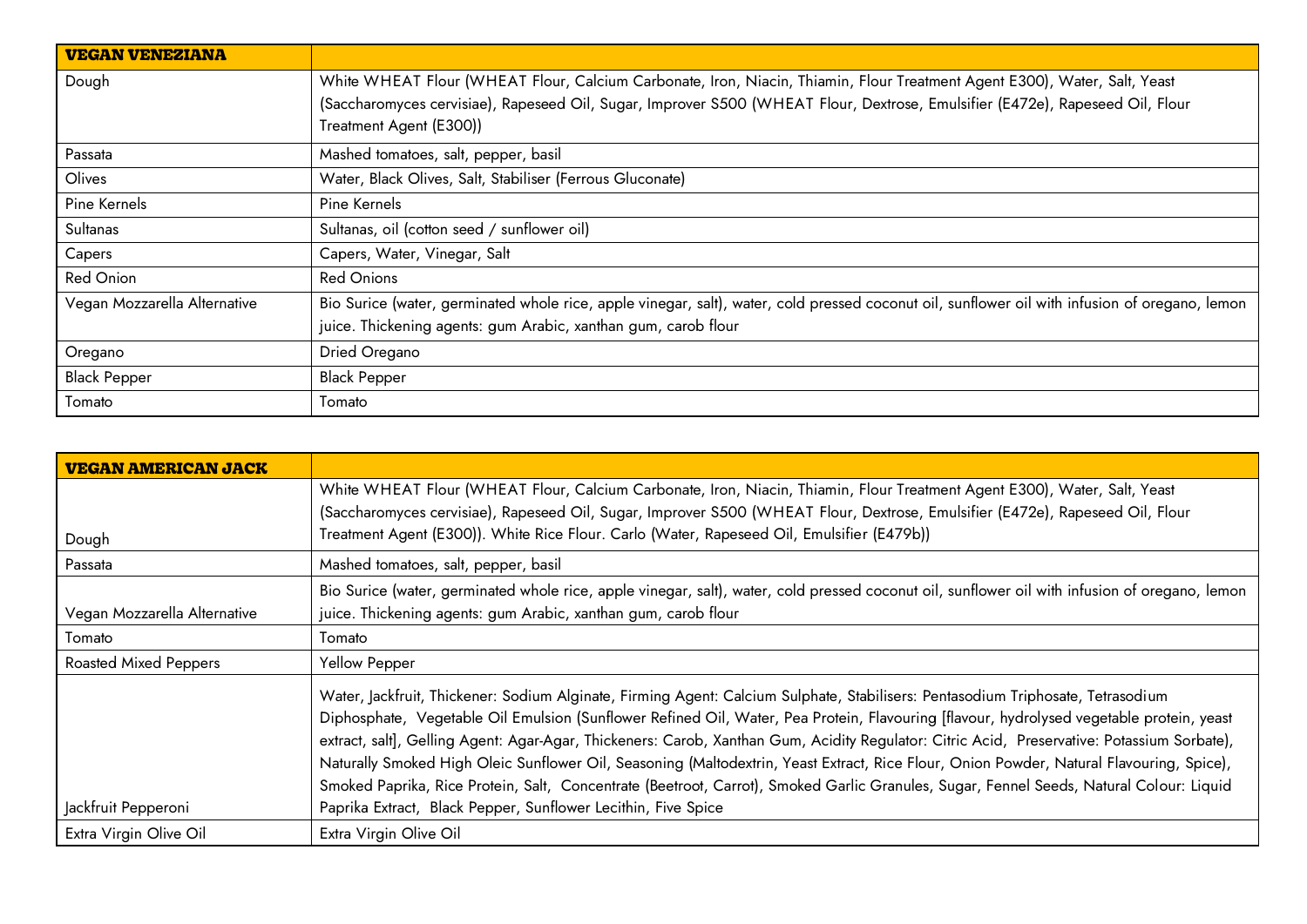| VEGAN VENEZIANA | |
|---|---|
| Dough | White WHEAT Flour (WHEAT Flour, Calcium Carbonate, Iron, Niacin, Thiamin, Flour Treatment Agent E300), Water, Salt, Yeast (Saccharomyces cervisiae), Rapeseed Oil, Sugar, Improver S500 (WHEAT Flour, Dextrose, Emulsifier (E472e), Rapeseed Oil, Flour Treatment Agent (E300)) |
| Passata | Mashed tomatoes, salt, pepper, basil |
| Olives | Water, Black Olives, Salt, Stabiliser (Ferrous Gluconate) |
| Pine Kernels | Pine Kernels |
| Sultanas | Sultanas, oil (cotton seed / sunflower oil) |
| Capers | Capers, Water, Vinegar, Salt |
| Red Onion | Red Onions |
| Vegan Mozzarella Alternative | Bio Surice (water, germinated whole rice, apple vinegar, salt), water, cold pressed coconut oil, sunflower oil with infusion of oregano, lemon juice. Thickening agents: gum Arabic, xanthan gum, carob flour |
| Oregano | Dried Oregano |
| Black Pepper | Black Pepper |
| Tomato | Tomato |

| VEGAN AMERICAN JACK | |
|---|---|
| Dough | White WHEAT Flour (WHEAT Flour, Calcium Carbonate, Iron, Niacin, Thiamin, Flour Treatment Agent E300), Water, Salt, Yeast (Saccharomyces cervisiae), Rapeseed Oil, Sugar, Improver S500 (WHEAT Flour, Dextrose, Emulsifier (E472e), Rapeseed Oil, Flour Treatment Agent (E300)). White Rice Flour. Carlo (Water, Rapeseed Oil, Emulsifier (E479b)) |
| Passata | Mashed tomatoes, salt, pepper, basil |
| Vegan Mozzarella Alternative | Bio Surice (water, germinated whole rice, apple vinegar, salt), water, cold pressed coconut oil, sunflower oil with infusion of oregano, lemon juice. Thickening agents: gum Arabic, xanthan gum, carob flour |
| Tomato | Tomato |
| Roasted Mixed Peppers | Yellow Pepper |
| Jackfruit Pepperoni | Water, Jackfruit, Thickener: Sodium Alginate, Firming Agent: Calcium Sulphate, Stabilisers: Pentasodium Triphosate, Tetrasodium Diphosphate, Vegetable Oil Emulsion (Sunflower Refined Oil, Water, Pea Protein, Flavouring [flavour, hydrolysed vegetable protein, yeast extract, salt], Gelling Agent: Agar-Agar, Thickeners: Carob, Xanthan Gum, Acidity Regulator: Citric Acid, Preservative: Potassium Sorbate), Naturally Smoked High Oleic Sunflower Oil, Seasoning (Maltodextrin, Yeast Extract, Rice Flour, Onion Powder, Natural Flavouring, Spice), Smoked Paprika, Rice Protein, Salt, Concentrate (Beetroot, Carrot), Smoked Garlic Granules, Sugar, Fennel Seeds, Natural Colour: Liquid Paprika Extract, Black Pepper, Sunflower Lecithin, Five Spice |
| Extra Virgin Olive Oil | Extra Virgin Olive Oil |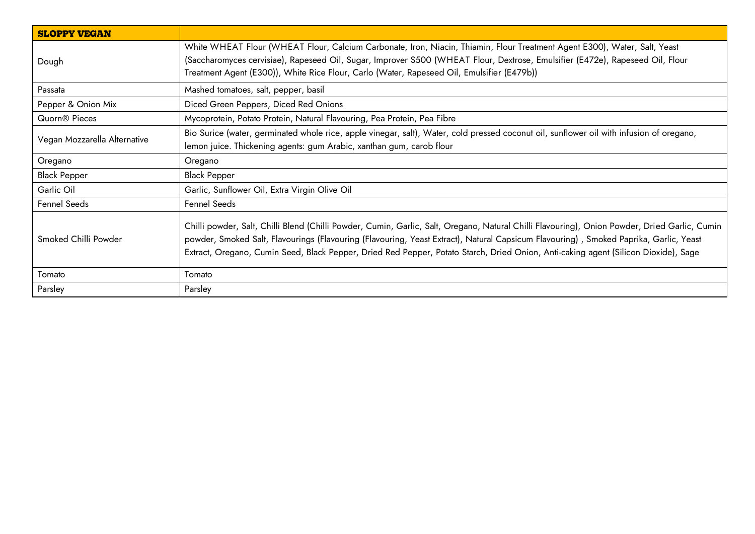| SLOPPY VEGAN | |
|---|---|
| Dough | White WHEAT Flour (WHEAT Flour, Calcium Carbonate, Iron, Niacin, Thiamin, Flour Treatment Agent E300), Water, Salt, Yeast (Saccharomyces cervisiae), Rapeseed Oil, Sugar, Improver S500 (WHEAT Flour, Dextrose, Emulsifier (E472e), Rapeseed Oil, Flour Treatment Agent (E300)), White Rice Flour, Carlo (Water, Rapeseed Oil, Emulsifier (E479b)) |
| Passata | Mashed tomatoes, salt, pepper, basil |
| Pepper & Onion Mix | Diced Green Peppers, Diced Red Onions |
| Quorn® Pieces | Mycoprotein, Potato Protein, Natural Flavouring, Pea Protein, Pea Fibre |
| Vegan Mozzarella Alternative | Bio Surice (water, germinated whole rice, apple vinegar, salt), Water, cold pressed coconut oil, sunflower oil with infusion of oregano, lemon juice. Thickening agents: gum Arabic, xanthan gum, carob flour |
| Oregano | Oregano |
| Black Pepper | Black Pepper |
| Garlic Oil | Garlic, Sunflower Oil, Extra Virgin Olive Oil |
| Fennel Seeds | Fennel Seeds |
| Smoked Chilli Powder | Chilli powder, Salt, Chilli Blend (Chilli Powder, Cumin, Garlic, Salt, Oregano, Natural Chilli Flavouring), Onion Powder, Dried Garlic, Cumin powder, Smoked Salt, Flavourings (Flavouring (Flavouring, Yeast Extract), Natural Capsicum Flavouring) , Smoked Paprika, Garlic, Yeast Extract, Oregano, Cumin Seed, Black Pepper, Dried Red Pepper, Potato Starch, Dried Onion, Anti-caking agent (Silicon Dioxide), Sage |
| Tomato | Tomato |
| Parsley | Parsley |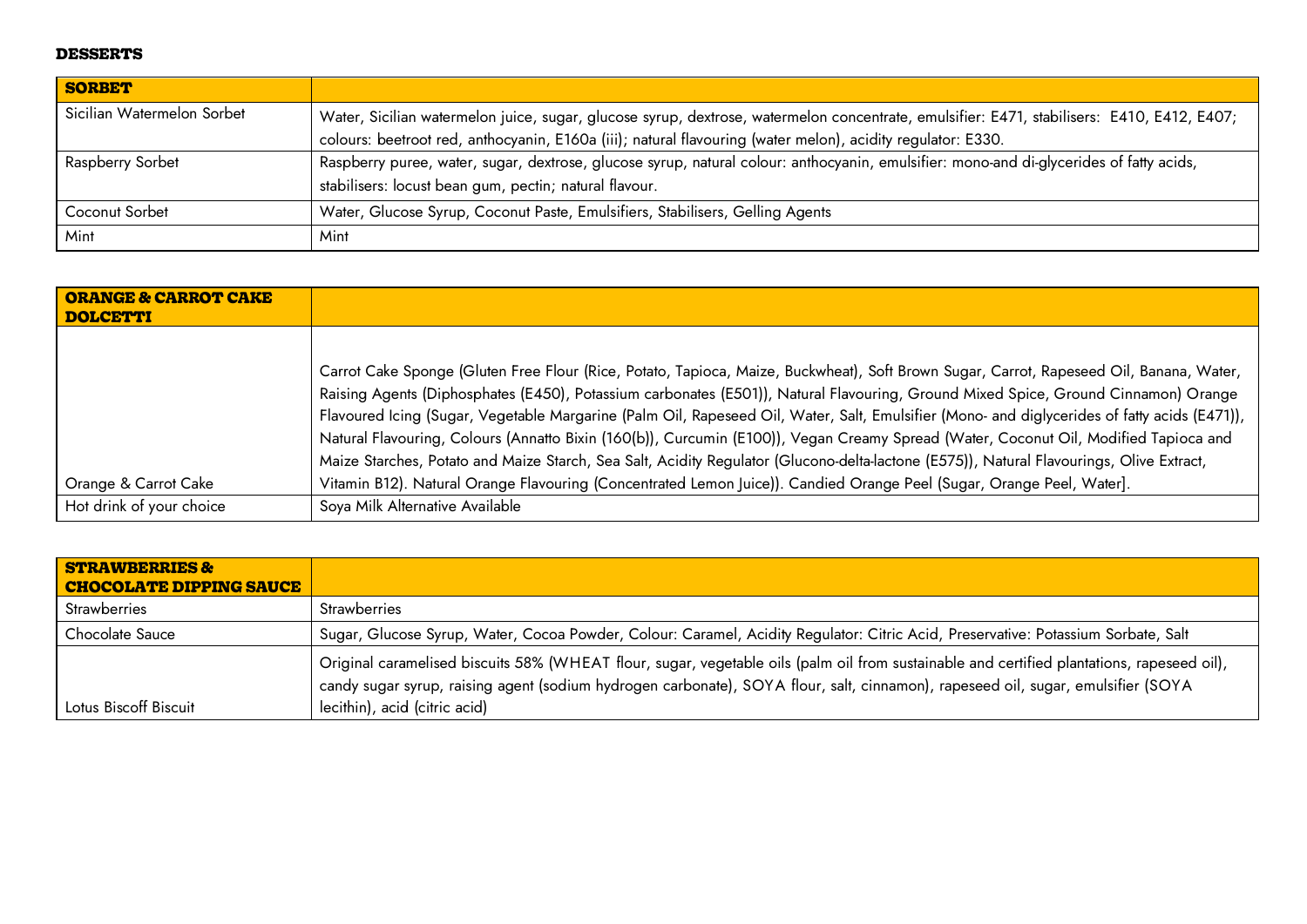## DESSERTS

| SORBET | |
|---|---|
| Sicilian Watermelon Sorbet | Water, Sicilian watermelon juice, sugar, glucose syrup, dextrose, watermelon concentrate, emulsifier: E471, stabilisers: E410, E412, E407; colours: beetroot red, anthocyanin, E160a (iii); natural flavouring (water melon), acidity regulator: E330. |
| Raspberry Sorbet | Raspberry puree, water, sugar, dextrose, glucose syrup, natural colour: anthocyanin, emulsifier: mono-and di-glycerides of fatty acids, stabilisers: locust bean gum, pectin; natural flavour. |
| Coconut Sorbet | Water, Glucose Syrup, Coconut Paste, Emulsifiers, Stabilisers, Gelling Agents |
| Mint | Mint |

| ORANGE & CARROT CAKE DOLCETTI | |
|---|---|
| Orange & Carrot Cake | Carrot Cake Sponge (Gluten Free Flour (Rice, Potato, Tapioca, Maize, Buckwheat), Soft Brown Sugar, Carrot, Rapeseed Oil, Banana, Water, Raising Agents (Diphosphates (E450), Potassium carbonates (E501)), Natural Flavouring, Ground Mixed Spice, Ground Cinnamon) Orange Flavoured Icing (Sugar, Vegetable Margarine (Palm Oil, Rapeseed Oil, Water, Salt, Emulsifier (Mono- and diglycerides of fatty acids (E471)), Natural Flavouring, Colours (Annatto Bixin (160(b)), Curcumin (E100)), Vegan Creamy Spread (Water, Coconut Oil, Modified Tapioca and Maize Starches, Potato and Maize Starch, Sea Salt, Acidity Regulator (Glucono-delta-lactone (E575)), Natural Flavourings, Olive Extract, Vitamin B12). Natural Orange Flavouring (Concentrated Lemon Juice)). Candied Orange Peel (Sugar, Orange Peel, Water]. |
| Hot drink of your choice | Soya Milk Alternative Available |

| STRAWBERRIES & CHOCOLATE DIPPING SAUCE | |
|---|---|
| Strawberries | Strawberries |
| Chocolate Sauce | Sugar, Glucose Syrup, Water, Cocoa Powder, Colour: Caramel, Acidity Regulator: Citric Acid, Preservative: Potassium Sorbate, Salt |
| Lotus Biscoff Biscuit | Original caramelised biscuits 58% (WHEAT flour, sugar, vegetable oils (palm oil from sustainable and certified plantations, rapeseed oil), candy sugar syrup, raising agent (sodium hydrogen carbonate), SOYA flour, salt, cinnamon), rapeseed oil, sugar, emulsifier (SOYA lecithin), acid (citric acid) |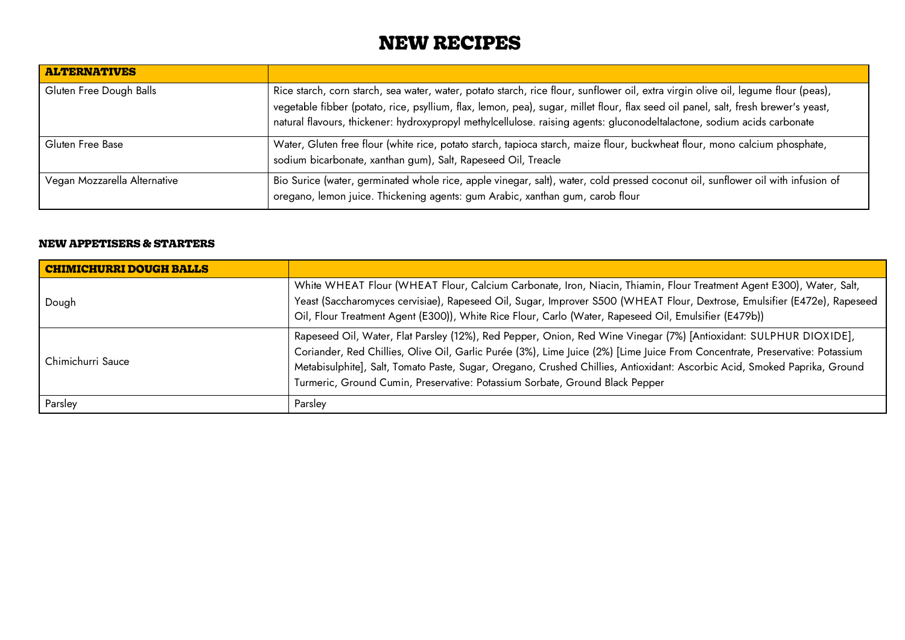# NEW RECIPES

| ALTERNATIVES | |
|---|---|
| Gluten Free Dough Balls | Rice starch, corn starch, sea water, water, potato starch, rice flour, sunflower oil, extra virgin olive oil, legume flour (peas), vegetable fibber (potato, rice, psyllium, flax, lemon, pea), sugar, millet flour, flax seed oil panel, salt, fresh brewer's yeast, natural flavours, thickener: hydroxypropyl methylcellulose. raising agents: gluconodeltalactone, sodium acids carbonate |
| Gluten Free Base | Water, Gluten free flour (white rice, potato starch, tapioca starch, maize flour, buckwheat flour, mono calcium phosphate, sodium bicarbonate, xanthan gum), Salt, Rapeseed Oil, Treacle |
| Vegan Mozzarella Alternative | Bio Surice (water, germinated whole rice, apple vinegar, salt), water, cold pressed coconut oil, sunflower oil with infusion of oregano, lemon juice. Thickening agents: gum Arabic, xanthan gum, carob flour |

### NEW APPETISERS & STARTERS

| CHIMICHURRI DOUGH BALLS | |
|---|---|
| Dough | White WHEAT Flour (WHEAT Flour, Calcium Carbonate, Iron, Niacin, Thiamin, Flour Treatment Agent E300), Water, Salt, Yeast (Saccharomyces cervisiae), Rapeseed Oil, Sugar, Improver S500 (WHEAT Flour, Dextrose, Emulsifier (E472e), Rapeseed Oil, Flour Treatment Agent (E300)), White Rice Flour, Carlo (Water, Rapeseed Oil, Emulsifier (E479b)) |
| Chimichurri Sauce | Rapeseed Oil, Water, Flat Parsley (12%), Red Pepper, Onion, Red Wine Vinegar (7%) [Antioxidant: SULPHUR DIOXIDE], Coriander, Red Chillies, Olive Oil, Garlic Purée (3%), Lime Juice (2%) [Lime Juice From Concentrate, Preservative: Potassium Metabisulphite], Salt, Tomato Paste, Sugar, Oregano, Crushed Chillies, Antioxidant: Ascorbic Acid, Smoked Paprika, Ground Turmeric, Ground Cumin, Preservative: Potassium Sorbate, Ground Black Pepper |
| Parsley | Parsley |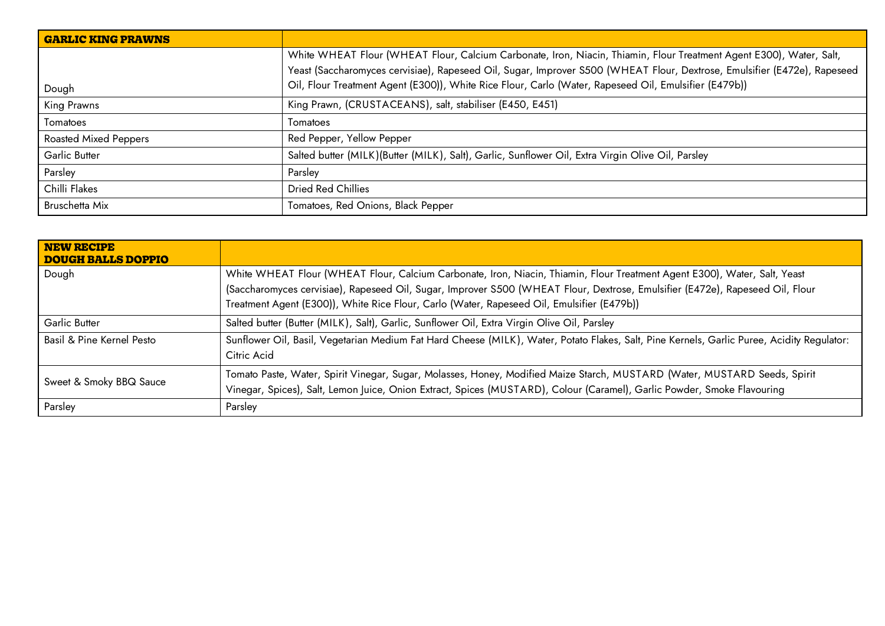| GARLIC KING PRAWNS | |
|---|---|
| Dough | White WHEAT Flour (WHEAT Flour, Calcium Carbonate, Iron, Niacin, Thiamin, Flour Treatment Agent E300), Water, Salt, Yeast (Saccharomyces cervisiae), Rapeseed Oil, Sugar, Improver S500 (WHEAT Flour, Dextrose, Emulsifier (E472e), Rapeseed Oil, Flour Treatment Agent (E300)), White Rice Flour, Carlo (Water, Rapeseed Oil, Emulsifier (E479b)) |
| King Prawns | King Prawn, (CRUSTACEANS), salt, stabiliser (E450, E451) |
| Tomatoes | Tomatoes |
| Roasted Mixed Peppers | Red Pepper, Yellow Pepper |
| Garlic Butter | Salted butter (MILK)(Butter (MILK), Salt), Garlic, Sunflower Oil, Extra Virgin Olive Oil, Parsley |
| Parsley | Parsley |
| Chilli Flakes | Dried Red Chillies |
| Bruschetta Mix | Tomatoes, Red Onions, Black Pepper |

| NEW RECIPE DOUGH BALLS DOPPIO | |
|---|---|
| Dough | White WHEAT Flour (WHEAT Flour, Calcium Carbonate, Iron, Niacin, Thiamin, Flour Treatment Agent E300), Water, Salt, Yeast (Saccharomyces cervisiae), Rapeseed Oil, Sugar, Improver S500 (WHEAT Flour, Dextrose, Emulsifier (E472e), Rapeseed Oil, Flour Treatment Agent (E300)), White Rice Flour, Carlo (Water, Rapeseed Oil, Emulsifier (E479b)) |
| Garlic Butter | Salted butter (Butter (MILK), Salt), Garlic, Sunflower Oil, Extra Virgin Olive Oil, Parsley |
| Basil & Pine Kernel Pesto | Sunflower Oil, Basil, Vegetarian Medium Fat Hard Cheese (MILK), Water, Potato Flakes, Salt, Pine Kernels, Garlic Puree, Acidity Regulator: Citric Acid |
| Sweet & Smoky BBQ Sauce | Tomato Paste, Water, Spirit Vinegar, Sugar, Molasses, Honey, Modified Maize Starch, MUSTARD (Water, MUSTARD Seeds, Spirit Vinegar, Spices), Salt, Lemon Juice, Onion Extract, Spices (MUSTARD), Colour (Caramel), Garlic Powder, Smoke Flavouring |
| Parsley | Parsley |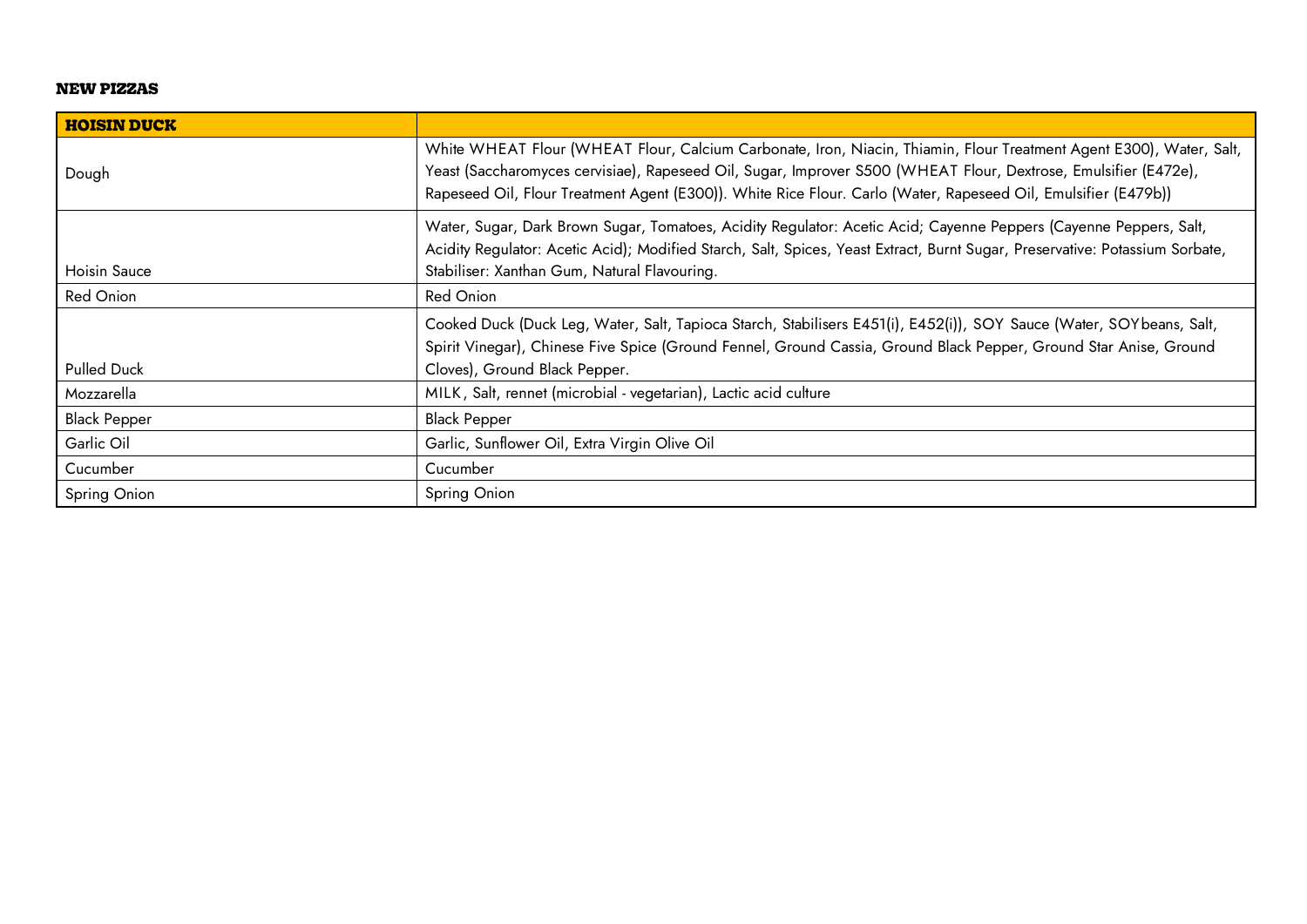**NEW PIZZAS**

| **HOISIN DUCK** | |
|---|---|
| Dough | White WHEAT Flour (WHEAT Flour, Calcium Carbonate, Iron, Niacin, Thiamin, Flour Treatment Agent E300), Water, Salt, Yeast (Saccharomyces cervisiae), Rapeseed Oil, Sugar, Improver S500 (WHEAT Flour, Dextrose, Emulsifier (E472e), Rapeseed Oil, Flour Treatment Agent (E300)). White Rice Flour. Carlo (Water, Rapeseed Oil, Emulsifier (E479b)) |
| Hoisin Sauce | Water, Sugar, Dark Brown Sugar, Tomatoes, Acidity Regulator: Acetic Acid; Cayenne Peppers (Cayenne Peppers, Salt, Acidity Regulator: Acetic Acid); Modified Starch, Salt, Spices, Yeast Extract, Burnt Sugar, Preservative: Potassium Sorbate, Stabiliser: Xanthan Gum, Natural Flavouring. |
| Red Onion | Red Onion |
| Pulled Duck | Cooked Duck (Duck Leg, Water, Salt, Tapioca Starch, Stabilisers E451(i), E452(i)), SOY Sauce (Water, SOYbeans, Salt, Spirit Vinegar), Chinese Five Spice (Ground Fennel, Ground Cassia, Ground Black Pepper, Ground Star Anise, Ground Cloves), Ground Black Pepper. |
| Mozzarella | MILK, Salt, rennet (microbial - vegetarian), Lactic acid culture |
| Black Pepper | Black Pepper |
| Garlic Oil | Garlic, Sunflower Oil, Extra Virgin Olive Oil |
| Cucumber | Cucumber |
| Spring Onion | Spring Onion |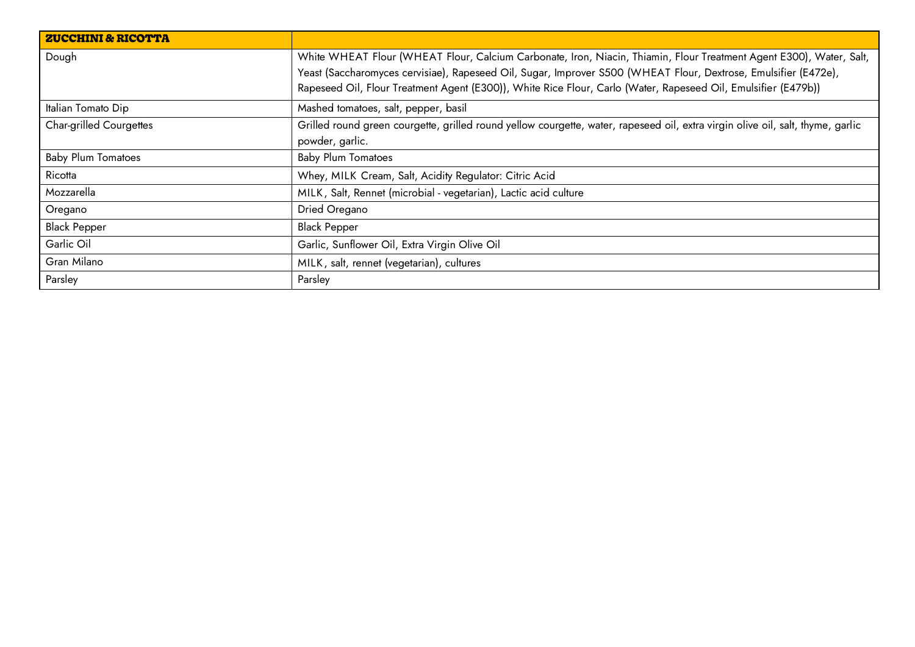| ZUCCHINI & RICOTTA | |
|---|---|
| Dough | White WHEAT Flour (WHEAT Flour, Calcium Carbonate, Iron, Niacin, Thiamin, Flour Treatment Agent E300), Water, Salt, Yeast (Saccharomyces cervisiae), Rapeseed Oil, Sugar, Improver S500 (WHEAT Flour, Dextrose, Emulsifier (E472e), Rapeseed Oil, Flour Treatment Agent (E300)), White Rice Flour, Carlo (Water, Rapeseed Oil, Emulsifier (E479b)) |
| Italian Tomato Dip | Mashed tomatoes, salt, pepper, basil |
| Char-grilled Courgettes | Grilled round green courgette, grilled round yellow courgette, water, rapeseed oil, extra virgin olive oil, salt, thyme, garlic powder, garlic. |
| Baby Plum Tomatoes | Baby Plum Tomatoes |
| Ricotta | Whey, MILK Cream, Salt, Acidity Regulator: Citric Acid |
| Mozzarella | MILK, Salt, Rennet (microbial - vegetarian), Lactic acid culture |
| Oregano | Dried Oregano |
| Black Pepper | Black Pepper |
| Garlic Oil | Garlic, Sunflower Oil, Extra Virgin Olive Oil |
| Gran Milano | MILK, salt, rennet (vegetarian), cultures |
| Parsley | Parsley |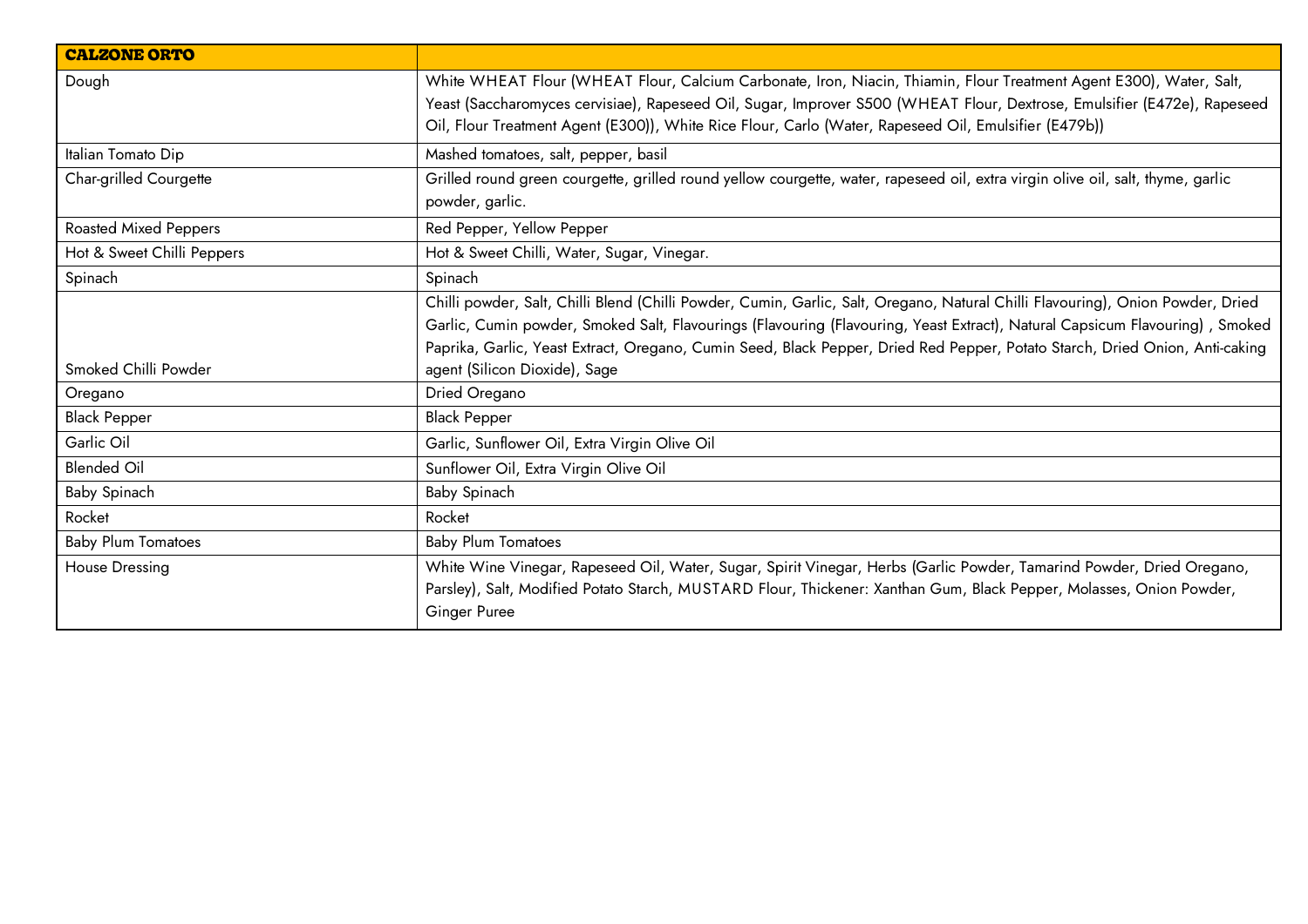| **CALZONE ORTO** | |
|---|---|
| Dough | White WHEAT Flour (WHEAT Flour, Calcium Carbonate, Iron, Niacin, Thiamin, Flour Treatment Agent E300), Water, Salt, Yeast (Saccharomyces cervisiae), Rapeseed Oil, Sugar, Improver S500 (WHEAT Flour, Dextrose, Emulsifier (E472e), Rapeseed Oil, Flour Treatment Agent (E300)), White Rice Flour, Carlo (Water, Rapeseed Oil, Emulsifier (E479b)) |
| Italian Tomato Dip | Mashed tomatoes, salt, pepper, basil |
| Char-grilled Courgette | Grilled round green courgette, grilled round yellow courgette, water, rapeseed oil, extra virgin olive oil, salt, thyme, garlic powder, garlic. |
| Roasted Mixed Peppers | Red Pepper, Yellow Pepper |
| Hot & Sweet Chilli Peppers | Hot & Sweet Chilli, Water, Sugar, Vinegar. |
| Spinach | Spinach |
| Smoked Chilli Powder | Chilli powder, Salt, Chilli Blend (Chilli Powder, Cumin, Garlic, Salt, Oregano, Natural Chilli Flavouring), Onion Powder, Dried Garlic, Cumin powder, Smoked Salt, Flavourings (Flavouring (Flavouring, Yeast Extract), Natural Capsicum Flavouring) , Smoked Paprika, Garlic, Yeast Extract, Oregano, Cumin Seed, Black Pepper, Dried Red Pepper, Potato Starch, Dried Onion, Anti-caking agent (Silicon Dioxide), Sage |
| Oregano | Dried Oregano |
| Black Pepper | Black Pepper |
| Garlic Oil | Garlic, Sunflower Oil, Extra Virgin Olive Oil |
| Blended Oil | Sunflower Oil, Extra Virgin Olive Oil |
| Baby Spinach | Baby Spinach |
| Rocket | Rocket |
| Baby Plum Tomatoes | Baby Plum Tomatoes |
| House Dressing | White Wine Vinegar, Rapeseed Oil, Water, Sugar, Spirit Vinegar, Herbs (Garlic Powder, Tamarind Powder, Dried Oregano, Parsley), Salt, Modified Potato Starch, MUSTARD Flour, Thickener: Xanthan Gum, Black Pepper, Molasses, Onion Powder, Ginger Puree |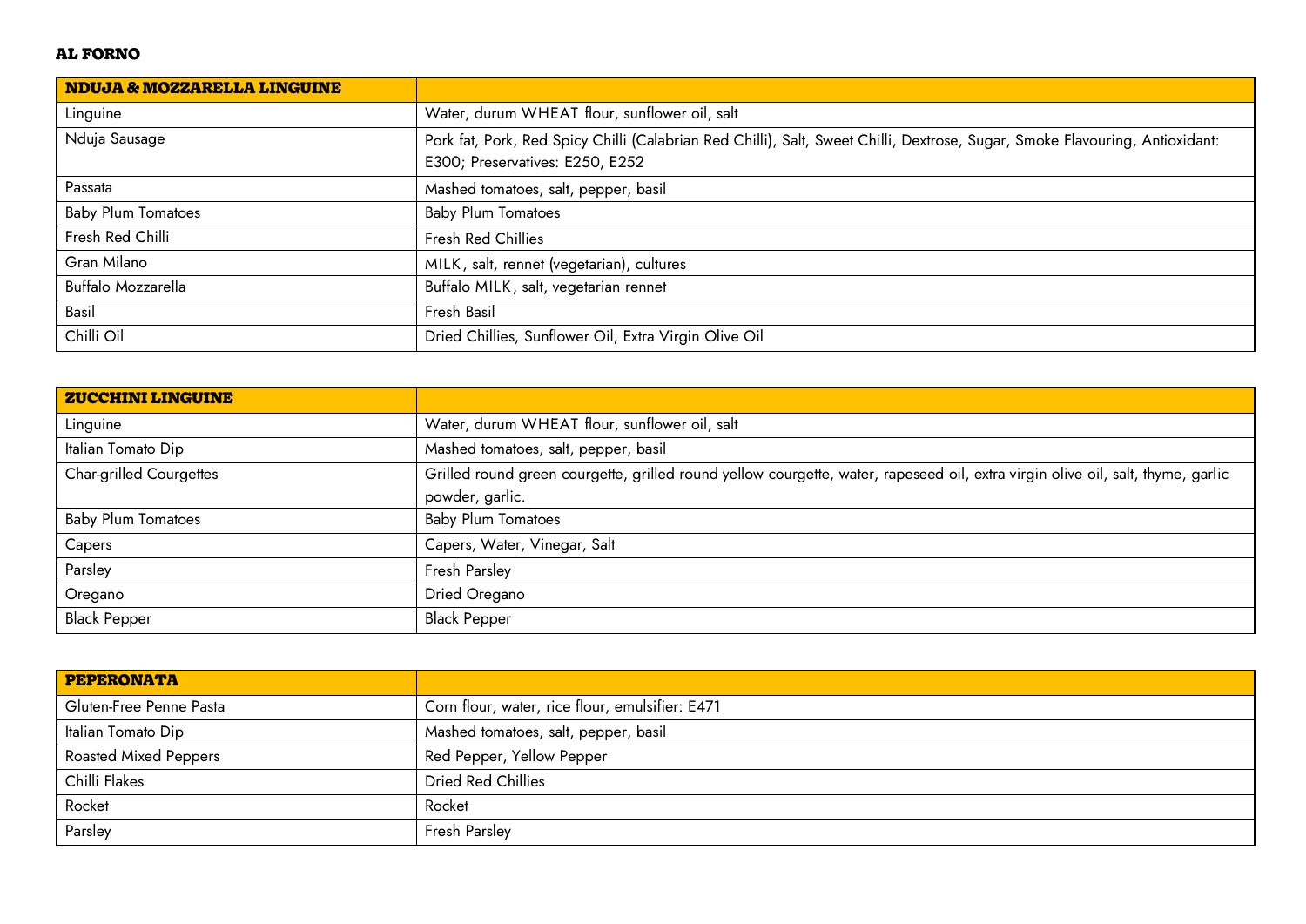**AL FORNO**

| **NDUJA & MOZZARELLA LINGUINE** | |
|---|---|
| Linguine | Water, durum WHEAT flour, sunflower oil, salt |
| Nduja Sausage | Pork fat, Pork, Red Spicy Chilli (Calabrian Red Chilli), Salt, Sweet Chilli, Dextrose, Sugar, Smoke Flavouring, Antioxidant: E300; Preservatives: E250, E252 |
| Passata | Mashed tomatoes, salt, pepper, basil |
| Baby Plum Tomatoes | Baby Plum Tomatoes |
| Fresh Red Chilli | Fresh Red Chillies |
| Gran Milano | MILK, salt, rennet (vegetarian), cultures |
| Buffalo Mozzarella | Buffalo MILK, salt, vegetarian rennet |
| Basil | Fresh Basil |
| Chilli Oil | Dried Chillies, Sunflower Oil, Extra Virgin Olive Oil |

| **ZUCCHINI LINGUINE** | |
|---|---|
| Linguine | Water, durum WHEAT flour, sunflower oil, salt |
| Italian Tomato Dip | Mashed tomatoes, salt, pepper, basil |
| Char-grilled Courgettes | Grilled round green courgette, grilled round yellow courgette, water, rapeseed oil, extra virgin olive oil, salt, thyme, garlic powder, garlic. |
| Baby Plum Tomatoes | Baby Plum Tomatoes |
| Capers | Capers, Water, Vinegar, Salt |
| Parsley | Fresh Parsley |
| Oregano | Dried Oregano |
| Black Pepper | Black Pepper |

| **PEPERONATA** | |
|---|---|
| Gluten-Free Penne Pasta | Corn flour, water, rice flour, emulsifier: E471 |
| Italian Tomato Dip | Mashed tomatoes, salt, pepper, basil |
| Roasted Mixed Peppers | Red Pepper, Yellow Pepper |
| Chilli Flakes | Dried Red Chillies |
| Rocket | Rocket |
| Parsley | Fresh Parsley |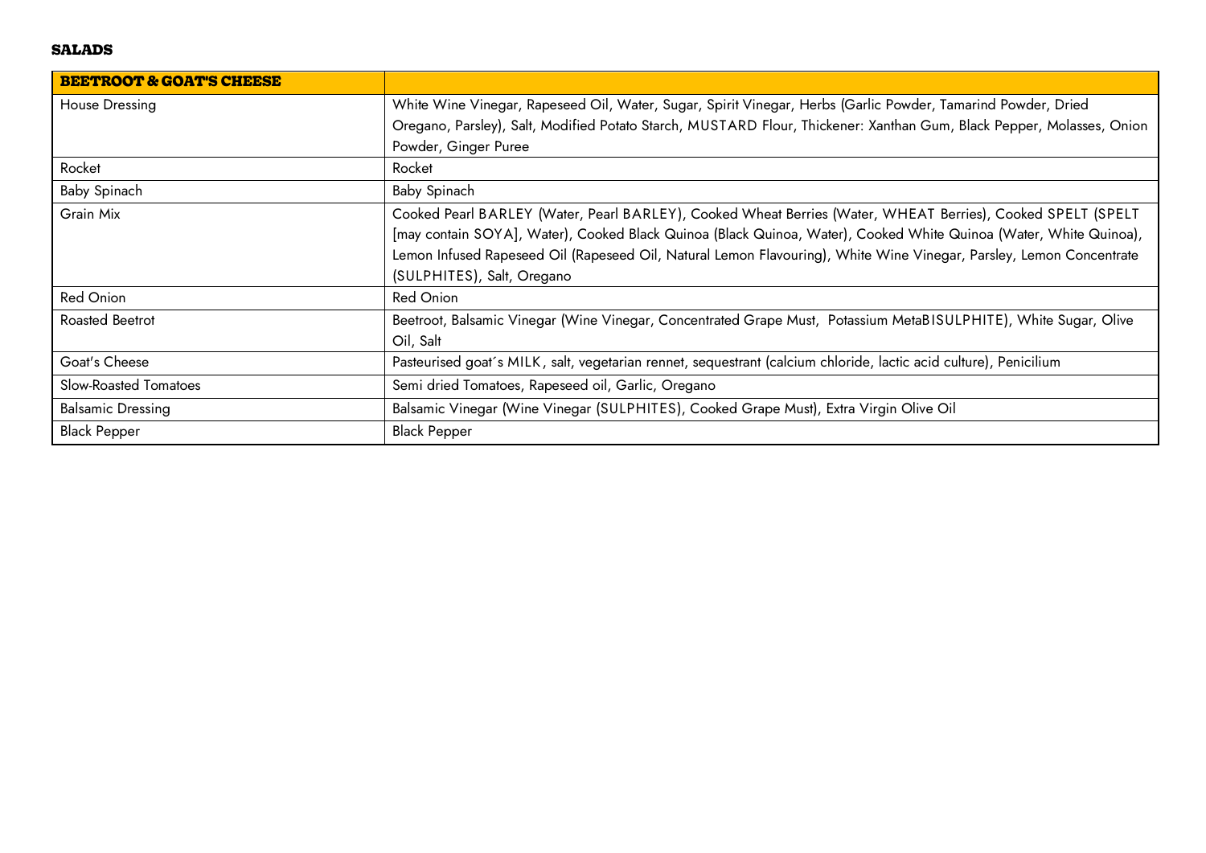**SALADS**

| **BEETROOT & GOAT'S CHEESE** | |
|---|---|
| House Dressing | White Wine Vinegar, Rapeseed Oil, Water, Sugar, Spirit Vinegar, Herbs (Garlic Powder, Tamarind Powder, Dried Oregano, Parsley), Salt, Modified Potato Starch, MUSTARD Flour, Thickener: Xanthan Gum, Black Pepper, Molasses, Onion Powder, Ginger Puree |
| Rocket | Rocket |
| Baby Spinach | Baby Spinach |
| Grain Mix | Cooked Pearl BARLEY (Water, Pearl BARLEY), Cooked Wheat Berries (Water, WHEAT Berries), Cooked SPELT (SPELT [may contain SOYA], Water), Cooked Black Quinoa (Black Quinoa, Water), Cooked White Quinoa (Water, White Quinoa), Lemon Infused Rapeseed Oil (Rapeseed Oil, Natural Lemon Flavouring), White Wine Vinegar, Parsley, Lemon Concentrate (SULPHITES), Salt, Oregano |
| Red Onion | Red Onion |
| Roasted Beetrot | Beetroot, Balsamic Vinegar (Wine Vinegar, Concentrated Grape Must, Potassium MetaBISULPHITE), White Sugar, Olive Oil, Salt |
| Goat's Cheese | Pasteurised goat´s MILK, salt, vegetarian rennet, sequestrant (calcium chloride, lactic acid culture), Penicilium |
| Slow-Roasted Tomatoes | Semi dried Tomatoes, Rapeseed oil, Garlic, Oregano |
| Balsamic Dressing | Balsamic Vinegar (Wine Vinegar (SULPHITES), Cooked Grape Must), Extra Virgin Olive Oil |
| Black Pepper | Black Pepper |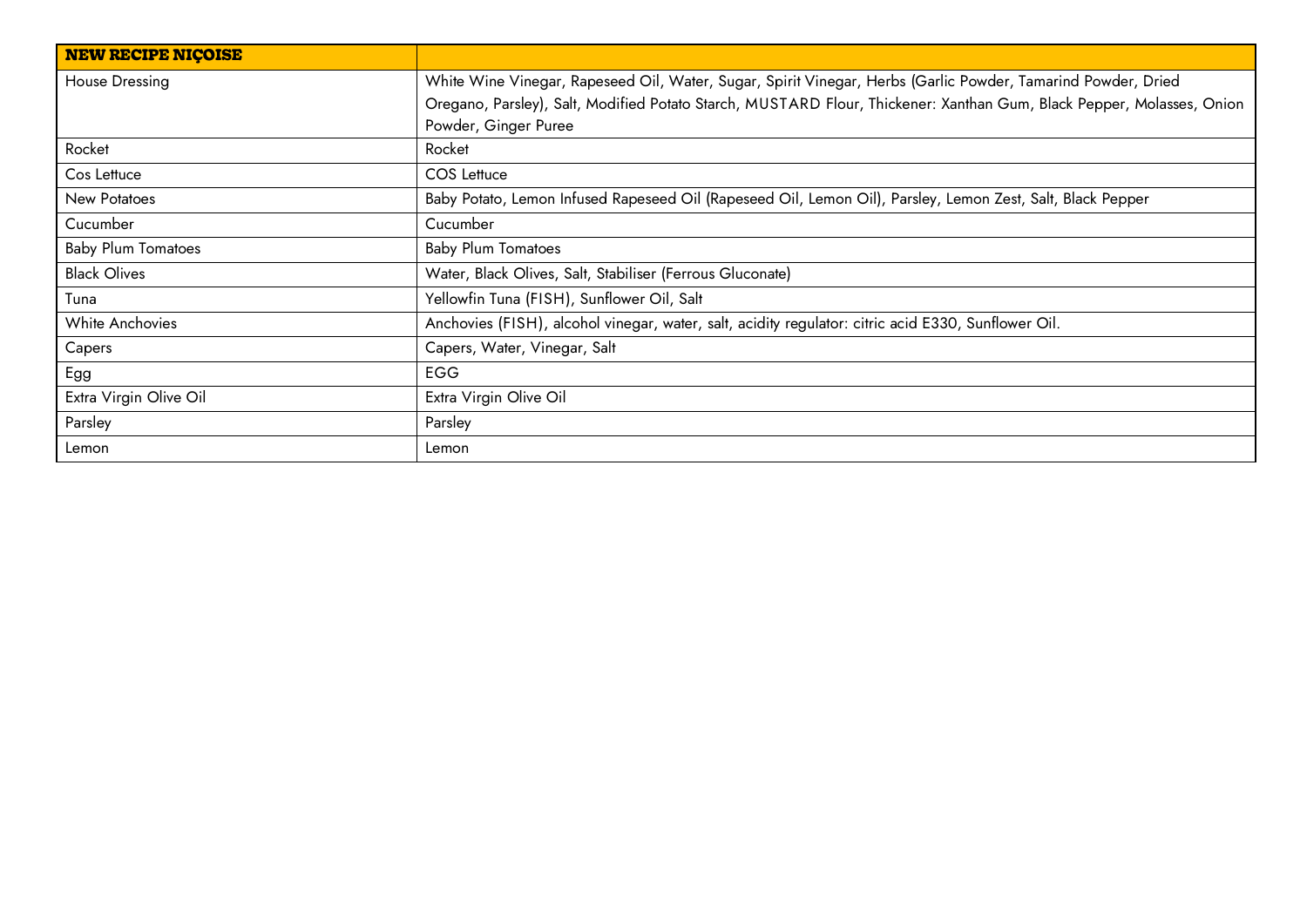| **NEW RECIPE NIÇOISE** | |
|---|---|
| House Dressing | White Wine Vinegar, Rapeseed Oil, Water, Sugar, Spirit Vinegar, Herbs (Garlic Powder, Tamarind Powder, Dried Oregano, Parsley), Salt, Modified Potato Starch, MUSTARD Flour, Thickener: Xanthan Gum, Black Pepper, Molasses, Onion Powder, Ginger Puree |
| Rocket | Rocket |
| Cos Lettuce | COS Lettuce |
| New Potatoes | Baby Potato, Lemon Infused Rapeseed Oil (Rapeseed Oil, Lemon Oil), Parsley, Lemon Zest, Salt, Black Pepper |
| Cucumber | Cucumber |
| Baby Plum Tomatoes | Baby Plum Tomatoes |
| Black Olives | Water, Black Olives, Salt, Stabiliser (Ferrous Gluconate) |
| Tuna | Yellowfin Tuna (FISH), Sunflower Oil, Salt |
| White Anchovies | Anchovies (FISH), alcohol vinegar, water, salt, acidity regulator: citric acid E330, Sunflower Oil. |
| Capers | Capers, Water, Vinegar, Salt |
| Egg | EGG |
| Extra Virgin Olive Oil | Extra Virgin Olive Oil |
| Parsley | Parsley |
| Lemon | Lemon |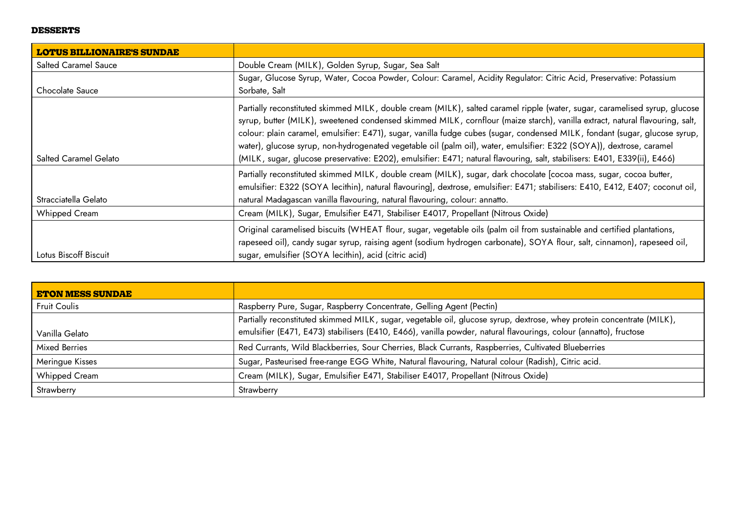**DESSERTS**

| **LOTUS BILLIONAIRE'S SUNDAE** | |
|---|---|
| Salted Caramel Sauce | Double Cream (MILK), Golden Syrup, Sugar, Sea Salt |
| Chocolate Sauce | Sugar, Glucose Syrup, Water, Cocoa Powder, Colour: Caramel, Acidity Regulator: Citric Acid, Preservative: Potassium Sorbate, Salt |
| Salted Caramel Gelato | Partially reconstituted skimmed MILK, double cream (MILK), salted caramel ripple (water, sugar, caramelised syrup, glucose syrup, butter (MILK), sweetened condensed skimmed MILK, cornflour (maize starch), vanilla extract, natural flavouring, salt, colour: plain caramel, emulsifier: E471), sugar, vanilla fudge cubes (sugar, condensed MILK, fondant (sugar, glucose syrup, water), glucose syrup, non-hydrogenated vegetable oil (palm oil), water, emulsifier: E322 (SOYA)), dextrose, caramel (MILK, sugar, glucose preservative: E202), emulsifier: E471; natural flavouring, salt, stabilisers: E401, E339(ii), E466) |
| Stracciatella Gelato | Partially reconstituted skimmed MILK, double cream (MILK), sugar, dark chocolate [cocoa mass, sugar, cocoa butter, emulsifier: E322 (SOYA lecithin), natural flavouring], dextrose, emulsifier: E471; stabilisers: E410, E412, E407; coconut oil, natural Madagascan vanilla flavouring, natural flavouring, colour: annatto. |
| Whipped Cream | Cream (MILK), Sugar, Emulsifier E471, Stabiliser E4017, Propellant (Nitrous Oxide) |
| Lotus Biscoff Biscuit | Original caramelised biscuits (WHEAT flour, sugar, vegetable oils (palm oil from sustainable and certified plantations, rapeseed oil), candy sugar syrup, raising agent (sodium hydrogen carbonate), SOYA flour, salt, cinnamon), rapeseed oil, sugar, emulsifier (SOYA lecithin), acid (citric acid) |

| **ETON MESS SUNDAE** | |
|---|---|
| Fruit Coulis | Raspberry Pure, Sugar, Raspberry Concentrate, Gelling Agent (Pectin) |
| Vanilla Gelato | Partially reconstituted skimmed MILK, sugar, vegetable oil, glucose syrup, dextrose, whey protein concentrate (MILK), emulsifier (E471, E473) stabilisers (E410, E466), vanilla powder, natural flavourings, colour (annatto), fructose |
| Mixed Berries | Red Currants, Wild Blackberries, Sour Cherries, Black Currants, Raspberries, Cultivated Blueberries |
| Meringue Kisses | Sugar, Pasteurised free-range EGG White, Natural flavouring, Natural colour (Radish), Citric acid. |
| Whipped Cream | Cream (MILK), Sugar, Emulsifier E471, Stabiliser E4017, Propellant (Nitrous Oxide) |
| Strawberry | Strawberry |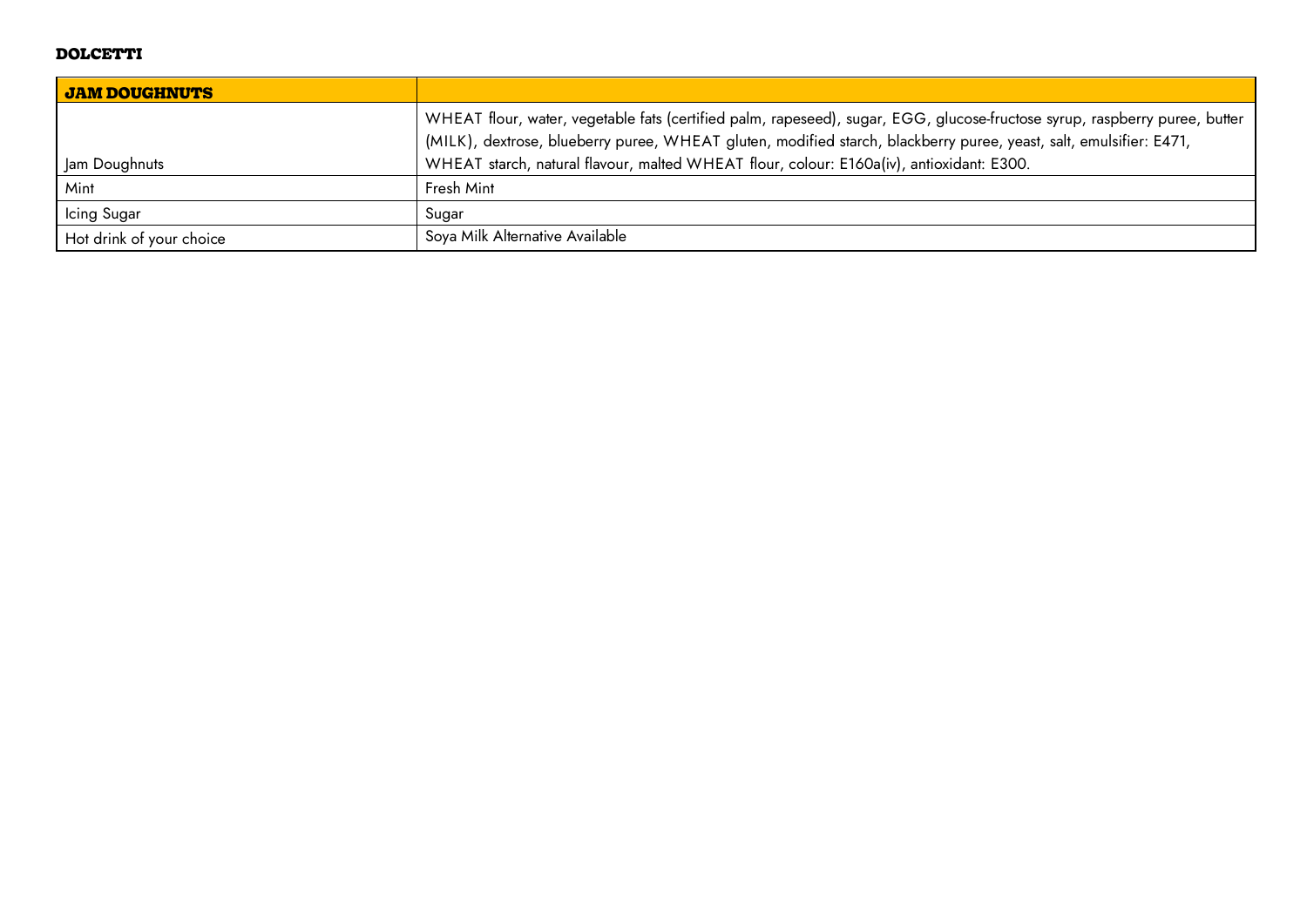**DOLCETTI**

| | |
|---|---|
| **JAM DOUGHNUTS** | |
| Jam Doughnuts | WHEAT flour, water, vegetable fats (certified palm, rapeseed), sugar, EGG, glucose-fructose syrup, raspberry puree, butter (MILK), dextrose, blueberry puree, WHEAT gluten, modified starch, blackberry puree, yeast, salt, emulsifier: E471, WHEAT starch, natural flavour, malted WHEAT flour, colour: E160a(iv), antioxidant: E300. |
| Mint | Fresh Mint |
| Icing Sugar | Sugar |
| Hot drink of your choice | Soya Milk Alternative Available |